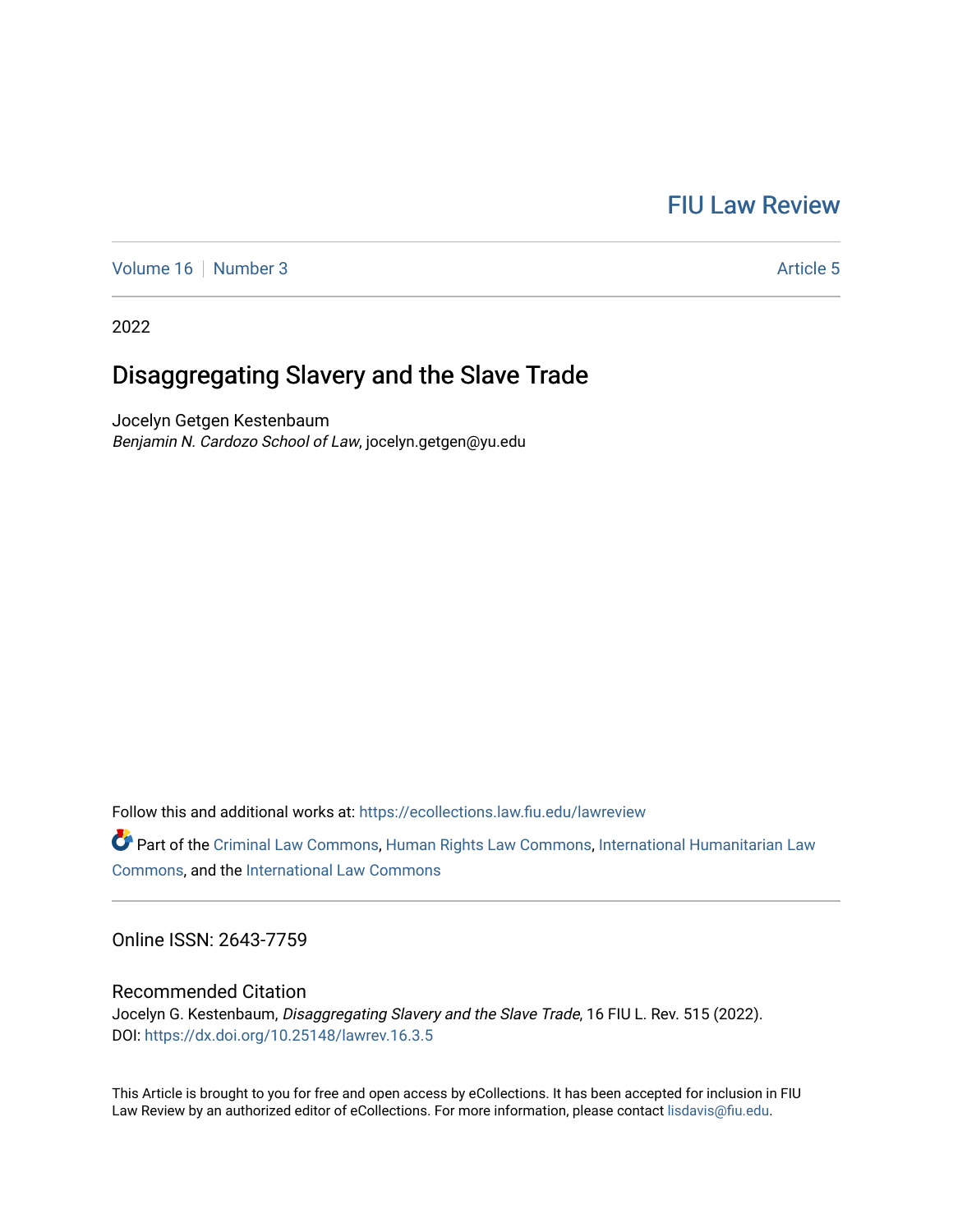FIU Law Review

Volume 16 | Number 3 — Article 5

2022

# Disaggregating Slavery and the Slave Trade

Jocelyn Getgen Kestenbaum
*Benjamin N. Cardozo School of Law*, jocelyn.getgen@yu.edu

Follow this and additional works at: https://ecollections.law.fiu.edu/lawreview

Part of the Criminal Law Commons, Human Rights Law Commons, International Humanitarian Law Commons, and the International Law Commons

Online ISSN: 2643-7759

## Recommended Citation

Jocelyn G. Kestenbaum, *Disaggregating Slavery and the Slave Trade*, 16 FIU L. Rev. 515 (2022).
DOI: https://dx.doi.org/10.25148/lawrev.16.3.5

This Article is brought to you for free and open access by eCollections. It has been accepted for inclusion in FIU Law Review by an authorized editor of eCollections. For more information, please contact lisdavis@fiu.edu.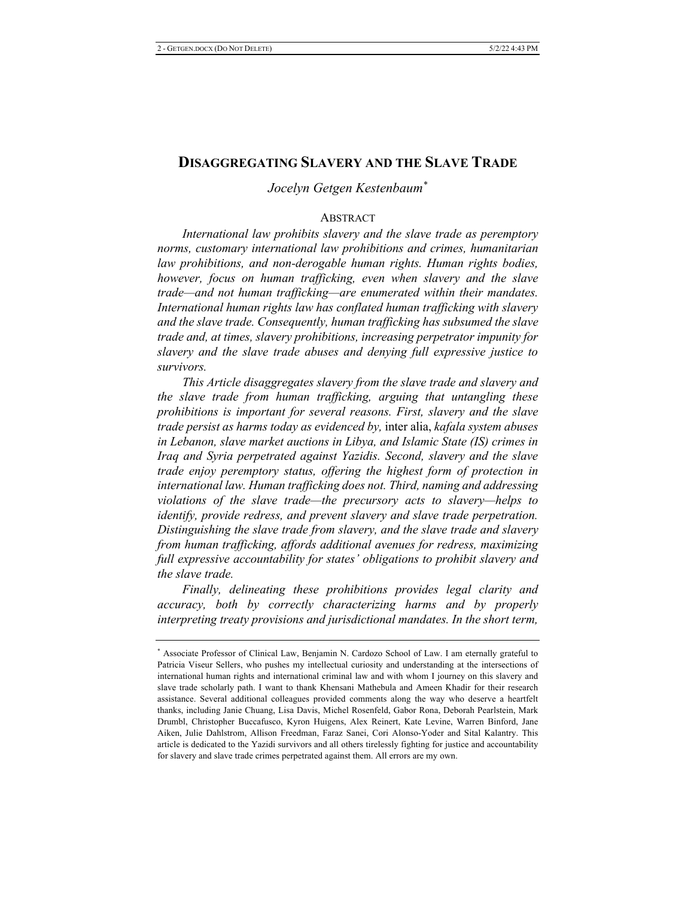# DISAGGREGATING SLAVERY AND THE SLAVE TRADE

*Jocelyn Getgen Kestenbaum*[*]

## ABSTRACT

*International law prohibits slavery and the slave trade as peremptory norms, customary international law prohibitions and crimes, humanitarian law prohibitions, and non-derogable human rights. Human rights bodies, however, focus on human trafficking, even when slavery and the slave trade—and not human trafficking—are enumerated within their mandates. International human rights law has conflated human trafficking with slavery and the slave trade. Consequently, human trafficking has subsumed the slave trade and, at times, slavery prohibitions, increasing perpetrator impunity for slavery and the slave trade abuses and denying full expressive justice to survivors.*

*This Article disaggregates slavery from the slave trade and slavery and the slave trade from human trafficking, arguing that untangling these prohibitions is important for several reasons. First, slavery and the slave trade persist as harms today as evidenced by,* inter alia, *kafala system abuses in Lebanon, slave market auctions in Libya, and Islamic State (IS) crimes in Iraq and Syria perpetrated against Yazidis. Second, slavery and the slave trade enjoy peremptory status, offering the highest form of protection in international law. Human trafficking does not. Third, naming and addressing violations of the slave trade—the precursory acts to slavery—helps to identify, provide redress, and prevent slavery and slave trade perpetration. Distinguishing the slave trade from slavery, and the slave trade and slavery from human trafficking, affords additional avenues for redress, maximizing full expressive accountability for states' obligations to prohibit slavery and the slave trade.*

*Finally, delineating these prohibitions provides legal clarity and accuracy, both by correctly characterizing harms and by properly interpreting treaty provisions and jurisdictional mandates. In the short term,*

---

[*] Associate Professor of Clinical Law, Benjamin N. Cardozo School of Law. I am eternally grateful to Patricia Viseur Sellers, who pushes my intellectual curiosity and understanding at the intersections of international human rights and international criminal law and with whom I journey on this slavery and slave trade scholarly path. I want to thank Khensani Mathebula and Ameen Khadir for their research assistance. Several additional colleagues provided comments along the way who deserve a heartfelt thanks, including Janie Chuang, Lisa Davis, Michel Rosenfeld, Gabor Rona, Deborah Pearlstein, Mark Drumbl, Christopher Buccafusco, Kyron Huigens, Alex Reinert, Kate Levine, Warren Binford, Jane Aiken, Julie Dahlstrom, Allison Freedman, Faraz Sanei, Cori Alonso-Yoder and Sital Kalantry. This article is dedicated to the Yazidi survivors and all others tirelessly fighting for justice and accountability for slavery and slave trade crimes perpetrated against them. All errors are my own.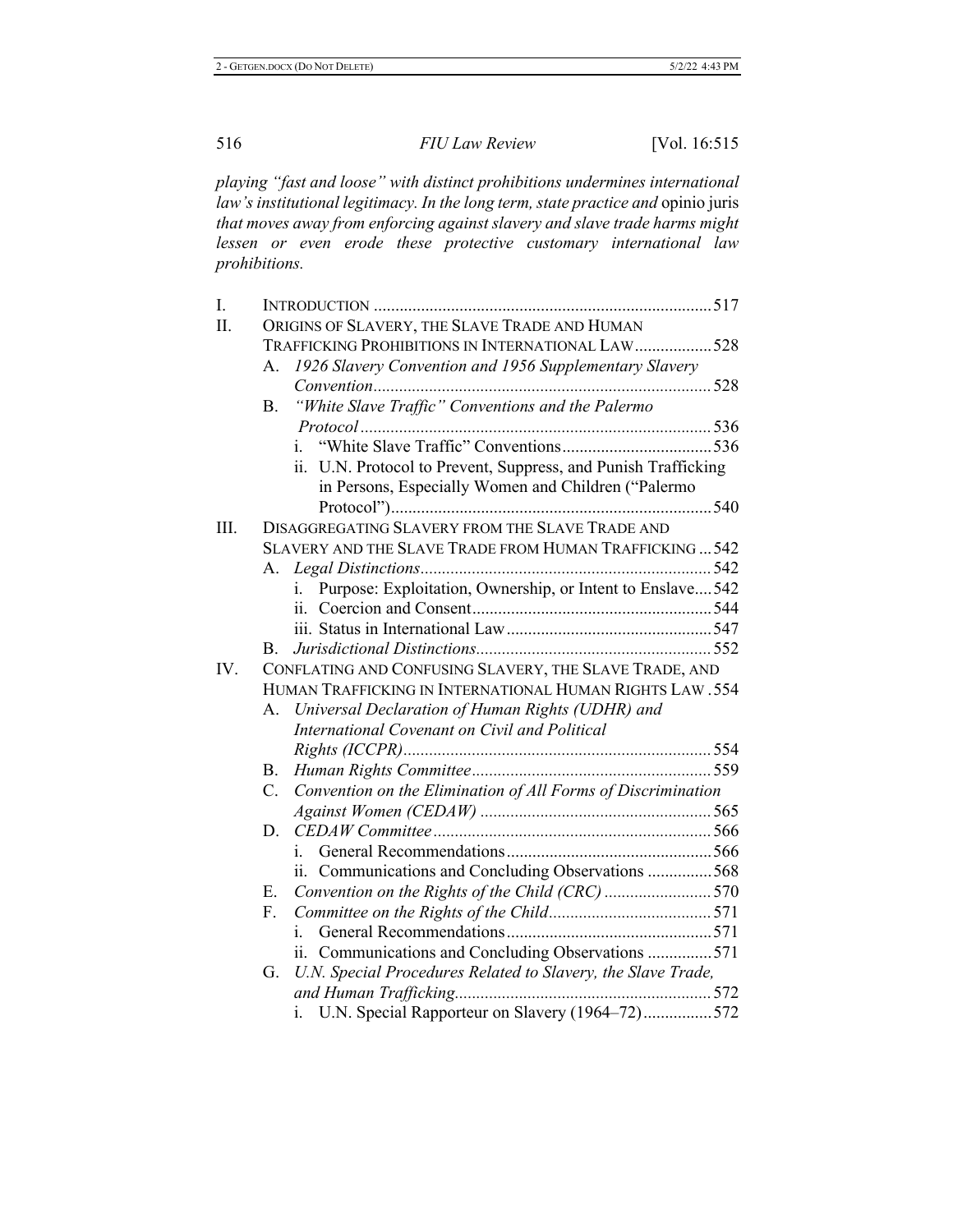*playing "fast and loose" with distinct prohibitions undermines international law's institutional legitimacy. In the long term, state practice and* opinio juris *that moves away from enforcing against slavery and slave trade harms might lessen or even erode these protective customary international law prohibitions.*

I. INTRODUCTION ............................................................................... 517
II. ORIGINS OF SLAVERY, THE SLAVE TRADE AND HUMAN TRAFFICKING PROHIBITIONS IN INTERNATIONAL LAW .................. 528
   A. *1926 Slavery Convention and 1956 Supplementary Slavery Convention* .............................................................................. 528
   B. *"White Slave Traffic" Conventions and the Palermo Protocol* ................................................................................. 536
      i. "White Slave Traffic" Conventions ................................... 536
      ii. U.N. Protocol to Prevent, Suppress, and Punish Trafficking in Persons, Especially Women and Children ("Palermo Protocol") .......................................................................... 540
III. DISAGGREGATING SLAVERY FROM THE SLAVE TRADE AND SLAVERY AND THE SLAVE TRADE FROM HUMAN TRAFFICKING ... 542
   A. *Legal Distinctions* .................................................................... 542
      i. Purpose: Exploitation, Ownership, or Intent to Enslave.... 542
      ii. Coercion and Consent ........................................................ 544
      iii. Status in International Law ................................................ 547
   B. *Jurisdictional Distinctions* ....................................................... 552
IV. CONFLATING AND CONFUSING SLAVERY, THE SLAVE TRADE, AND HUMAN TRAFFICKING IN INTERNATIONAL HUMAN RIGHTS LAW . 554
   A. *Universal Declaration of Human Rights (UDHR) and International Covenant on Civil and Political Rights (ICCPR)* ........................................................................ 554
   B. *Human Rights Committee* ........................................................ 559
   C. *Convention on the Elimination of All Forms of Discrimination Against Women (CEDAW)* ...................................................... 565
   D. *CEDAW Committee* ................................................................. 566
      i. General Recommendations ................................................ 566
      ii. Communications and Concluding Observations ............... 568
   E. *Convention on the Rights of the Child (CRC)* ......................... 570
   F. *Committee on the Rights of the Child* ...................................... 571
      i. General Recommendations ................................................ 571
      ii. Communications and Concluding Observations ............... 571
   G. *U.N. Special Procedures Related to Slavery, the Slave Trade, and Human Trafficking* ............................................................ 572
      i. U.N. Special Rapporteur on Slavery (1964–72) ................ 572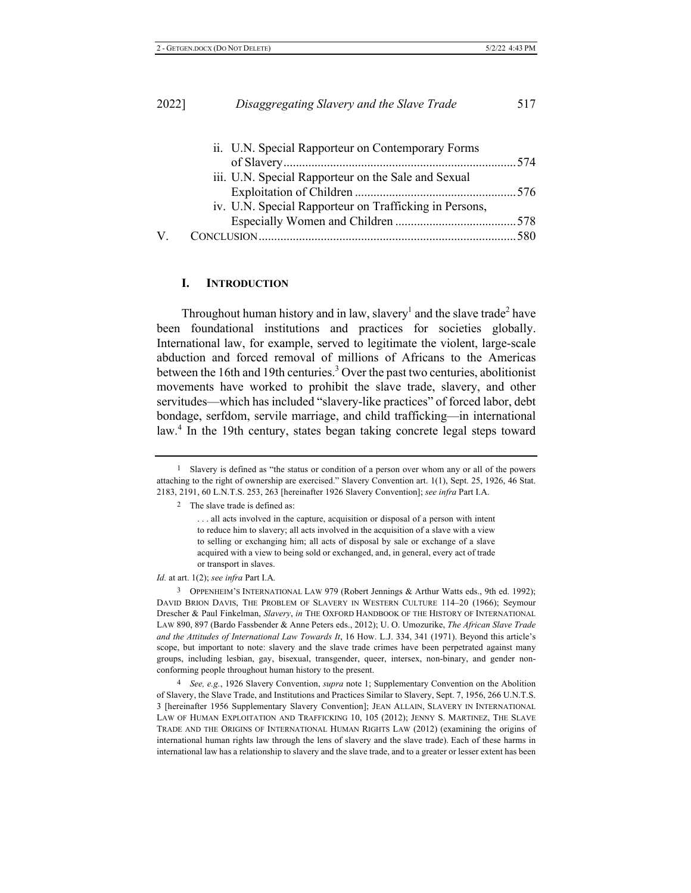ii. U.N. Special Rapporteur on Contemporary Forms of Slavery .......... 574
iii. U.N. Special Rapporteur on the Sale and Sexual Exploitation of Children .......... 576
iv. U.N. Special Rapporteur on Trafficking in Persons, Especially Women and Children .......... 578

V. CONCLUSION .......... 580

## I. INTRODUCTION

Throughout human history and in law, slavery[1] and the slave trade[2] have been foundational institutions and practices for societies globally. International law, for example, served to legitimate the violent, large-scale abduction and forced removal of millions of Africans to the Americas between the 16th and 19th centuries.[3] Over the past two centuries, abolitionist movements have worked to prohibit the slave trade, slavery, and other servitudes—which has included "slavery-like practices" of forced labor, debt bondage, serfdom, servile marriage, and child trafficking—in international law.[4] In the 19th century, states began taking concrete legal steps toward

---

[1] Slavery is defined as "the status or condition of a person over whom any or all of the powers attaching to the right of ownership are exercised." Slavery Convention art. 1(1), Sept. 25, 1926, 46 Stat. 2183, 2191, 60 L.N.T.S. 253, 263 [hereinafter 1926 Slavery Convention]; *see infra* Part I.A.

[2] The slave trade is defined as:

> . . . all acts involved in the capture, acquisition or disposal of a person with intent to reduce him to slavery; all acts involved in the acquisition of a slave with a view to selling or exchanging him; all acts of disposal by sale or exchange of a slave acquired with a view to being sold or exchanged, and, in general, every act of trade or transport in slaves.

*Id.* at art. 1(2); *see infra* Part I.A.

[3] OPPENHEIM'S INTERNATIONAL LAW 979 (Robert Jennings & Arthur Watts eds., 9th ed. 1992); DAVID BRION DAVIS, THE PROBLEM OF SLAVERY IN WESTERN CULTURE 114–20 (1966); Seymour Drescher & Paul Finkelman, *Slavery*, *in* THE OXFORD HANDBOOK OF THE HISTORY OF INTERNATIONAL LAW 890, 897 (Bardo Fassbender & Anne Peters eds., 2012); U. O. Umozurike, *The African Slave Trade and the Attitudes of International Law Towards It*, 16 How. L.J. 334, 341 (1971). Beyond this article's scope, but important to note: slavery and the slave trade crimes have been perpetrated against many groups, including lesbian, gay, bisexual, transgender, queer, intersex, non-binary, and gender non-conforming people throughout human history to the present.

[4] *See, e.g.*, 1926 Slavery Convention, *supra* note 1; Supplementary Convention on the Abolition of Slavery, the Slave Trade, and Institutions and Practices Similar to Slavery, Sept. 7, 1956, 266 U.N.T.S. 3 [hereinafter 1956 Supplementary Slavery Convention]; JEAN ALLAIN, SLAVERY IN INTERNATIONAL LAW OF HUMAN EXPLOITATION AND TRAFFICKING 10, 105 (2012); JENNY S. MARTINEZ, THE SLAVE TRADE AND THE ORIGINS OF INTERNATIONAL HUMAN RIGHTS LAW (2012) (examining the origins of international human rights law through the lens of slavery and the slave trade). Each of these harms in international law has a relationship to slavery and the slave trade, and to a greater or lesser extent has been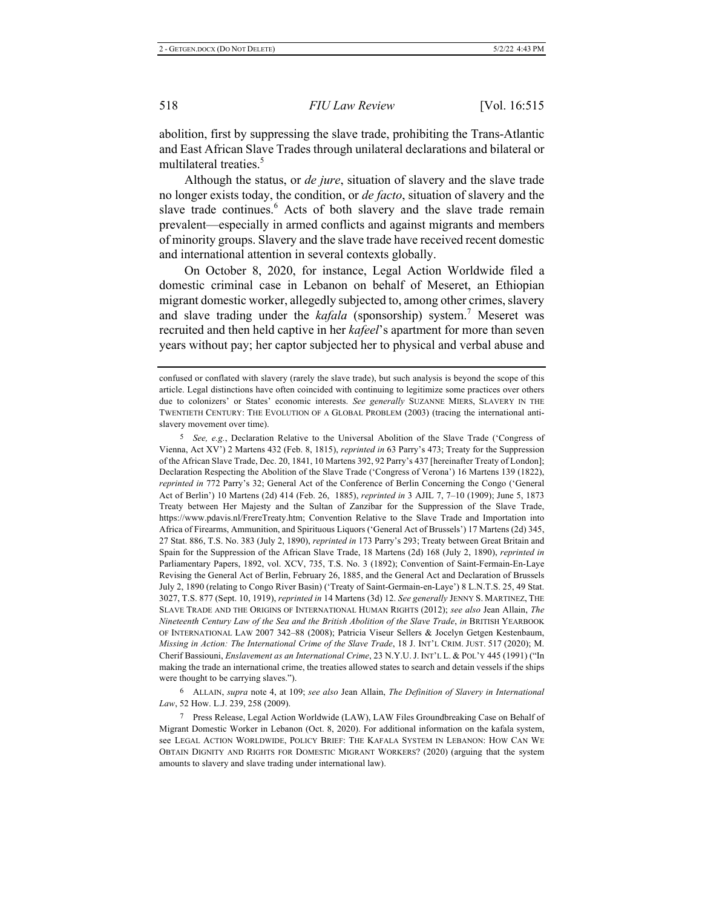abolition, first by suppressing the slave trade, prohibiting the Trans-Atlantic and East African Slave Trades through unilateral declarations and bilateral or multilateral treaties.[5]

Although the status, or *de jure*, situation of slavery and the slave trade no longer exists today, the condition, or *de facto*, situation of slavery and the slave trade continues.[6] Acts of both slavery and the slave trade remain prevalent—especially in armed conflicts and against migrants and members of minority groups. Slavery and the slave trade have received recent domestic and international attention in several contexts globally.

On October 8, 2020, for instance, Legal Action Worldwide filed a domestic criminal case in Lebanon on behalf of Meseret, an Ethiopian migrant domestic worker, allegedly subjected to, among other crimes, slavery and slave trading under the *kafala* (sponsorship) system.[7] Meseret was recruited and then held captive in her *kafeel*'s apartment for more than seven years without pay; her captor subjected her to physical and verbal abuse and

---

confused or conflated with slavery (rarely the slave trade), but such analysis is beyond the scope of this article. Legal distinctions have often coincided with continuing to legitimize some practices over others due to colonizers' or States' economic interests. *See generally* SUZANNE MIERS, SLAVERY IN THE TWENTIETH CENTURY: THE EVOLUTION OF A GLOBAL PROBLEM (2003) (tracing the international anti-slavery movement over time).

5 *See, e.g.*, Declaration Relative to the Universal Abolition of the Slave Trade ('Congress of Vienna, Act XV') 2 Martens 432 (Feb. 8, 1815), *reprinted in* 63 Parry's 473; Treaty for the Suppression of the African Slave Trade, Dec. 20, 1841, 10 Martens 392, 92 Parry's 437 [hereinafter Treaty of London]; Declaration Respecting the Abolition of the Slave Trade ('Congress of Verona') 16 Martens 139 (1822), *reprinted in* 772 Parry's 32; General Act of the Conference of Berlin Concerning the Congo ('General Act of Berlin') 10 Martens (2d) 414 (Feb. 26, 1885), *reprinted in* 3 AJIL 7, 7–10 (1909); June 5, 1873 Treaty between Her Majesty and the Sultan of Zanzibar for the Suppression of the Slave Trade, https://www.pdavis.nl/FrereTreaty.htm; Convention Relative to the Slave Trade and Importation into Africa of Firearms, Ammunition, and Spirituous Liquors ('General Act of Brussels') 17 Martens (2d) 345, 27 Stat. 886, T.S. No. 383 (July 2, 1890), *reprinted in* 173 Parry's 293; Treaty between Great Britain and Spain for the Suppression of the African Slave Trade, 18 Martens (2d) 168 (July 2, 1890), *reprinted in* Parliamentary Papers, 1892, vol. XCV, 735, T.S. No. 3 (1892); Convention of Saint-Fermain-En-Laye Revising the General Act of Berlin, February 26, 1885, and the General Act and Declaration of Brussels July 2, 1890 (relating to Congo River Basin) ('Treaty of Saint-Germain-en-Laye') 8 L.N.T.S. 25, 49 Stat. 3027, T.S. 877 (Sept. 10, 1919), *reprinted in* 14 Martens (3d) 12. *See generally* JENNY S. MARTINEZ, THE SLAVE TRADE AND THE ORIGINS OF INTERNATIONAL HUMAN RIGHTS (2012); *see also* Jean Allain, *The Nineteenth Century Law of the Sea and the British Abolition of the Slave Trade*, *in* BRITISH YEARBOOK OF INTERNATIONAL LAW 2007 342–88 (2008); Patricia Viseur Sellers & Jocelyn Getgen Kestenbaum, *Missing in Action: The International Crime of the Slave Trade*, 18 J. INT'L CRIM. JUST. 517 (2020); M. Cherif Bassiouni, *Enslavement as an International Crime*, 23 N.Y.U. J. INT'L L. & POL'Y 445 (1991) ("In making the trade an international crime, the treaties allowed states to search and detain vessels if the ships were thought to be carrying slaves.").

6 ALLAIN, *supra* note 4, at 109; *see also* Jean Allain, *The Definition of Slavery in International Law*, 52 How. L.J. 239, 258 (2009).

7 Press Release, Legal Action Worldwide (LAW), LAW Files Groundbreaking Case on Behalf of Migrant Domestic Worker in Lebanon (Oct. 8, 2020). For additional information on the kafala system, see LEGAL ACTION WORLDWIDE, POLICY BRIEF: THE KAFALA SYSTEM IN LEBANON: HOW CAN WE OBTAIN DIGNITY AND RIGHTS FOR DOMESTIC MIGRANT WORKERS? (2020) (arguing that the system amounts to slavery and slave trading under international law).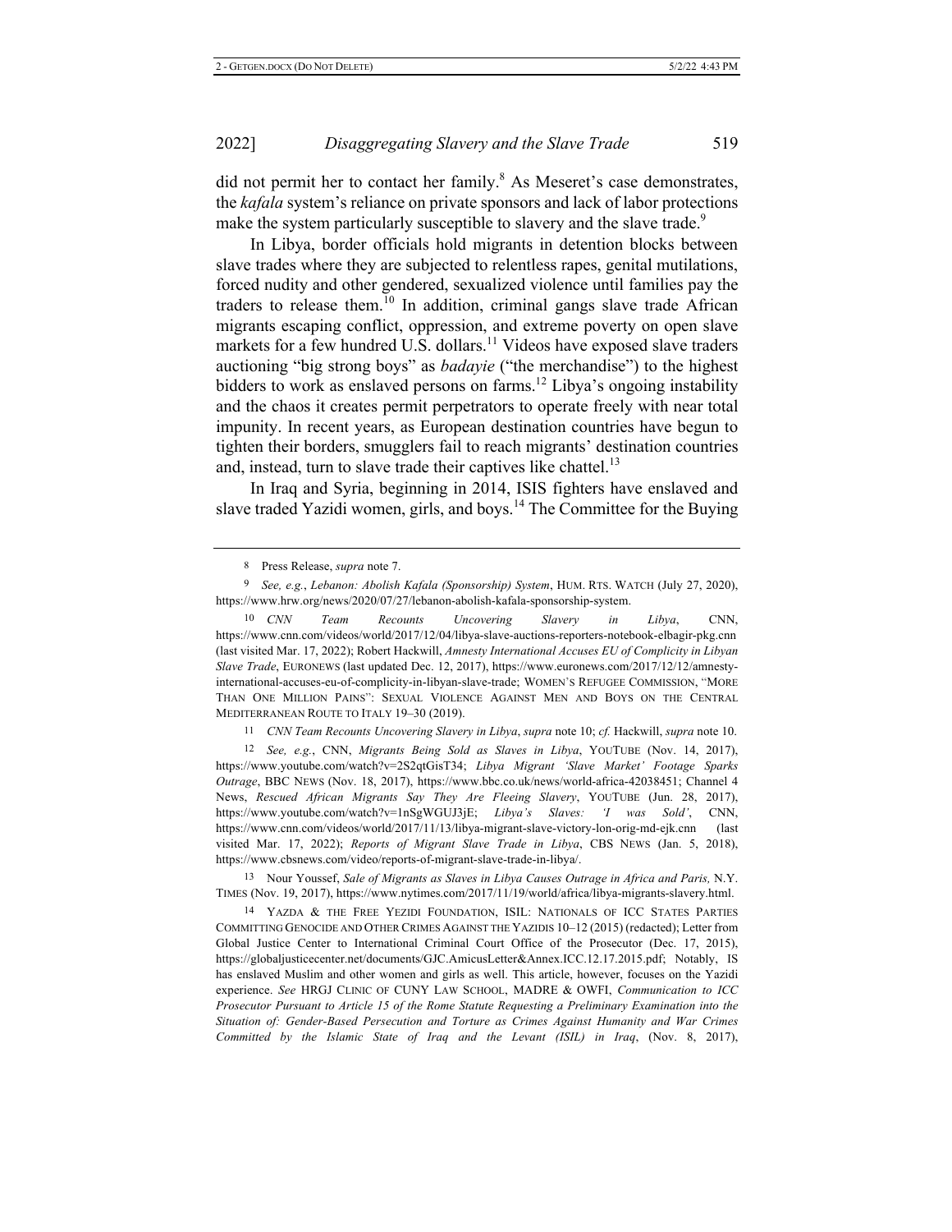did not permit her to contact her family.[8] As Meseret's case demonstrates, the *kafala* system's reliance on private sponsors and lack of labor protections make the system particularly susceptible to slavery and the slave trade.[9]

In Libya, border officials hold migrants in detention blocks between slave trades where they are subjected to relentless rapes, genital mutilations, forced nudity and other gendered, sexualized violence until families pay the traders to release them.[10] In addition, criminal gangs slave trade African migrants escaping conflict, oppression, and extreme poverty on open slave markets for a few hundred U.S. dollars.[11] Videos have exposed slave traders auctioning "big strong boys" as *badayie* ("the merchandise") to the highest bidders to work as enslaved persons on farms.[12] Libya's ongoing instability and the chaos it creates permit perpetrators to operate freely with near total impunity. In recent years, as European destination countries have begun to tighten their borders, smugglers fail to reach migrants' destination countries and, instead, turn to slave trade their captives like chattel.[13]

In Iraq and Syria, beginning in 2014, ISIS fighters have enslaved and slave traded Yazidi women, girls, and boys.[14] The Committee for the Buying

---

8 Press Release, *supra* note 7.

9 *See, e.g.*, *Lebanon: Abolish Kafala (Sponsorship) System*, HUM. RTS. WATCH (July 27, 2020), https://www.hrw.org/news/2020/07/27/lebanon-abolish-kafala-sponsorship-system.

10 *CNN Team Recounts Uncovering Slavery in Libya*, CNN, https://www.cnn.com/videos/world/2017/12/04/libya-slave-auctions-reporters-notebook-elbagir-pkg.cnn (last visited Mar. 17, 2022); Robert Hackwill, *Amnesty International Accuses EU of Complicity in Libyan Slave Trade*, EURONEWS (last updated Dec. 12, 2017), https://www.euronews.com/2017/12/12/amnesty-international-accuses-eu-of-complicity-in-libyan-slave-trade; WOMEN'S REFUGEE COMMISSION, "MORE THAN ONE MILLION PAINS": SEXUAL VIOLENCE AGAINST MEN AND BOYS ON THE CENTRAL MEDITERRANEAN ROUTE TO ITALY 19–30 (2019).

11 *CNN Team Recounts Uncovering Slavery in Libya*, *supra* note 10; *cf.* Hackwill, *supra* note 10.

12 *See, e.g.*, CNN, *Migrants Being Sold as Slaves in Libya*, YOUTUBE (Nov. 14, 2017), https://www.youtube.com/watch?v=2S2qtGisT34; *Libya Migrant 'Slave Market' Footage Sparks Outrage*, BBC NEWS (Nov. 18, 2017), https://www.bbc.co.uk/news/world-africa-42038451; Channel 4 News, *Rescued African Migrants Say They Are Fleeing Slavery*, YOUTUBE (Jun. 28, 2017), https://www.youtube.com/watch?v=1nSgWGUJ3jE; *Libya's Slaves: 'I was Sold'*, CNN, https://www.cnn.com/videos/world/2017/11/13/libya-migrant-slave-victory-lon-orig-md-ejk.cnn (last visited Mar. 17, 2022); *Reports of Migrant Slave Trade in Libya*, CBS NEWS (Jan. 5, 2018), https://www.cbsnews.com/video/reports-of-migrant-slave-trade-in-libya/.

13 Nour Youssef, *Sale of Migrants as Slaves in Libya Causes Outrage in Africa and Paris,* N.Y. TIMES (Nov. 19, 2017), https://www.nytimes.com/2017/11/19/world/africa/libya-migrants-slavery.html.

14 YAZDA & THE FREE YEZIDI FOUNDATION, ISIL: NATIONALS OF ICC STATES PARTIES COMMITTING GENOCIDE AND OTHER CRIMES AGAINST THE YAZIDIS 10–12 (2015) (redacted); Letter from Global Justice Center to International Criminal Court Office of the Prosecutor (Dec. 17, 2015), https://globaljusticecenter.net/documents/GJC.AmicusLetter&Annex.ICC.12.17.2015.pdf; Notably, IS has enslaved Muslim and other women and girls as well. This article, however, focuses on the Yazidi experience. *See* HRGJ CLINIC OF CUNY LAW SCHOOL, MADRE & OWFI, *Communication to ICC Prosecutor Pursuant to Article 15 of the Rome Statute Requesting a Preliminary Examination into the Situation of: Gender-Based Persecution and Torture as Crimes Against Humanity and War Crimes Committed by the Islamic State of Iraq and the Levant (ISIL) in Iraq*, (Nov. 8, 2017),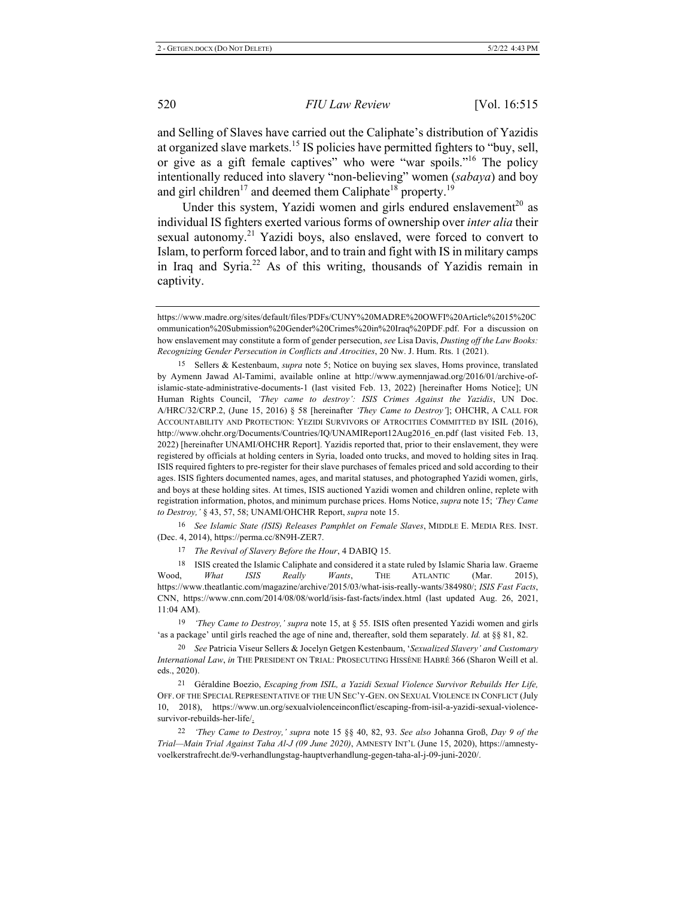and Selling of Slaves have carried out the Caliphate's distribution of Yazidis at organized slave markets.[15] IS policies have permitted fighters to "buy, sell, or give as a gift female captives" who were "war spoils."[16] The policy intentionally reduced into slavery "non-believing" women (*sabaya*) and boy and girl children[17] and deemed them Caliphate[18] property.[19]

Under this system, Yazidi women and girls endured enslavement[20] as individual IS fighters exerted various forms of ownership over *inter alia* their sexual autonomy.[21] Yazidi boys, also enslaved, were forced to convert to Islam, to perform forced labor, and to train and fight with IS in military camps in Iraq and Syria.[22] As of this writing, thousands of Yazidis remain in captivity.

---

https://www.madre.org/sites/default/files/PDFs/CUNY%20MADRE%20OWFI%20Article%2015%20Communication%20Submission%20Gender%20Crimes%20in%20Iraq%20PDF.pdf. For a discussion on how enslavement may constitute a form of gender persecution, *see* Lisa Davis, *Dusting off the Law Books: Recognizing Gender Persecution in Conflicts and Atrocities*, 20 Nw. J. Hum. Rts. 1 (2021).

15 Sellers & Kestenbaum, *supra* note 5; Notice on buying sex slaves, Homs province, translated by Aymenn Jawad Al-Tamimi, available online at http://www.aymennjawad.org/2016/01/archive-of-islamic-state-administrative-documents-1 (last visited Feb. 13, 2022) [hereinafter Homs Notice]; UN Human Rights Council, *'They came to destroy': ISIS Crimes Against the Yazidis*, UN Doc. A/HRC/32/CRP.2, (June 15, 2016) § 58 [hereinafter *'They Came to Destroy'*]; OHCHR, A CALL FOR ACCOUNTABILITY AND PROTECTION: YEZIDI SURVIVORS OF ATROCITIES COMMITTED BY ISIL (2016), http://www.ohchr.org/Documents/Countries/IQ/UNAMIReport12Aug2016_en.pdf (last visited Feb. 13, 2022) [hereinafter UNAMI/OHCHR Report]. Yazidis reported that, prior to their enslavement, they were registered by officials at holding centers in Syria, loaded onto trucks, and moved to holding sites in Iraq. ISIS required fighters to pre-register for their slave purchases of females priced and sold according to their ages. ISIS fighters documented names, ages, and marital statuses, and photographed Yazidi women, girls, and boys at these holding sites. At times, ISIS auctioned Yazidi women and children online, replete with registration information, photos, and minimum purchase prices. Homs Notice, *supra* note 15; *'They Came to Destroy,'* § 43, 57, 58; UNAMI/OHCHR Report, *supra* note 15.

16 *See Islamic State (ISIS) Releases Pamphlet on Female Slaves*, MIDDLE E. MEDIA RES. INST. (Dec. 4, 2014), https://perma.cc/8N9H-ZER7.

17 *The Revival of Slavery Before the Hour*, 4 DABIQ 15.

18 ISIS created the Islamic Caliphate and considered it a state ruled by Islamic Sharia law. Graeme Wood, *What ISIS Really Wants*, THE ATLANTIC (Mar. 2015), https://www.theatlantic.com/magazine/archive/2015/03/what-isis-really-wants/384980/; *ISIS Fast Facts*, CNN, https://www.cnn.com/2014/08/08/world/isis-fast-facts/index.html (last updated Aug. 26, 2021, 11:04 AM).

19 *'They Came to Destroy,' supra* note 15, at § 55. ISIS often presented Yazidi women and girls 'as a package' until girls reached the age of nine and, thereafter, sold them separately. *Id.* at §§ 81, 82.

20 *See* Patricia Viseur Sellers & Jocelyn Getgen Kestenbaum, '*Sexualized Slavery' and Customary International Law*, *in* THE PRESIDENT ON TRIAL: PROSECUTING HISSÈNE HABRÉ 366 (Sharon Weill et al. eds., 2020).

21 Géraldine Boezio, *Escaping from ISIL, a Yazidi Sexual Violence Survivor Rebuilds Her Life,* OFF. OF THE SPECIAL REPRESENTATIVE OF THE UN SEC'Y-GEN. ON SEXUAL VIOLENCE IN CONFLICT (July 10, 2018), https://www.un.org/sexualviolenceinconflict/escaping-from-isil-a-yazidi-sexual-violence-survivor-rebuilds-her-life/.

22 *'They Came to Destroy,' supra* note 15 §§ 40, 82, 93. *See also* Johanna Groß, *Day 9 of the Trial—Main Trial Against Taha Al-J (09 June 2020)*, AMNESTY INT'L (June 15, 2020), https://amnesty-voelkerstrafrecht.de/9-verhandlungstag-hauptverhandlung-gegen-taha-al-j-09-juni-2020/.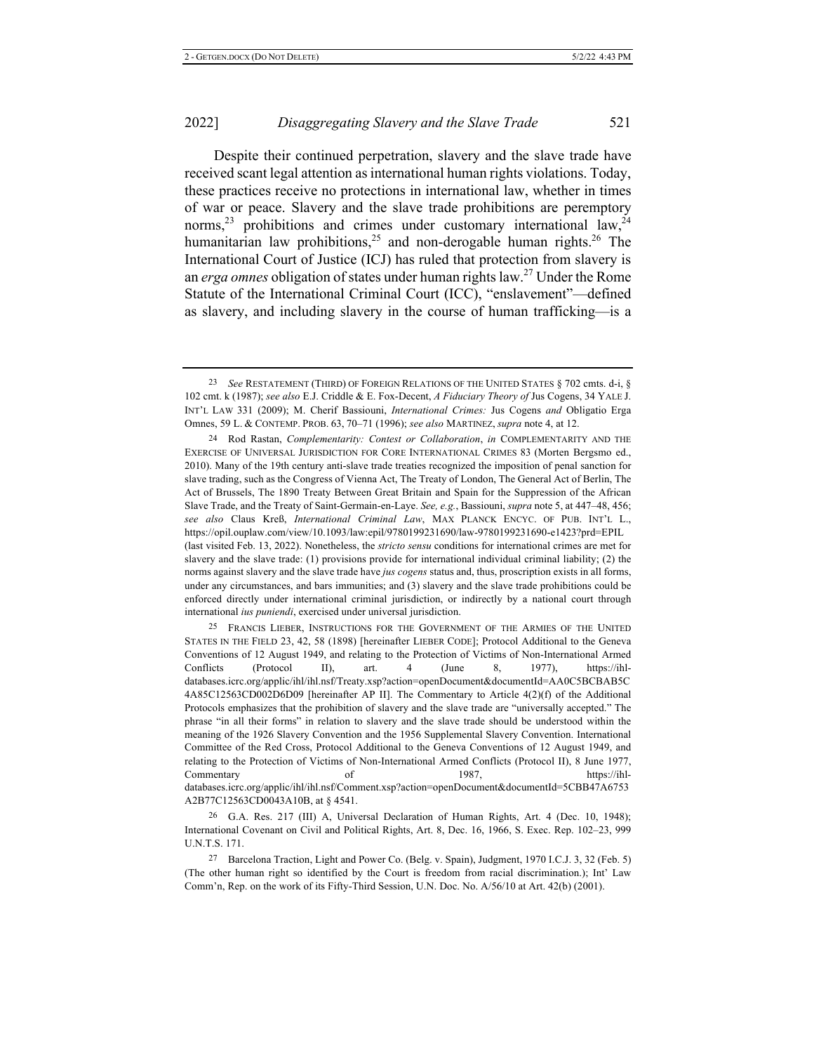Despite their continued perpetration, slavery and the slave trade have received scant legal attention as international human rights violations. Today, these practices receive no protections in international law, whether in times of war or peace. Slavery and the slave trade prohibitions are peremptory norms,[23] prohibitions and crimes under customary international law,[24] humanitarian law prohibitions,[25] and non-derogable human rights.[26] The International Court of Justice (ICJ) has ruled that protection from slavery is an *erga omnes* obligation of states under human rights law.[27] Under the Rome Statute of the International Criminal Court (ICC), "enslavement"—defined as slavery, and including slavery in the course of human trafficking—is a

---

[23] *See* RESTATEMENT (THIRD) OF FOREIGN RELATIONS OF THE UNITED STATES § 702 cmts. d-i, § 102 cmt. k (1987); *see also* E.J. Criddle & E. Fox-Decent, *A Fiduciary Theory of* Jus Cogens, 34 YALE J. INT'L LAW 331 (2009); M. Cherif Bassiouni, *International Crimes:* Jus Cogens *and* Obligatio Erga Omnes, 59 L. & CONTEMP. PROB. 63, 70–71 (1996); *see also* MARTINEZ, *supra* note 4, at 12.

[24] Rod Rastan, *Complementarity: Contest or Collaboration*, *in* COMPLEMENTARITY AND THE EXERCISE OF UNIVERSAL JURISDICTION FOR CORE INTERNATIONAL CRIMES 83 (Morten Bergsmo ed., 2010). Many of the 19th century anti-slave trade treaties recognized the imposition of penal sanction for slave trading, such as the Congress of Vienna Act, The Treaty of London, The General Act of Berlin, The Act of Brussels, The 1890 Treaty Between Great Britain and Spain for the Suppression of the African Slave Trade, and the Treaty of Saint-Germain-en-Laye. *See, e.g.*, Bassiouni, *supra* note 5, at 447–48, 456; *see also* Claus Kreß, *International Criminal Law*, MAX PLANCK ENCYC. OF PUB. INT'L L., https://opil.ouplaw.com/view/10.1093/law:epil/9780199231690/law-9780199231690-e1423?prd=EPIL (last visited Feb. 13, 2022). Nonetheless, the *stricto sensu* conditions for international crimes are met for slavery and the slave trade: (1) provisions provide for international individual criminal liability; (2) the norms against slavery and the slave trade have *jus cogens* status and, thus, proscription exists in all forms, under any circumstances, and bars immunities; and (3) slavery and the slave trade prohibitions could be enforced directly under international criminal jurisdiction, or indirectly by a national court through international *ius puniendi*, exercised under universal jurisdiction.

[25] FRANCIS LIEBER, INSTRUCTIONS FOR THE GOVERNMENT OF THE ARMIES OF THE UNITED STATES IN THE FIELD 23, 42, 58 (1898) [hereinafter LIEBER CODE]; Protocol Additional to the Geneva Conventions of 12 August 1949, and relating to the Protection of Victims of Non-International Armed Conflicts (Protocol II), art. 4 (June 8, 1977), https://ihl-databases.icrc.org/applic/ihl/ihl.nsf/Treaty.xsp?action=openDocument&documentId=AA0C5BCBAB5C4A85C12563CD002D6D09 [hereinafter AP II]. The Commentary to Article 4(2)(f) of the Additional Protocols emphasizes that the prohibition of slavery and the slave trade are "universally accepted." The phrase "in all their forms" in relation to slavery and the slave trade should be understood within the meaning of the 1926 Slavery Convention and the 1956 Supplemental Slavery Convention. International Committee of the Red Cross, Protocol Additional to the Geneva Conventions of 12 August 1949, and relating to the Protection of Victims of Non-International Armed Conflicts (Protocol II), 8 June 1977, Commentary of 1987, https://ihl-databases.icrc.org/applic/ihl/ihl.nsf/Comment.xsp?action=openDocument&documentId=5CBB47A6753A2B77C12563CD0043A10B, at § 4541.

[26] G.A. Res. 217 (III) A, Universal Declaration of Human Rights, Art. 4 (Dec. 10, 1948); International Covenant on Civil and Political Rights, Art. 8, Dec. 16, 1966, S. Exec. Rep. 102–23, 999 U.N.T.S. 171.

[27] Barcelona Traction, Light and Power Co. (Belg. v. Spain), Judgment, 1970 I.C.J. 3, 32 (Feb. 5) (The other human right so identified by the Court is freedom from racial discrimination.); Int' Law Comm'n, Rep. on the work of its Fifty-Third Session, U.N. Doc. No. A/56/10 at Art. 42(b) (2001).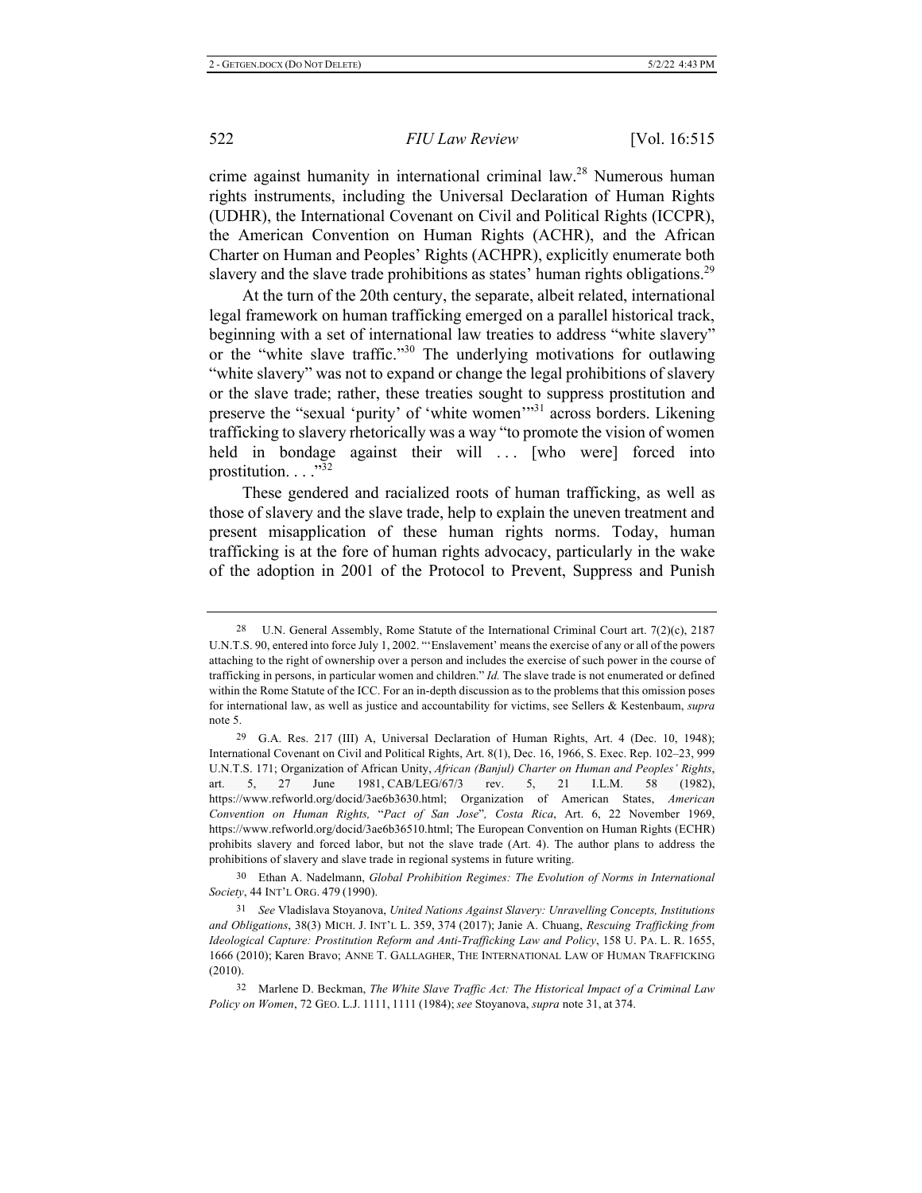crime against humanity in international criminal law.[28] Numerous human rights instruments, including the Universal Declaration of Human Rights (UDHR), the International Covenant on Civil and Political Rights (ICCPR), the American Convention on Human Rights (ACHR), and the African Charter on Human and Peoples' Rights (ACHPR), explicitly enumerate both slavery and the slave trade prohibitions as states' human rights obligations.[29]

At the turn of the 20th century, the separate, albeit related, international legal framework on human trafficking emerged on a parallel historical track, beginning with a set of international law treaties to address "white slavery" or the "white slave traffic."[30] The underlying motivations for outlawing "white slavery" was not to expand or change the legal prohibitions of slavery or the slave trade; rather, these treaties sought to suppress prostitution and preserve the "sexual 'purity' of 'white women'"[31] across borders. Likening trafficking to slavery rhetorically was a way "to promote the vision of women held in bondage against their will . . . [who were] forced into prostitution. . . ."[32]

These gendered and racialized roots of human trafficking, as well as those of slavery and the slave trade, help to explain the uneven treatment and present misapplication of these human rights norms. Today, human trafficking is at the fore of human rights advocacy, particularly in the wake of the adoption in 2001 of the Protocol to Prevent, Suppress and Punish

---

[28] U.N. General Assembly, Rome Statute of the International Criminal Court art. 7(2)(c), 2187 U.N.T.S. 90, entered into force July 1, 2002. "'Enslavement' means the exercise of any or all of the powers attaching to the right of ownership over a person and includes the exercise of such power in the course of trafficking in persons, in particular women and children." *Id.* The slave trade is not enumerated or defined within the Rome Statute of the ICC. For an in-depth discussion as to the problems that this omission poses for international law, as well as justice and accountability for victims, see Sellers & Kestenbaum, *supra* note 5.

[29] G.A. Res. 217 (III) A, Universal Declaration of Human Rights, Art. 4 (Dec. 10, 1948); International Covenant on Civil and Political Rights, Art. 8(1), Dec. 16, 1966, S. Exec. Rep. 102–23, 999 U.N.T.S. 171; Organization of African Unity, *African (Banjul) Charter on Human and Peoples' Rights*, art. 5, 27 June 1981, CAB/LEG/67/3 rev. 5, 21 I.L.M. 58 (1982), https://www.refworld.org/docid/3ae6b3630.html; Organization of American States, *American Convention on Human Rights,* "*Pact of San Jose*"*, Costa Rica*, Art. 6, 22 November 1969, https://www.refworld.org/docid/3ae6b36510.html; The European Convention on Human Rights (ECHR) prohibits slavery and forced labor, but not the slave trade (Art. 4). The author plans to address the prohibitions of slavery and slave trade in regional systems in future writing.

[30] Ethan A. Nadelmann, *Global Prohibition Regimes: The Evolution of Norms in International Society*, 44 INT'L ORG. 479 (1990).

[31] *See* Vladislava Stoyanova, *United Nations Against Slavery: Unravelling Concepts, Institutions and Obligations*, 38(3) MICH. J. INT'L L. 359, 374 (2017); Janie A. Chuang, *Rescuing Trafficking from Ideological Capture: Prostitution Reform and Anti-Trafficking Law and Policy*, 158 U. PA. L. R. 1655, 1666 (2010); Karen Bravo; ANNE T. GALLAGHER, THE INTERNATIONAL LAW OF HUMAN TRAFFICKING (2010).

[32] Marlene D. Beckman, *The White Slave Traffic Act: The Historical Impact of a Criminal Law Policy on Women*, 72 GEO. L.J. 1111, 1111 (1984); *see* Stoyanova, *supra* note 31, at 374.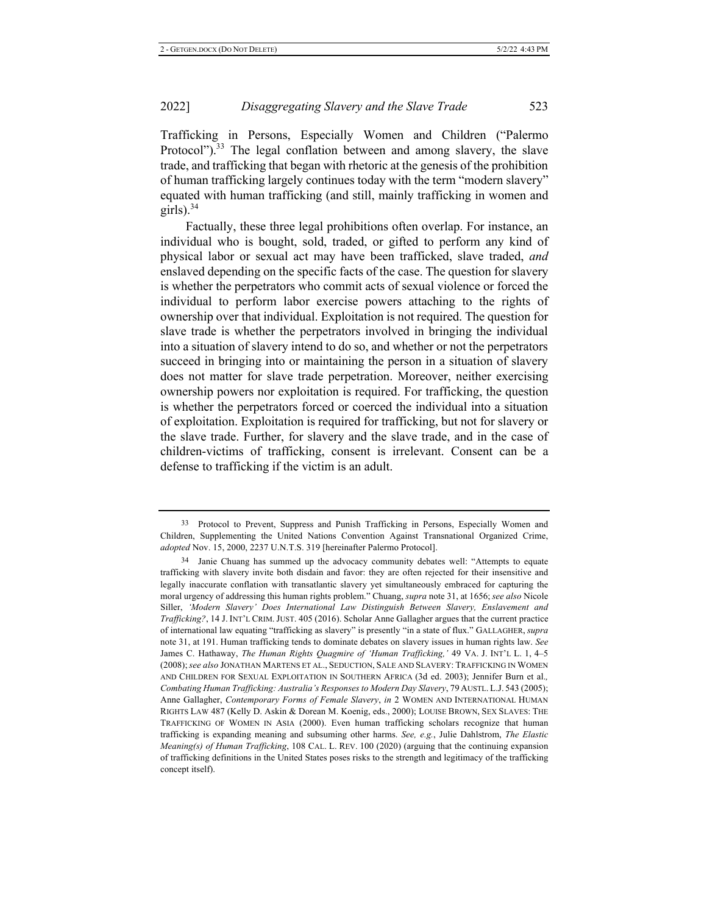Trafficking in Persons, Especially Women and Children ("Palermo Protocol").[33] The legal conflation between and among slavery, the slave trade, and trafficking that began with rhetoric at the genesis of the prohibition of human trafficking largely continues today with the term "modern slavery" equated with human trafficking (and still, mainly trafficking in women and girls).[34]

Factually, these three legal prohibitions often overlap. For instance, an individual who is bought, sold, traded, or gifted to perform any kind of physical labor or sexual act may have been trafficked, slave traded, *and* enslaved depending on the specific facts of the case. The question for slavery is whether the perpetrators who commit acts of sexual violence or forced the individual to perform labor exercise powers attaching to the rights of ownership over that individual. Exploitation is not required. The question for slave trade is whether the perpetrators involved in bringing the individual into a situation of slavery intend to do so, and whether or not the perpetrators succeed in bringing into or maintaining the person in a situation of slavery does not matter for slave trade perpetration. Moreover, neither exercising ownership powers nor exploitation is required. For trafficking, the question is whether the perpetrators forced or coerced the individual into a situation of exploitation. Exploitation is required for trafficking, but not for slavery or the slave trade. Further, for slavery and the slave trade, and in the case of children-victims of trafficking, consent is irrelevant. Consent can be a defense to trafficking if the victim is an adult.

---

[33] Protocol to Prevent, Suppress and Punish Trafficking in Persons, Especially Women and Children, Supplementing the United Nations Convention Against Transnational Organized Crime, *adopted* Nov. 15, 2000, 2237 U.N.T.S. 319 [hereinafter Palermo Protocol].

[34] Janie Chuang has summed up the advocacy community debates well: "Attempts to equate trafficking with slavery invite both disdain and favor: they are often rejected for their insensitive and legally inaccurate conflation with transatlantic slavery yet simultaneously embraced for capturing the moral urgency of addressing this human rights problem." Chuang, *supra* note 31, at 1656; *see also* Nicole Siller, *'Modern Slavery' Does International Law Distinguish Between Slavery, Enslavement and Trafficking?*, 14 J. INT'L CRIM. JUST. 405 (2016). Scholar Anne Gallagher argues that the current practice of international law equating "trafficking as slavery" is presently "in a state of flux." GALLAGHER, *supra* note 31, at 191. Human trafficking tends to dominate debates on slavery issues in human rights law. *See* James C. Hathaway, *The Human Rights Quagmire of 'Human Trafficking,'* 49 VA. J. INT'L L. 1, 4–5 (2008); *see also* JONATHAN MARTENS ET AL., SEDUCTION, SALE AND SLAVERY: TRAFFICKING IN WOMEN AND CHILDREN FOR SEXUAL EXPLOITATION IN SOUTHERN AFRICA (3d ed. 2003); Jennifer Burn et al., *Combating Human Trafficking: Australia's Responses to Modern Day Slavery*, 79 AUSTL. L.J. 543 (2005); Anne Gallagher, *Contemporary Forms of Female Slavery*, *in* 2 WOMEN AND INTERNATIONAL HUMAN RIGHTS LAW 487 (Kelly D. Askin & Dorean M. Koenig, eds., 2000); LOUISE BROWN, SEX SLAVES: THE TRAFFICKING OF WOMEN IN ASIA (2000). Even human trafficking scholars recognize that human trafficking is expanding meaning and subsuming other harms. *See, e.g.*, Julie Dahlstrom, *The Elastic Meaning(s) of Human Trafficking*, 108 CAL. L. REV. 100 (2020) (arguing that the continuing expansion of trafficking definitions in the United States poses risks to the strength and legitimacy of the trafficking concept itself).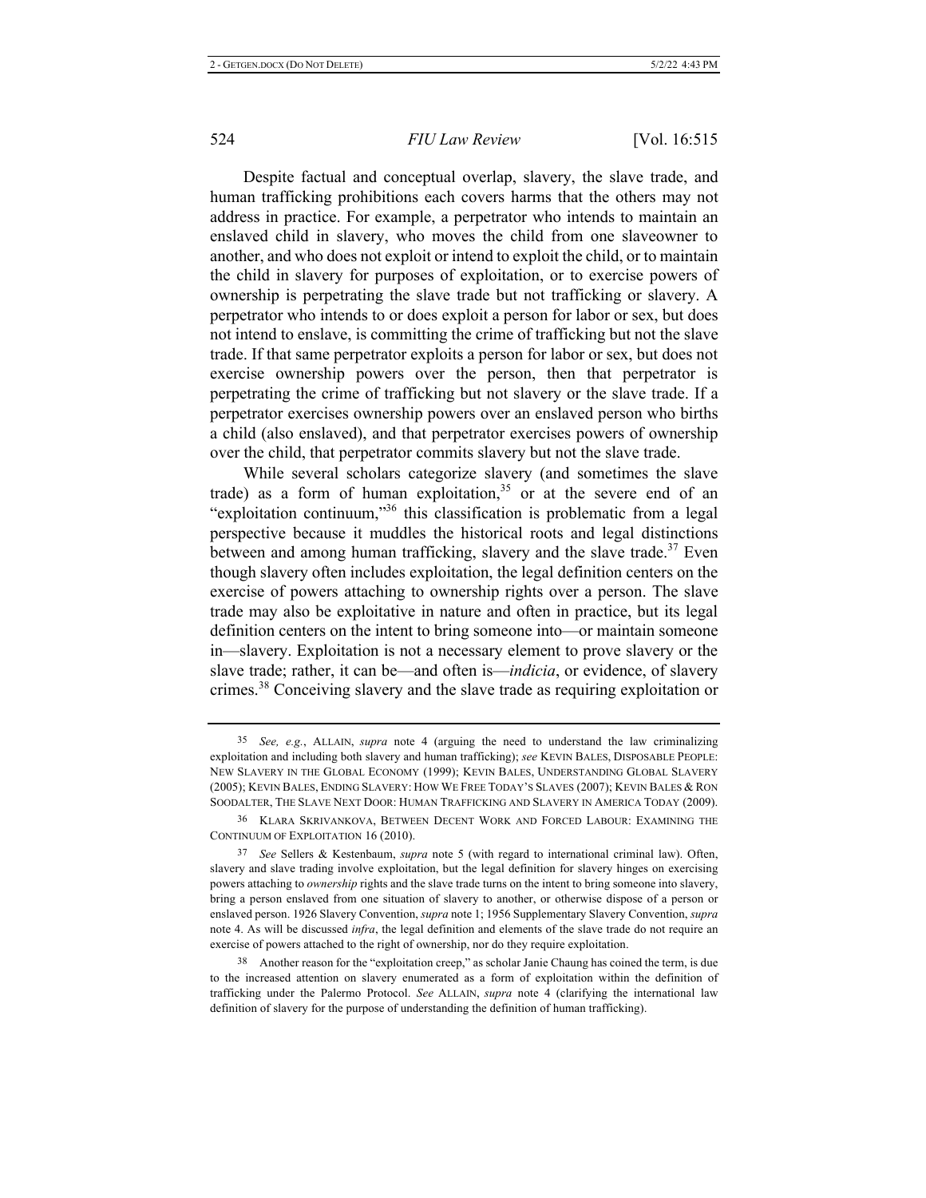Despite factual and conceptual overlap, slavery, the slave trade, and human trafficking prohibitions each covers harms that the others may not address in practice. For example, a perpetrator who intends to maintain an enslaved child in slavery, who moves the child from one slaveowner to another, and who does not exploit or intend to exploit the child, or to maintain the child in slavery for purposes of exploitation, or to exercise powers of ownership is perpetrating the slave trade but not trafficking or slavery. A perpetrator who intends to or does exploit a person for labor or sex, but does not intend to enslave, is committing the crime of trafficking but not the slave trade. If that same perpetrator exploits a person for labor or sex, but does not exercise ownership powers over the person, then that perpetrator is perpetrating the crime of trafficking but not slavery or the slave trade. If a perpetrator exercises ownership powers over an enslaved person who births a child (also enslaved), and that perpetrator exercises powers of ownership over the child, that perpetrator commits slavery but not the slave trade.

While several scholars categorize slavery (and sometimes the slave trade) as a form of human exploitation,[35] or at the severe end of an "exploitation continuum,"[36] this classification is problematic from a legal perspective because it muddles the historical roots and legal distinctions between and among human trafficking, slavery and the slave trade.[37] Even though slavery often includes exploitation, the legal definition centers on the exercise of powers attaching to ownership rights over a person. The slave trade may also be exploitative in nature and often in practice, but its legal definition centers on the intent to bring someone into—or maintain someone in—slavery. Exploitation is not a necessary element to prove slavery or the slave trade; rather, it can be—and often is—*indicia*, or evidence, of slavery crimes.[38] Conceiving slavery and the slave trade as requiring exploitation or

---

[35] *See, e.g.*, ALLAIN, *supra* note 4 (arguing the need to understand the law criminalizing exploitation and including both slavery and human trafficking); *see* KEVIN BALES, DISPOSABLE PEOPLE: NEW SLAVERY IN THE GLOBAL ECONOMY (1999); KEVIN BALES, UNDERSTANDING GLOBAL SLAVERY (2005); KEVIN BALES, ENDING SLAVERY: HOW WE FREE TODAY'S SLAVES (2007); KEVIN BALES & RON SOODALTER, THE SLAVE NEXT DOOR: HUMAN TRAFFICKING AND SLAVERY IN AMERICA TODAY (2009).

[36] KLARA SKRIVANKOVA, BETWEEN DECENT WORK AND FORCED LABOUR: EXAMINING THE CONTINUUM OF EXPLOITATION 16 (2010).

[37] *See* Sellers & Kestenbaum, *supra* note 5 (with regard to international criminal law). Often, slavery and slave trading involve exploitation, but the legal definition for slavery hinges on exercising powers attaching to *ownership* rights and the slave trade turns on the intent to bring someone into slavery, bring a person enslaved from one situation of slavery to another, or otherwise dispose of a person or enslaved person. 1926 Slavery Convention, *supra* note 1; 1956 Supplementary Slavery Convention, *supra* note 4. As will be discussed *infra*, the legal definition and elements of the slave trade do not require an exercise of powers attached to the right of ownership, nor do they require exploitation.

[38] Another reason for the "exploitation creep," as scholar Janie Chaung has coined the term, is due to the increased attention on slavery enumerated as a form of exploitation within the definition of trafficking under the Palermo Protocol. *See* ALLAIN, *supra* note 4 (clarifying the international law definition of slavery for the purpose of understanding the definition of human trafficking).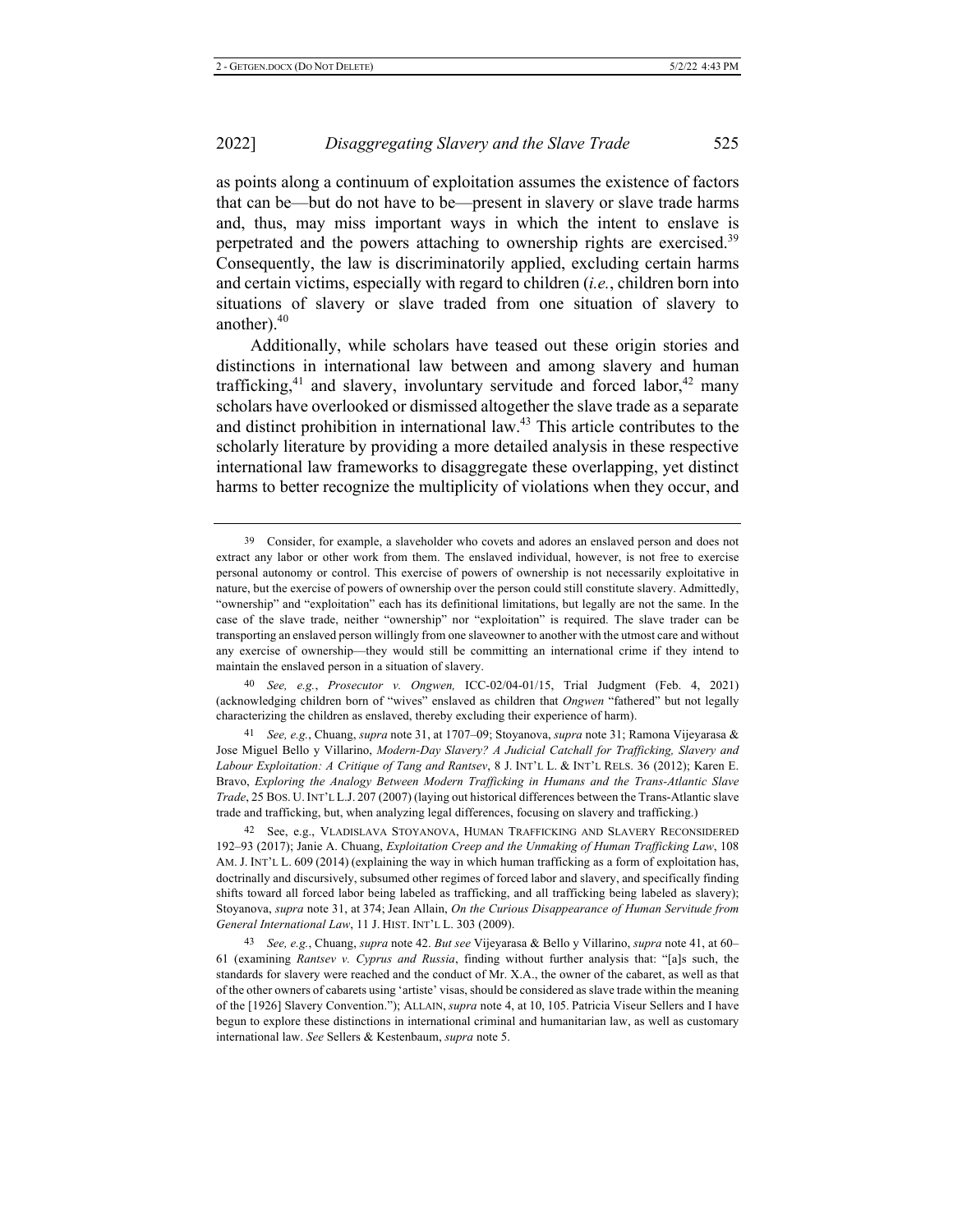as points along a continuum of exploitation assumes the existence of factors that can be—but do not have to be—present in slavery or slave trade harms and, thus, may miss important ways in which the intent to enslave is perpetrated and the powers attaching to ownership rights are exercised.[39] Consequently, the law is discriminatorily applied, excluding certain harms and certain victims, especially with regard to children (*i.e.*, children born into situations of slavery or slave traded from one situation of slavery to another).[40]

Additionally, while scholars have teased out these origin stories and distinctions in international law between and among slavery and human trafficking,[41] and slavery, involuntary servitude and forced labor,[42] many scholars have overlooked or dismissed altogether the slave trade as a separate and distinct prohibition in international law.[43] This article contributes to the scholarly literature by providing a more detailed analysis in these respective international law frameworks to disaggregate these overlapping, yet distinct harms to better recognize the multiplicity of violations when they occur, and

---

[39] Consider, for example, a slaveholder who covets and adores an enslaved person and does not extract any labor or other work from them. The enslaved individual, however, is not free to exercise personal autonomy or control. This exercise of powers of ownership is not necessarily exploitative in nature, but the exercise of powers of ownership over the person could still constitute slavery. Admittedly, "ownership" and "exploitation" each has its definitional limitations, but legally are not the same. In the case of the slave trade, neither "ownership" nor "exploitation" is required. The slave trader can be transporting an enslaved person willingly from one slaveowner to another with the utmost care and without any exercise of ownership—they would still be committing an international crime if they intend to maintain the enslaved person in a situation of slavery.

[40] *See, e.g.*, *Prosecutor v. Ongwen,* ICC-02/04-01/15, Trial Judgment (Feb. 4, 2021) (acknowledging children born of "wives" enslaved as children that *Ongwen* "fathered" but not legally characterizing the children as enslaved, thereby excluding their experience of harm).

[41] *See, e.g.*, Chuang, *supra* note 31, at 1707–09; Stoyanova, *supra* note 31; Ramona Vijeyarasa & Jose Miguel Bello y Villarino, *Modern-Day Slavery? A Judicial Catchall for Trafficking, Slavery and Labour Exploitation: A Critique of Tang and Rantsev*, 8 J. INT'L L. & INT'L RELS. 36 (2012); Karen E. Bravo, *Exploring the Analogy Between Modern Trafficking in Humans and the Trans-Atlantic Slave Trade*, 25 BOS. U. INT'L L.J. 207 (2007) (laying out historical differences between the Trans-Atlantic slave trade and trafficking, but, when analyzing legal differences, focusing on slavery and trafficking.)

[42] See, e.g., VLADISLAVA STOYANOVA, HUMAN TRAFFICKING AND SLAVERY RECONSIDERED 192–93 (2017); Janie A. Chuang, *Exploitation Creep and the Unmaking of Human Trafficking Law*, 108 AM. J. INT'L L. 609 (2014) (explaining the way in which human trafficking as a form of exploitation has, doctrinally and discursively, subsumed other regimes of forced labor and slavery, and specifically finding shifts toward all forced labor being labeled as trafficking, and all trafficking being labeled as slavery); Stoyanova, *supra* note 31, at 374; Jean Allain, *On the Curious Disappearance of Human Servitude from General International Law*, 11 J. HIST. INT'L L. 303 (2009).

[43] *See, e.g.*, Chuang, *supra* note 42. *But see* Vijeyarasa & Bello y Villarino, *supra* note 41, at 60–61 (examining *Rantsev v. Cyprus and Russia*, finding without further analysis that: "[a]s such, the standards for slavery were reached and the conduct of Mr. X.A., the owner of the cabaret, as well as that of the other owners of cabarets using 'artiste' visas, should be considered as slave trade within the meaning of the [1926] Slavery Convention."); ALLAIN, *supra* note 4, at 10, 105. Patricia Viseur Sellers and I have begun to explore these distinctions in international criminal and humanitarian law, as well as customary international law. *See* Sellers & Kestenbaum, *supra* note 5.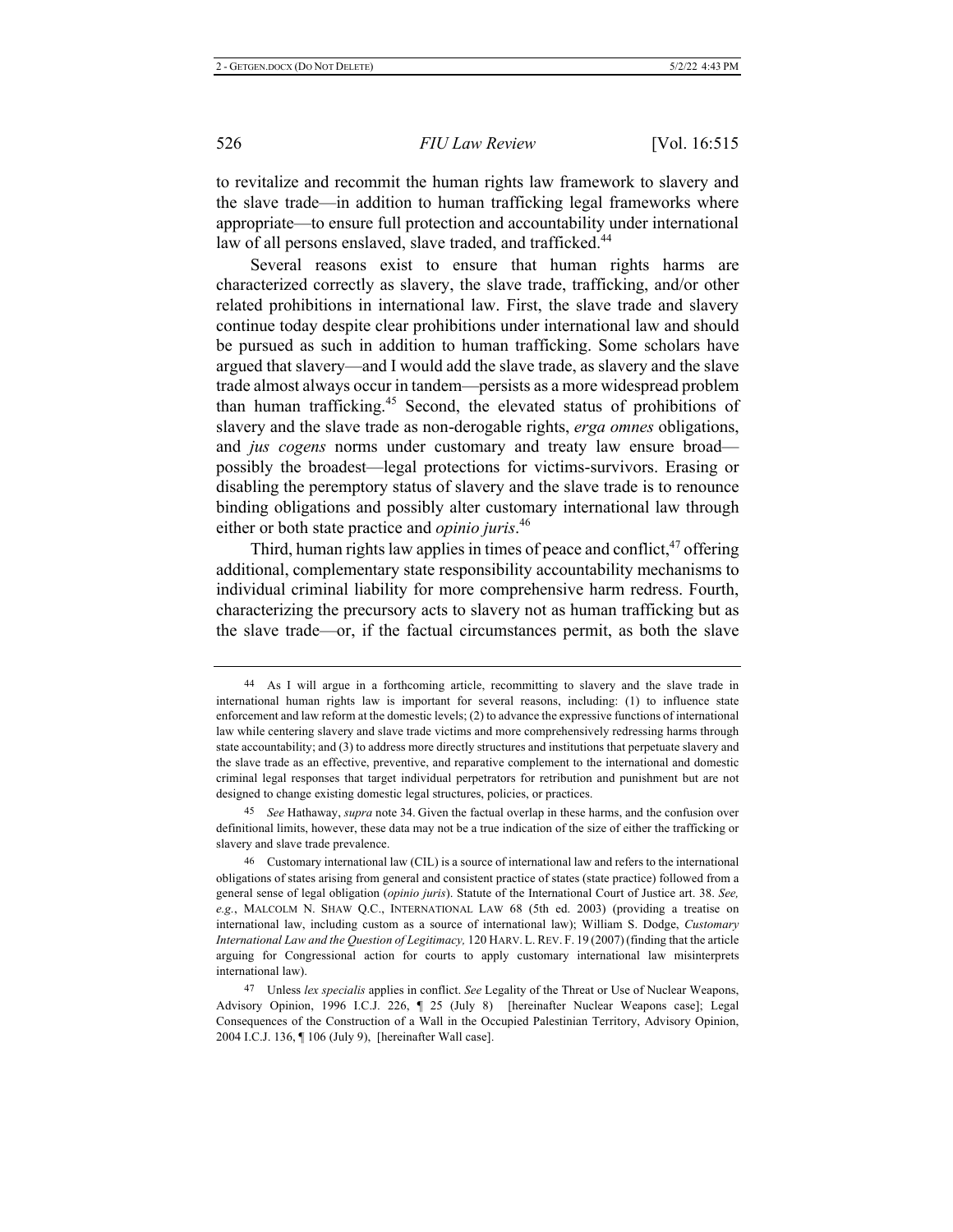to revitalize and recommit the human rights law framework to slavery and the slave trade—in addition to human trafficking legal frameworks where appropriate—to ensure full protection and accountability under international law of all persons enslaved, slave traded, and trafficked.[44]

Several reasons exist to ensure that human rights harms are characterized correctly as slavery, the slave trade, trafficking, and/or other related prohibitions in international law. First, the slave trade and slavery continue today despite clear prohibitions under international law and should be pursued as such in addition to human trafficking. Some scholars have argued that slavery—and I would add the slave trade, as slavery and the slave trade almost always occur in tandem—persists as a more widespread problem than human trafficking.[45] Second, the elevated status of prohibitions of slavery and the slave trade as non-derogable rights, *erga omnes* obligations, and *jus cogens* norms under customary and treaty law ensure broad—possibly the broadest—legal protections for victims-survivors. Erasing or disabling the peremptory status of slavery and the slave trade is to renounce binding obligations and possibly alter customary international law through either or both state practice and *opinio juris*.[46]

Third, human rights law applies in times of peace and conflict,[47] offering additional, complementary state responsibility accountability mechanisms to individual criminal liability for more comprehensive harm redress. Fourth, characterizing the precursory acts to slavery not as human trafficking but as the slave trade—or, if the factual circumstances permit, as both the slave

---

44 As I will argue in a forthcoming article, recommitting to slavery and the slave trade in international human rights law is important for several reasons, including: (1) to influence state enforcement and law reform at the domestic levels; (2) to advance the expressive functions of international law while centering slavery and slave trade victims and more comprehensively redressing harms through state accountability; and (3) to address more directly structures and institutions that perpetuate slavery and the slave trade as an effective, preventive, and reparative complement to the international and domestic criminal legal responses that target individual perpetrators for retribution and punishment but are not designed to change existing domestic legal structures, policies, or practices.

45 *See* Hathaway, *supra* note 34. Given the factual overlap in these harms, and the confusion over definitional limits, however, these data may not be a true indication of the size of either the trafficking or slavery and slave trade prevalence.

46 Customary international law (CIL) is a source of international law and refers to the international obligations of states arising from general and consistent practice of states (state practice) followed from a general sense of legal obligation (*opinio juris*). Statute of the International Court of Justice art. 38. *See, e.g.*, MALCOLM N. SHAW Q.C., INTERNATIONAL LAW 68 (5th ed. 2003) (providing a treatise on international law, including custom as a source of international law); William S. Dodge, *Customary International Law and the Question of Legitimacy,* 120 HARV. L. REV. F. 19 (2007) (finding that the article arguing for Congressional action for courts to apply customary international law misinterprets international law).

47 Unless *lex specialis* applies in conflict. *See* Legality of the Threat or Use of Nuclear Weapons, Advisory Opinion, 1996 I.C.J. 226, ¶ 25 (July 8) [hereinafter Nuclear Weapons case]; Legal Consequences of the Construction of a Wall in the Occupied Palestinian Territory, Advisory Opinion, 2004 I.C.J. 136, ¶ 106 (July 9), [hereinafter Wall case].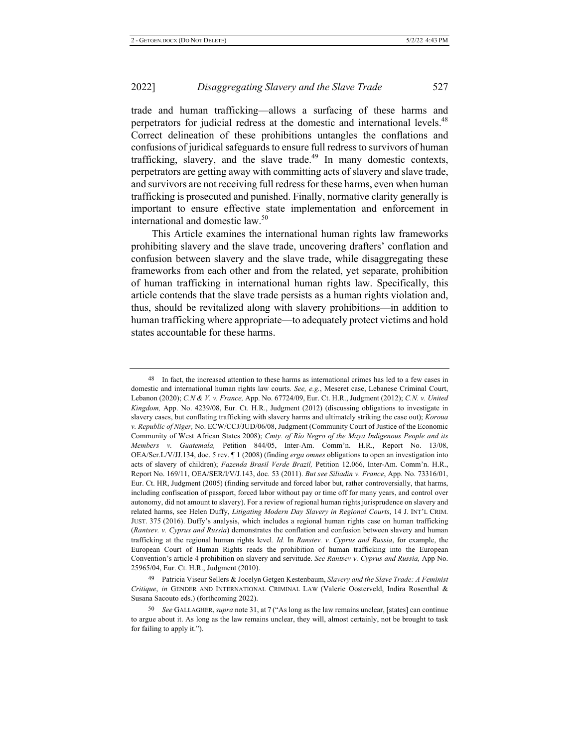trade and human trafficking—allows a surfacing of these harms and perpetrators for judicial redress at the domestic and international levels.[48] Correct delineation of these prohibitions untangles the conflations and confusions of juridical safeguards to ensure full redress to survivors of human trafficking, slavery, and the slave trade.[49] In many domestic contexts, perpetrators are getting away with committing acts of slavery and slave trade, and survivors are not receiving full redress for these harms, even when human trafficking is prosecuted and punished. Finally, normative clarity generally is important to ensure effective state implementation and enforcement in international and domestic law.[50]

This Article examines the international human rights law frameworks prohibiting slavery and the slave trade, uncovering drafters' conflation and confusion between slavery and the slave trade, while disaggregating these frameworks from each other and from the related, yet separate, prohibition of human trafficking in international human rights law. Specifically, this article contends that the slave trade persists as a human rights violation and, thus, should be revitalized along with slavery prohibitions—in addition to human trafficking where appropriate—to adequately protect victims and hold states accountable for these harms.

---

48 In fact, the increased attention to these harms as international crimes has led to a few cases in domestic and international human rights law courts. *See, e.g.*, Meseret case, Lebanese Criminal Court, Lebanon (2020); *C.N & V. v. France,* App. No. 67724/09, Eur. Ct. H.R., Judgment (2012); *C.N. v. United Kingdom,* App. No. 4239/08, Eur. Ct. H.R., Judgment (2012) (discussing obligations to investigate in slavery cases, but conflating trafficking with slavery harms and ultimately striking the case out); *Koroua v. Republic of Niger,* No. ECW/CCJ/JUD/06/08, Judgment (Community Court of Justice of the Economic Community of West African States 2008); *Cmty. of Rio Negro of the Maya Indigenous People and its Members v. Guatemala,* Petition 844/05, Inter-Am. Comm'n. H.R., Report No. 13/08, OEA/Ser.L/V/JJ.134, doc. 5 rev. ¶ 1 (2008) (finding *erga omnes* obligations to open an investigation into acts of slavery of children); *Fazenda Brasil Verde Brazil,* Petition 12.066, Inter-Am. Comm'n. H.R., Report No. 169/11, OEA/SER/l/V/J.143, doc. 53 (2011). *But see Siliadin v. France*, App. No. 73316/01, Eur. Ct. HR, Judgment (2005) (finding servitude and forced labor but, rather controversially, that harms, including confiscation of passport, forced labor without pay or time off for many years, and control over autonomy, did not amount to slavery). For a review of regional human rights jurisprudence on slavery and related harms, see Helen Duffy, *Litigating Modern Day Slavery in Regional Courts*, 14 J. INT'L CRIM. JUST. 375 (2016). Duffy's analysis, which includes a regional human rights case on human trafficking (*Rantsev. v. Cyprus and Russia*) demonstrates the conflation and confusion between slavery and human trafficking at the regional human rights level. *Id.* In *Ranstev. v. Cyprus and Russia*, for example, the European Court of Human Rights reads the prohibition of human trafficking into the European Convention's article 4 prohibition on slavery and servitude. *See Rantsev v. Cyprus and Russia,* App No. 25965/04, Eur. Ct. H.R., Judgment (2010).

49 Patricia Viseur Sellers & Jocelyn Getgen Kestenbaum, *Slavery and the Slave Trade: A Feminist Critique*, *in* GENDER AND INTERNATIONAL CRIMINAL LAW (Valerie Oosterveld, Indira Rosenthal & Susana Sacouto eds.) (forthcoming 2022).

50 *See* GALLAGHER, *supra* note 31, at 7 ("As long as the law remains unclear, [states] can continue to argue about it. As long as the law remains unclear, they will, almost certainly, not be brought to task for failing to apply it.").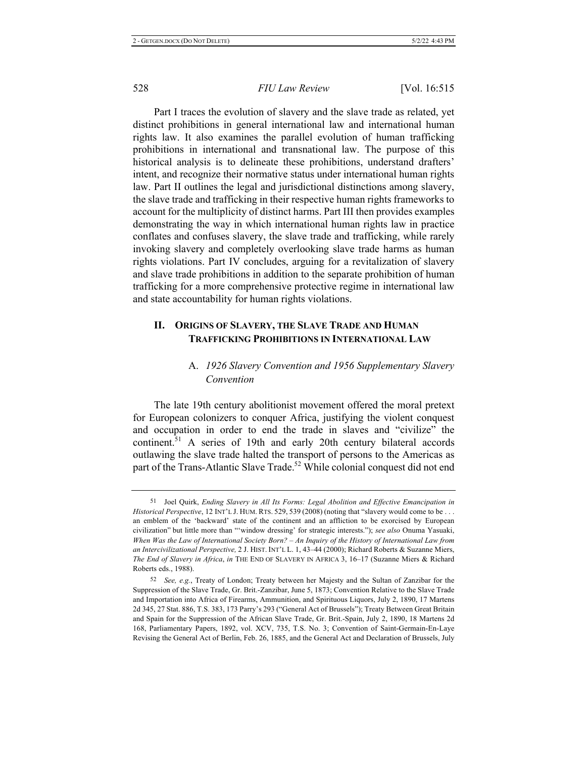Part I traces the evolution of slavery and the slave trade as related, yet distinct prohibitions in general international law and international human rights law. It also examines the parallel evolution of human trafficking prohibitions in international and transnational law. The purpose of this historical analysis is to delineate these prohibitions, understand drafters' intent, and recognize their normative status under international human rights law. Part II outlines the legal and jurisdictional distinctions among slavery, the slave trade and trafficking in their respective human rights frameworks to account for the multiplicity of distinct harms. Part III then provides examples demonstrating the way in which international human rights law in practice conflates and confuses slavery, the slave trade and trafficking, while rarely invoking slavery and completely overlooking slave trade harms as human rights violations. Part IV concludes, arguing for a revitalization of slavery and slave trade prohibitions in addition to the separate prohibition of human trafficking for a more comprehensive protective regime in international law and state accountability for human rights violations.

## II. Origins of Slavery, the Slave Trade and Human Trafficking Prohibitions in International Law

### A. *1926 Slavery Convention and 1956 Supplementary Slavery Convention*

The late 19th century abolitionist movement offered the moral pretext for European colonizers to conquer Africa, justifying the violent conquest and occupation in order to end the trade in slaves and "civilize" the continent.[51] A series of 19th and early 20th century bilateral accords outlawing the slave trade halted the transport of persons to the Americas as part of the Trans-Atlantic Slave Trade.[52] While colonial conquest did not end

---

51 Joel Quirk, *Ending Slavery in All Its Forms: Legal Abolition and Effective Emancipation in Historical Perspective*, 12 INT'L J. HUM. RTS. 529, 539 (2008) (noting that "slavery would come to be . . . an emblem of the 'backward' state of the continent and an affliction to be exorcised by European civilization" but little more than "'window dressing' for strategic interests."); *see also* Onuma Yasuaki, *When Was the Law of International Society Born? – An Inquiry of the History of International Law from an Intercivilizational Perspective,* 2 J. HIST. INT'L L. 1, 43–44 (2000); Richard Roberts & Suzanne Miers, *The End of Slavery in Africa*, *in* THE END OF SLAVERY IN AFRICA 3, 16–17 (Suzanne Miers & Richard Roberts eds., 1988).

52 *See, e.g.*, Treaty of London; Treaty between her Majesty and the Sultan of Zanzibar for the Suppression of the Slave Trade, Gr. Brit.-Zanzibar, June 5, 1873; Convention Relative to the Slave Trade and Importation into Africa of Firearms, Ammunition, and Spirituous Liquors, July 2, 1890, 17 Martens 2d 345, 27 Stat. 886, T.S. 383, 173 Parry's 293 ("General Act of Brussels"); Treaty Between Great Britain and Spain for the Suppression of the African Slave Trade, Gr. Brit.-Spain, July 2, 1890, 18 Martens 2d 168, Parliamentary Papers, 1892, vol. XCV, 735, T.S. No. 3; Convention of Saint-Germain-En-Laye Revising the General Act of Berlin, Feb. 26, 1885, and the General Act and Declaration of Brussels, July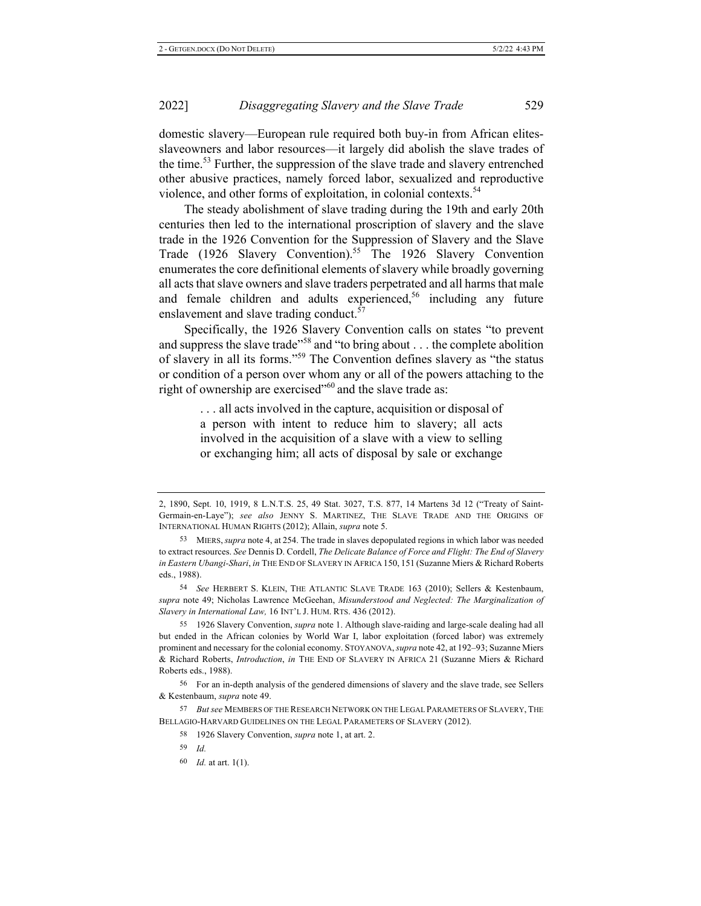domestic slavery—European rule required both buy-in from African elites-slaveowners and labor resources—it largely did abolish the slave trades of the time.[53] Further, the suppression of the slave trade and slavery entrenched other abusive practices, namely forced labor, sexualized and reproductive violence, and other forms of exploitation, in colonial contexts.[54]

The steady abolishment of slave trading during the 19th and early 20th centuries then led to the international proscription of slavery and the slave trade in the 1926 Convention for the Suppression of Slavery and the Slave Trade (1926 Slavery Convention).[55] The 1926 Slavery Convention enumerates the core definitional elements of slavery while broadly governing all acts that slave owners and slave traders perpetrated and all harms that male and female children and adults experienced,[56] including any future enslavement and slave trading conduct.[57]

Specifically, the 1926 Slavery Convention calls on states "to prevent and suppress the slave trade"[58] and "to bring about . . . the complete abolition of slavery in all its forms."[59] The Convention defines slavery as "the status or condition of a person over whom any or all of the powers attaching to the right of ownership are exercised"[60] and the slave trade as:

> . . . all acts involved in the capture, acquisition or disposal of a person with intent to reduce him to slavery; all acts involved in the acquisition of a slave with a view to selling or exchanging him; all acts of disposal by sale or exchange

---

2, 1890, Sept. 10, 1919, 8 L.N.T.S. 25, 49 Stat. 3027, T.S. 877, 14 Martens 3d 12 ("Treaty of Saint-Germain-en-Laye"); *see also* JENNY S. MARTINEZ, THE SLAVE TRADE AND THE ORIGINS OF INTERNATIONAL HUMAN RIGHTS (2012); Allain, *supra* note 5.

53 MIERS, *supra* note 4, at 254. The trade in slaves depopulated regions in which labor was needed to extract resources. *See* Dennis D. Cordell, *The Delicate Balance of Force and Flight: The End of Slavery in Eastern Ubangi-Shari*, *in* THE END OF SLAVERY IN AFRICA 150, 151 (Suzanne Miers & Richard Roberts eds., 1988).

54 *See* HERBERT S. KLEIN, THE ATLANTIC SLAVE TRADE 163 (2010); Sellers & Kestenbaum, *supra* note 49; Nicholas Lawrence McGeehan, *Misunderstood and Neglected: The Marginalization of Slavery in International Law,* 16 INT'L J. HUM. RTS. 436 (2012).

55 1926 Slavery Convention, *supra* note 1. Although slave-raiding and large-scale dealing had all but ended in the African colonies by World War I, labor exploitation (forced labor) was extremely prominent and necessary for the colonial economy. STOYANOVA, *supra* note 42, at 192–93; Suzanne Miers & Richard Roberts, *Introduction*, *in* THE END OF SLAVERY IN AFRICA 21 (Suzanne Miers & Richard Roberts eds., 1988).

56 For an in-depth analysis of the gendered dimensions of slavery and the slave trade, see Sellers & Kestenbaum, *supra* note 49.

57 *But see* MEMBERS OF THE RESEARCH NETWORK ON THE LEGAL PARAMETERS OF SLAVERY, THE BELLAGIO-HARVARD GUIDELINES ON THE LEGAL PARAMETERS OF SLAVERY (2012).

58 1926 Slavery Convention, *supra* note 1, at art. 2.

59 *Id.*

60 *Id.* at art. 1(1).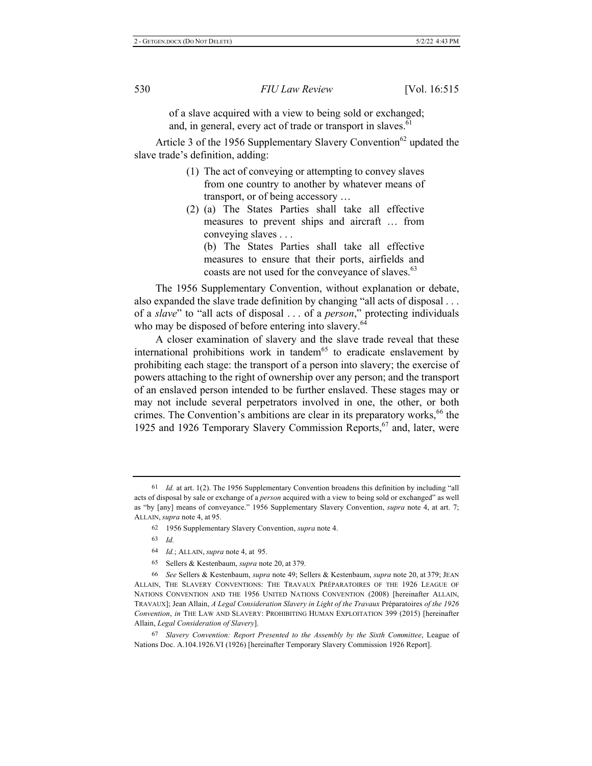of a slave acquired with a view to being sold or exchanged; and, in general, every act of trade or transport in slaves.[61]

Article 3 of the 1956 Supplementary Slavery Convention[62] updated the slave trade's definition, adding:

> (1) The act of conveying or attempting to convey slaves from one country to another by whatever means of transport, or of being accessory …
>
> (2) (a) The States Parties shall take all effective measures to prevent ships and aircraft … from conveying slaves . . .
>
> (b) The States Parties shall take all effective measures to ensure that their ports, airfields and coasts are not used for the conveyance of slaves.[63]

The 1956 Supplementary Convention, without explanation or debate, also expanded the slave trade definition by changing "all acts of disposal . . . of a *slave*" to "all acts of disposal . . . of a *person*," protecting individuals who may be disposed of before entering into slavery.[64]

A closer examination of slavery and the slave trade reveal that these international prohibitions work in tandem[65] to eradicate enslavement by prohibiting each stage: the transport of a person into slavery; the exercise of powers attaching to the right of ownership over any person; and the transport of an enslaved person intended to be further enslaved. These stages may or may not include several perpetrators involved in one, the other, or both crimes. The Convention's ambitions are clear in its preparatory works,[66] the 1925 and 1926 Temporary Slavery Commission Reports,[67] and, later, were

---

61 *Id.* at art. 1(2). The 1956 Supplementary Convention broadens this definition by including "all acts of disposal by sale or exchange of a *person* acquired with a view to being sold or exchanged" as well as "by [any] means of conveyance." 1956 Supplementary Slavery Convention, *supra* note 4, at art. 7; ALLAIN, *supra* note 4, at 95.

62 1956 Supplementary Slavery Convention, *supra* note 4.

63 *Id.*

64 *Id.*; ALLAIN, *supra* note 4, at 95.

65 Sellers & Kestenbaum, *supra* note 20, at 379.

66 *See* Sellers & Kestenbaum, *supra* note 49; Sellers & Kestenbaum, *supra* note 20, at 379; JEAN ALLAIN, THE SLAVERY CONVENTIONS: THE TRAVAUX PRÉPARATOIRES OF THE 1926 LEAGUE OF NATIONS CONVENTION AND THE 1956 UNITED NATIONS CONVENTION (2008) [hereinafter ALLAIN, TRAVAUX]; Jean Allain, *A Legal Consideration Slavery in Light of the Travaux* Préparatoires *of the 1926 Convention*, *in* THE LAW AND SLAVERY: PROHIBITING HUMAN EXPLOITATION 399 (2015) [hereinafter Allain, *Legal Consideration of Slavery*].

67 *Slavery Convention: Report Presented to the Assembly by the Sixth Committee*, League of Nations Doc. A.104.1926.VI (1926) [hereinafter Temporary Slavery Commission 1926 Report].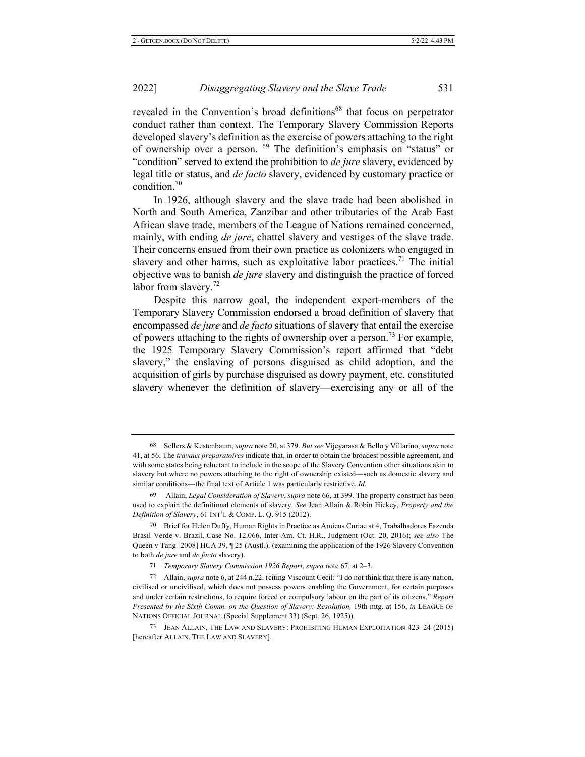revealed in the Convention's broad definitions[68] that focus on perpetrator conduct rather than context. The Temporary Slavery Commission Reports developed slavery's definition as the exercise of powers attaching to the right of ownership over a person. [69] The definition's emphasis on "status" or "condition" served to extend the prohibition to *de jure* slavery, evidenced by legal title or status, and *de facto* slavery, evidenced by customary practice or condition.[70]

In 1926, although slavery and the slave trade had been abolished in North and South America, Zanzibar and other tributaries of the Arab East African slave trade, members of the League of Nations remained concerned, mainly, with ending *de jure*, chattel slavery and vestiges of the slave trade. Their concerns ensued from their own practice as colonizers who engaged in slavery and other harms, such as exploitative labor practices.[71] The initial objective was to banish *de jure* slavery and distinguish the practice of forced labor from slavery.[72]

Despite this narrow goal, the independent expert-members of the Temporary Slavery Commission endorsed a broad definition of slavery that encompassed *de jure* and *de facto* situations of slavery that entail the exercise of powers attaching to the rights of ownership over a person.[73] For example, the 1925 Temporary Slavery Commission's report affirmed that "debt slavery," the enslaving of persons disguised as child adoption, and the acquisition of girls by purchase disguised as dowry payment, etc. constituted slavery whenever the definition of slavery—exercising any or all of the

---

68 Sellers & Kestenbaum, *supra* note 20, at 379. *But see* Vijeyarasa & Bello y Villarino, *supra* note 41, at 56. The *travaux preparatoires* indicate that, in order to obtain the broadest possible agreement, and with some states being reluctant to include in the scope of the Slavery Convention other situations akin to slavery but where no powers attaching to the right of ownership existed—such as domestic slavery and similar conditions—the final text of Article 1 was particularly restrictive. *Id.*

69 Allain, *Legal Consideration of Slavery*, *supra* note 66, at 399. The property construct has been used to explain the definitional elements of slavery. *See* Jean Allain & Robin Hickey, *Property and the Definition of Slavery*, 61 INT'L & COMP. L. Q. 915 (2012).

70 Brief for Helen Duffy, Human Rights in Practice as Amicus Curiae at 4, Trabalhadores Fazenda Brasil Verde v. Brazil, Case No. 12.066, Inter-Am. Ct. H.R., Judgment (Oct. 20, 2016); *see also* The Queen v Tang [2008] HCA 39, ¶ 25 (Austl.). (examining the application of the 1926 Slavery Convention to both *de jure* and *de facto* slavery).

71 *Temporary Slavery Commission 1926 Report*, *supra* note 67, at 2–3.

72 Allain, *supra* note 6, at 244 n.22. (citing Viscount Cecil: "I do not think that there is any nation, civilised or uncivilised, which does not possess powers enabling the Government, for certain purposes and under certain restrictions, to require forced or compulsory labour on the part of its citizens." *Report Presented by the Sixth Comm. on the Question of Slavery: Resolution,* 19th mtg. at 156, *in* LEAGUE OF NATIONS OFFICIAL JOURNAL (Special Supplement 33) (Sept. 26, 1925)).

73 JEAN ALLAIN, THE LAW AND SLAVERY: PROHIBITING HUMAN EXPLOITATION 423–24 (2015) [hereafter ALLAIN, THE LAW AND SLAVERY].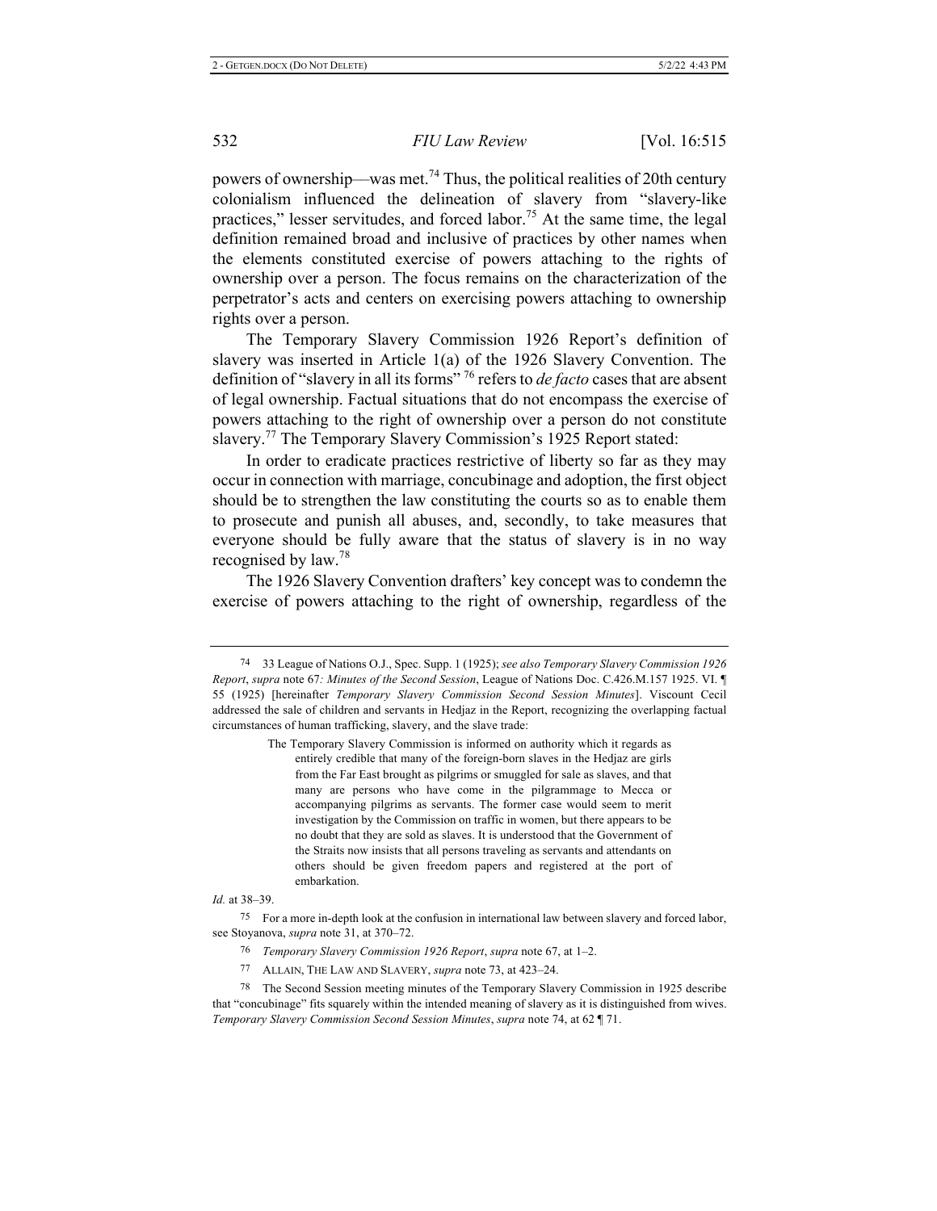powers of ownership—was met.[74] Thus, the political realities of 20th century colonialism influenced the delineation of slavery from "slavery-like practices," lesser servitudes, and forced labor.[75] At the same time, the legal definition remained broad and inclusive of practices by other names when the elements constituted exercise of powers attaching to the rights of ownership over a person. The focus remains on the characterization of the perpetrator's acts and centers on exercising powers attaching to ownership rights over a person.

The Temporary Slavery Commission 1926 Report's definition of slavery was inserted in Article 1(a) of the 1926 Slavery Convention. The definition of "slavery in all its forms"[76] refers to *de facto* cases that are absent of legal ownership. Factual situations that do not encompass the exercise of powers attaching to the right of ownership over a person do not constitute slavery.[77] The Temporary Slavery Commission's 1925 Report stated:

> In order to eradicate practices restrictive of liberty so far as they may occur in connection with marriage, concubinage and adoption, the first object should be to strengthen the law constituting the courts so as to enable them to prosecute and punish all abuses, and, secondly, to take measures that everyone should be fully aware that the status of slavery is in no way recognised by law.[78]

The 1926 Slavery Convention drafters' key concept was to condemn the exercise of powers attaching to the right of ownership, regardless of the

---

74 33 League of Nations O.J., Spec. Supp. 1 (1925); *see also Temporary Slavery Commission 1926 Report*, *supra* note 67*: Minutes of the Second Session*, League of Nations Doc. C.426.M.157 1925. VI. ¶ 55 (1925) [hereinafter *Temporary Slavery Commission Second Session Minutes*]. Viscount Cecil addressed the sale of children and servants in Hedjaz in the Report, recognizing the overlapping factual circumstances of human trafficking, slavery, and the slave trade:

> The Temporary Slavery Commission is informed on authority which it regards as entirely credible that many of the foreign-born slaves in the Hedjaz are girls from the Far East brought as pilgrims or smuggled for sale as slaves, and that many are persons who have come in the pilgrammage to Mecca or accompanying pilgrims as servants. The former case would seem to merit investigation by the Commission on traffic in women, but there appears to be no doubt that they are sold as slaves. It is understood that the Government of the Straits now insists that all persons traveling as servants and attendants on others should be given freedom papers and registered at the port of embarkation.

*Id.* at 38–39.

75 For a more in-depth look at the confusion in international law between slavery and forced labor, see Stoyanova, *supra* note 31, at 370–72.

76 *Temporary Slavery Commission 1926 Report*, *supra* note 67, at 1–2.

77 ALLAIN, THE LAW AND SLAVERY, *supra* note 73, at 423–24.

78 The Second Session meeting minutes of the Temporary Slavery Commission in 1925 describe that "concubinage" fits squarely within the intended meaning of slavery as it is distinguished from wives. *Temporary Slavery Commission Second Session Minutes*, *supra* note 74, at 62 ¶ 71.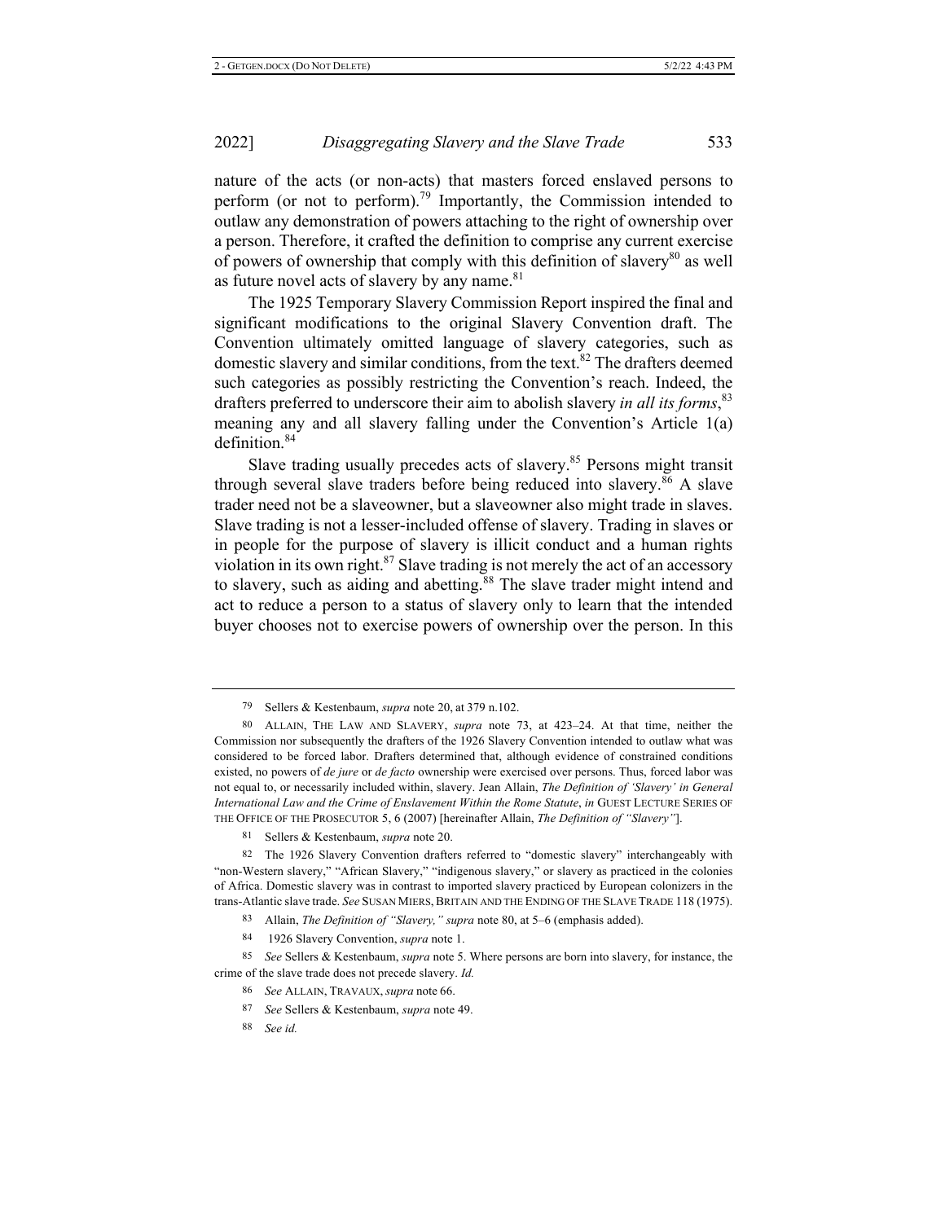nature of the acts (or non-acts) that masters forced enslaved persons to perform (or not to perform).[79] Importantly, the Commission intended to outlaw any demonstration of powers attaching to the right of ownership over a person. Therefore, it crafted the definition to comprise any current exercise of powers of ownership that comply with this definition of slavery[80] as well as future novel acts of slavery by any name.[81]

The 1925 Temporary Slavery Commission Report inspired the final and significant modifications to the original Slavery Convention draft. The Convention ultimately omitted language of slavery categories, such as domestic slavery and similar conditions, from the text.[82] The drafters deemed such categories as possibly restricting the Convention's reach. Indeed, the drafters preferred to underscore their aim to abolish slavery *in all its forms*,[83] meaning any and all slavery falling under the Convention's Article 1(a) definition.[84]

Slave trading usually precedes acts of slavery.[85] Persons might transit through several slave traders before being reduced into slavery.[86] A slave trader need not be a slaveowner, but a slaveowner also might trade in slaves. Slave trading is not a lesser-included offense of slavery. Trading in slaves or in people for the purpose of slavery is illicit conduct and a human rights violation in its own right.[87] Slave trading is not merely the act of an accessory to slavery, such as aiding and abetting.[88] The slave trader might intend and act to reduce a person to a status of slavery only to learn that the intended buyer chooses not to exercise powers of ownership over the person. In this

---

79 Sellers & Kestenbaum, *supra* note 20, at 379 n.102.

80 ALLAIN, THE LAW AND SLAVERY, *supra* note 73, at 423–24. At that time, neither the Commission nor subsequently the drafters of the 1926 Slavery Convention intended to outlaw what was considered to be forced labor. Drafters determined that, although evidence of constrained conditions existed, no powers of *de jure* or *de facto* ownership were exercised over persons. Thus, forced labor was not equal to, or necessarily included within, slavery. Jean Allain, *The Definition of 'Slavery' in General International Law and the Crime of Enslavement Within the Rome Statute*, *in* GUEST LECTURE SERIES OF THE OFFICE OF THE PROSECUTOR 5, 6 (2007) [hereinafter Allain, *The Definition of "Slavery"*].

81 Sellers & Kestenbaum, *supra* note 20.

82 The 1926 Slavery Convention drafters referred to "domestic slavery" interchangeably with "non-Western slavery," "African Slavery," "indigenous slavery," or slavery as practiced in the colonies of Africa. Domestic slavery was in contrast to imported slavery practiced by European colonizers in the trans-Atlantic slave trade. *See* SUSAN MIERS, BRITAIN AND THE ENDING OF THE SLAVE TRADE 118 (1975).

83 Allain, *The Definition of "Slavery," supra* note 80, at 5–6 (emphasis added).

84 1926 Slavery Convention, *supra* note 1.

85 *See* Sellers & Kestenbaum, *supra* note 5. Where persons are born into slavery, for instance, the crime of the slave trade does not precede slavery. *Id.*

86 *See* ALLAIN, TRAVAUX, *supra* note 66.

87 *See* Sellers & Kestenbaum, *supra* note 49.

88 *See id.*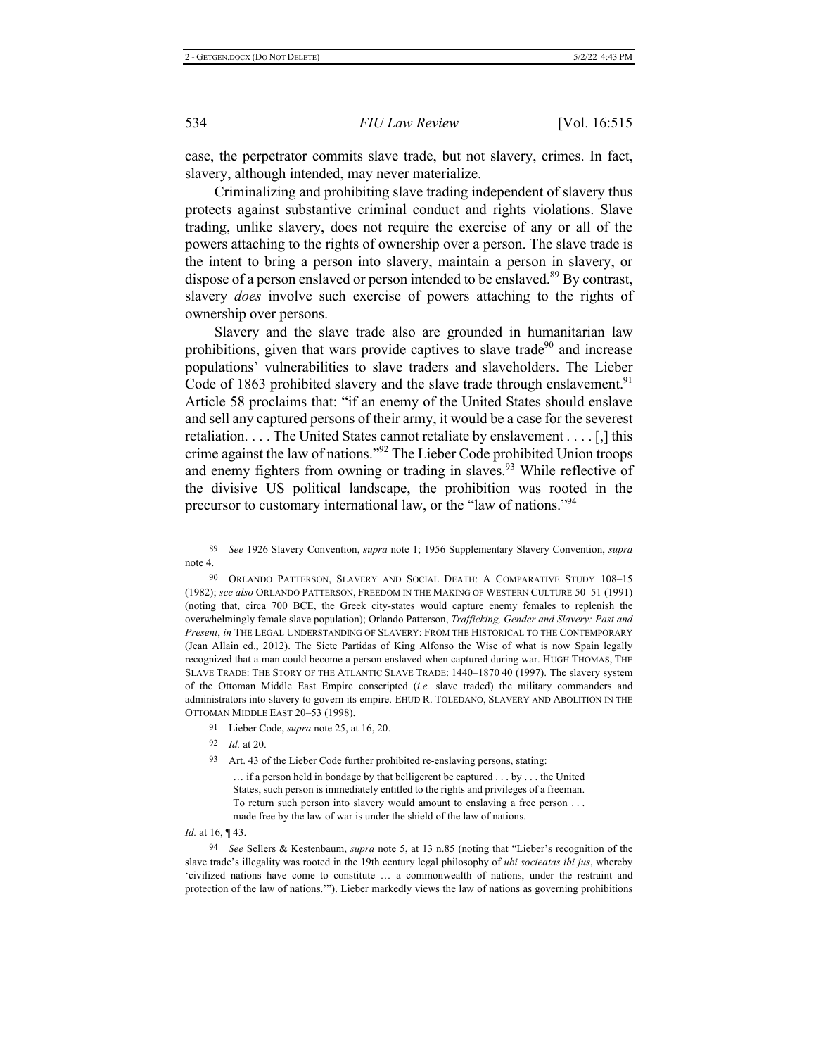case, the perpetrator commits slave trade, but not slavery, crimes. In fact, slavery, although intended, may never materialize.

Criminalizing and prohibiting slave trading independent of slavery thus protects against substantive criminal conduct and rights violations. Slave trading, unlike slavery, does not require the exercise of any or all of the powers attaching to the rights of ownership over a person. The slave trade is the intent to bring a person into slavery, maintain a person in slavery, or dispose of a person enslaved or person intended to be enslaved.[89] By contrast, slavery *does* involve such exercise of powers attaching to the rights of ownership over persons.

Slavery and the slave trade also are grounded in humanitarian law prohibitions, given that wars provide captives to slave trade[90] and increase populations' vulnerabilities to slave traders and slaveholders. The Lieber Code of 1863 prohibited slavery and the slave trade through enslavement.[91] Article 58 proclaims that: "if an enemy of the United States should enslave and sell any captured persons of their army, it would be a case for the severest retaliation. . . . The United States cannot retaliate by enslavement . . . . [,] this crime against the law of nations."[92] The Lieber Code prohibited Union troops and enemy fighters from owning or trading in slaves.[93] While reflective of the divisive US political landscape, the prohibition was rooted in the precursor to customary international law, or the "law of nations."[94]

---

89 *See* 1926 Slavery Convention, *supra* note 1; 1956 Supplementary Slavery Convention, *supra* note 4.

90 ORLANDO PATTERSON, SLAVERY AND SOCIAL DEATH: A COMPARATIVE STUDY 108–15 (1982); *see also* ORLANDO PATTERSON, FREEDOM IN THE MAKING OF WESTERN CULTURE 50–51 (1991) (noting that, circa 700 BCE, the Greek city-states would capture enemy females to replenish the overwhelmingly female slave population); Orlando Patterson, *Trafficking, Gender and Slavery: Past and Present*, *in* THE LEGAL UNDERSTANDING OF SLAVERY: FROM THE HISTORICAL TO THE CONTEMPORARY (Jean Allain ed., 2012). The Siete Partidas of King Alfonso the Wise of what is now Spain legally recognized that a man could become a person enslaved when captured during war. HUGH THOMAS, THE SLAVE TRADE: THE STORY OF THE ATLANTIC SLAVE TRADE: 1440–1870 40 (1997). The slavery system of the Ottoman Middle East Empire conscripted (*i.e.* slave traded) the military commanders and administrators into slavery to govern its empire. EHUD R. TOLEDANO, SLAVERY AND ABOLITION IN THE OTTOMAN MIDDLE EAST 20–53 (1998).

91 Lieber Code, *supra* note 25, at 16, 20.

92 *Id.* at 20.

93 Art. 43 of the Lieber Code further prohibited re-enslaving persons, stating:

> … if a person held in bondage by that belligerent be captured . . . by . . . the United States, such person is immediately entitled to the rights and privileges of a freeman. To return such person into slavery would amount to enslaving a free person . . . made free by the law of war is under the shield of the law of nations.

*Id.* at 16, ¶ 43.

94 *See* Sellers & Kestenbaum, *supra* note 5, at 13 n.85 (noting that "Lieber's recognition of the slave trade's illegality was rooted in the 19th century legal philosophy of *ubi socieatas ibi jus*, whereby 'civilized nations have come to constitute … a commonwealth of nations, under the restraint and protection of the law of nations.'"). Lieber markedly views the law of nations as governing prohibitions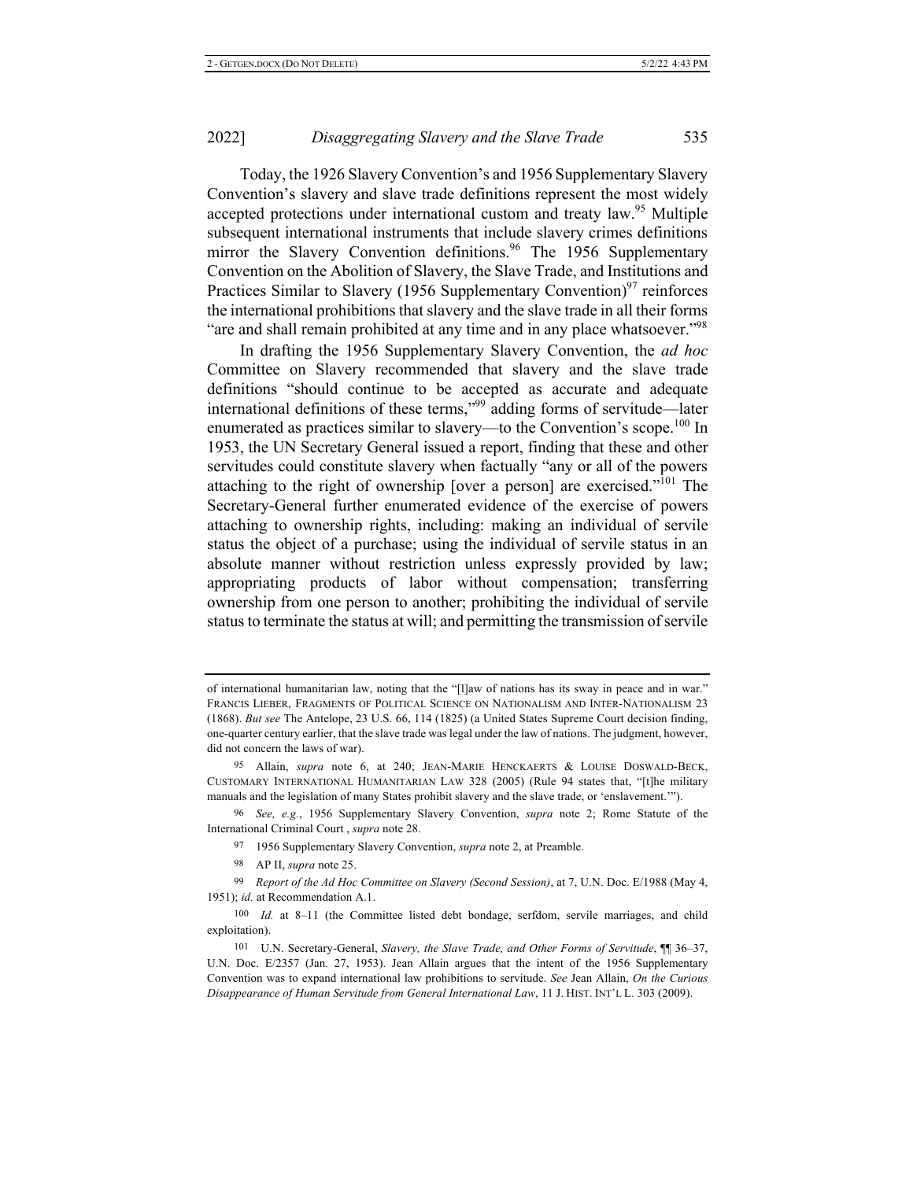Today, the 1926 Slavery Convention's and 1956 Supplementary Slavery Convention's slavery and slave trade definitions represent the most widely accepted protections under international custom and treaty law.[95] Multiple subsequent international instruments that include slavery crimes definitions mirror the Slavery Convention definitions.[96] The 1956 Supplementary Convention on the Abolition of Slavery, the Slave Trade, and Institutions and Practices Similar to Slavery (1956 Supplementary Convention)[97] reinforces the international prohibitions that slavery and the slave trade in all their forms "are and shall remain prohibited at any time and in any place whatsoever."[98]

In drafting the 1956 Supplementary Slavery Convention, the *ad hoc* Committee on Slavery recommended that slavery and the slave trade definitions "should continue to be accepted as accurate and adequate international definitions of these terms,"[99] adding forms of servitude—later enumerated as practices similar to slavery—to the Convention's scope.[100] In 1953, the UN Secretary General issued a report, finding that these and other servitudes could constitute slavery when factually "any or all of the powers attaching to the right of ownership [over a person] are exercised."[101] The Secretary-General further enumerated evidence of the exercise of powers attaching to ownership rights, including: making an individual of servile status the object of a purchase; using the individual of servile status in an absolute manner without restriction unless expressly provided by law; appropriating products of labor without compensation; transferring ownership from one person to another; prohibiting the individual of servile status to terminate the status at will; and permitting the transmission of servile

---

of international humanitarian law, noting that the "[l]aw of nations has its sway in peace and in war." FRANCIS LIEBER, FRAGMENTS OF POLITICAL SCIENCE ON NATIONALISM AND INTER-NATIONALISM 23 (1868). *But see* The Antelope, 23 U.S. 66, 114 (1825) (a United States Supreme Court decision finding, one-quarter century earlier, that the slave trade was legal under the law of nations. The judgment, however, did not concern the laws of war).

95 Allain, *supra* note 6, at 240; JEAN-MARIE HENCKAERTS & LOUISE DOSWALD-BECK, CUSTOMARY INTERNATIONAL HUMANITARIAN LAW 328 (2005) (Rule 94 states that, "[t]he military manuals and the legislation of many States prohibit slavery and the slave trade, or 'enslavement.'").

96 *See, e.g.*, 1956 Supplementary Slavery Convention, *supra* note 2; Rome Statute of the International Criminal Court , *supra* note 28.

97 1956 Supplementary Slavery Convention, *supra* note 2, at Preamble.

98 AP II, *supra* note 25.

99 *Report of the Ad Hoc Committee on Slavery (Second Session)*, at 7, U.N. Doc. E/1988 (May 4, 1951); *id.* at Recommendation A.1.

100 *Id.* at 8–11 (the Committee listed debt bondage, serfdom, servile marriages, and child exploitation).

101 U.N. Secretary-General, *Slavery, the Slave Trade, and Other Forms of Servitude*, ¶¶ 36–37, U.N. Doc. E/2357 (Jan. 27, 1953). Jean Allain argues that the intent of the 1956 Supplementary Convention was to expand international law prohibitions to servitude. *See* Jean Allain, *On the Curious Disappearance of Human Servitude from General International Law*, 11 J. HIST. INT'L L. 303 (2009).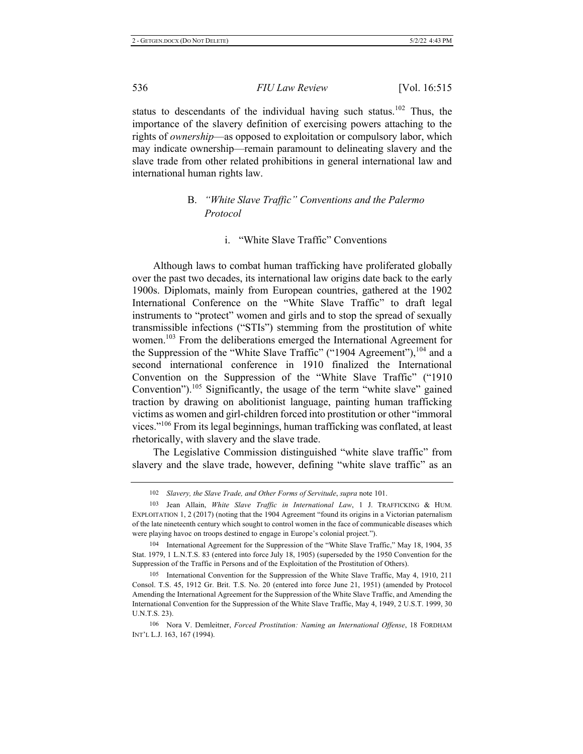status to descendants of the individual having such status.[102] Thus, the importance of the slavery definition of exercising powers attaching to the rights of *ownership*—as opposed to exploitation or compulsory labor, which may indicate ownership—remain paramount to delineating slavery and the slave trade from other related prohibitions in general international law and international human rights law.

### B. *"White Slave Traffic" Conventions and the Palermo Protocol*

#### i. "White Slave Traffic" Conventions

Although laws to combat human trafficking have proliferated globally over the past two decades, its international law origins date back to the early 1900s. Diplomats, mainly from European countries, gathered at the 1902 International Conference on the "White Slave Traffic" to draft legal instruments to "protect" women and girls and to stop the spread of sexually transmissible infections ("STIs") stemming from the prostitution of white women.[103] From the deliberations emerged the International Agreement for the Suppression of the "White Slave Traffic" ("1904 Agreement"),[104] and a second international conference in 1910 finalized the International Convention on the Suppression of the "White Slave Traffic" ("1910 Convention").[105] Significantly, the usage of the term "white slave" gained traction by drawing on abolitionist language, painting human trafficking victims as women and girl-children forced into prostitution or other "immoral vices."[106] From its legal beginnings, human trafficking was conflated, at least rhetorically, with slavery and the slave trade.

The Legislative Commission distinguished "white slave traffic" from slavery and the slave trade, however, defining "white slave traffic" as an

---

[102] *Slavery, the Slave Trade, and Other Forms of Servitude*, *supra* note 101.

[103] Jean Allain, *White Slave Traffic in International Law*, 1 J. TRAFFICKING & HUM. EXPLOITATION 1, 2 (2017) (noting that the 1904 Agreement "found its origins in a Victorian paternalism of the late nineteenth century which sought to control women in the face of communicable diseases which were playing havoc on troops destined to engage in Europe's colonial project.").

[104] International Agreement for the Suppression of the "White Slave Traffic," May 18, 1904, 35 Stat. 1979, 1 L.N.T.S. 83 (entered into force July 18, 1905) (superseded by the 1950 Convention for the Suppression of the Traffic in Persons and of the Exploitation of the Prostitution of Others).

[105] International Convention for the Suppression of the White Slave Traffic, May 4, 1910, 211 Consol. T.S. 45, 1912 Gr. Brit. T.S. No. 20 (entered into force June 21, 1951) (amended by Protocol Amending the International Agreement for the Suppression of the White Slave Traffic, and Amending the International Convention for the Suppression of the White Slave Traffic, May 4, 1949, 2 U.S.T. 1999, 30 U.N.T.S. 23).

[106] Nora V. Demleitner, *Forced Prostitution: Naming an International Offense*, 18 FORDHAM INT'L L.J. 163, 167 (1994).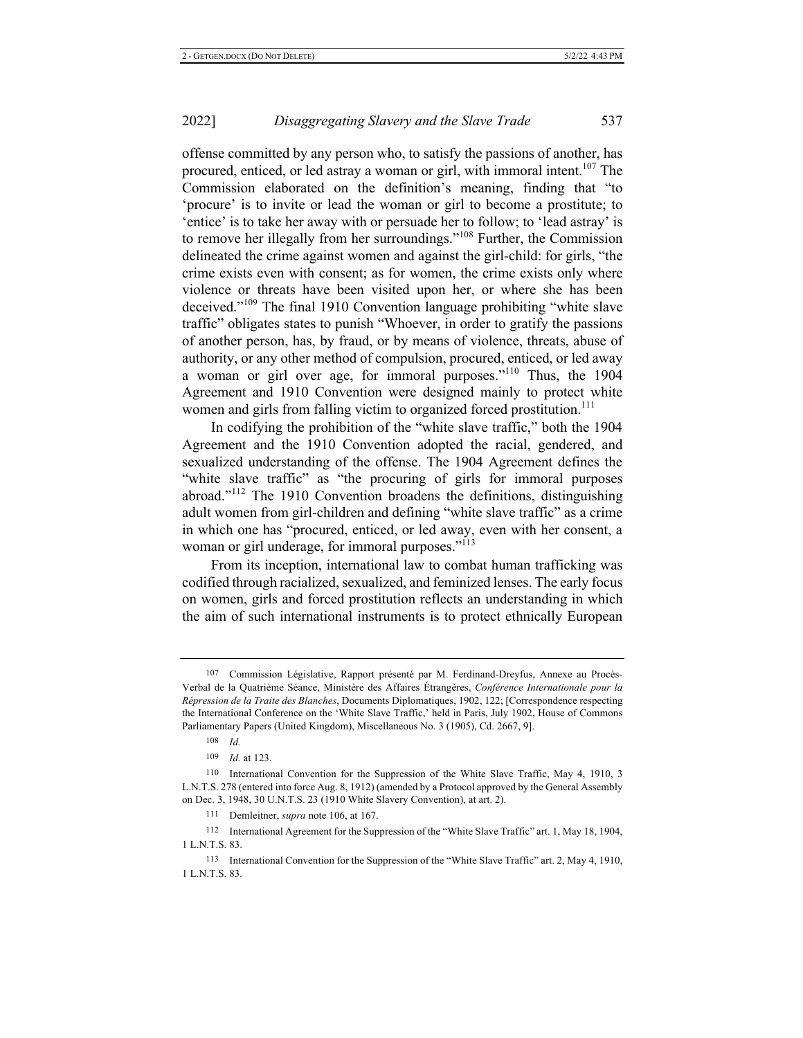offense committed by any person who, to satisfy the passions of another, has procured, enticed, or led astray a woman or girl, with immoral intent.[107] The Commission elaborated on the definition's meaning, finding that "to 'procure' is to invite or lead the woman or girl to become a prostitute; to 'entice' is to take her away with or persuade her to follow; to 'lead astray' is to remove her illegally from her surroundings."[108] Further, the Commission delineated the crime against women and against the girl-child: for girls, "the crime exists even with consent; as for women, the crime exists only where violence or threats have been visited upon her, or where she has been deceived."[109] The final 1910 Convention language prohibiting "white slave traffic" obligates states to punish "Whoever, in order to gratify the passions of another person, has, by fraud, or by means of violence, threats, abuse of authority, or any other method of compulsion, procured, enticed, or led away a woman or girl over age, for immoral purposes."[110] Thus, the 1904 Agreement and 1910 Convention were designed mainly to protect white women and girls from falling victim to organized forced prostitution.[111]

In codifying the prohibition of the "white slave traffic," both the 1904 Agreement and the 1910 Convention adopted the racial, gendered, and sexualized understanding of the offense. The 1904 Agreement defines the "white slave traffic" as "the procuring of girls for immoral purposes abroad."[112] The 1910 Convention broadens the definitions, distinguishing adult women from girl-children and defining "white slave traffic" as a crime in which one has "procured, enticed, or led away, even with her consent, a woman or girl underage, for immoral purposes."[113]

From its inception, international law to combat human trafficking was codified through racialized, sexualized, and feminized lenses. The early focus on women, girls and forced prostitution reflects an understanding in which the aim of such international instruments is to protect ethnically European

---

107 Commission Législative, Rapport présenté par M. Ferdinand-Dreyfus, Annexe au Procès-Verbal de la Quatrième Séance, Ministère des Affaires Étrangères, *Conférence Internationale pour la Répression de la Traite des Blanches*, Documents Diplomatiques, 1902, 122; [Correspondence respecting the International Conference on the 'White Slave Traffic,' held in Paris, July 1902, House of Commons Parliamentary Papers (United Kingdom), Miscellaneous No. 3 (1905), Cd. 2667, 9].

108 *Id.*

109 *Id.* at 123.

110 International Convention for the Suppression of the White Slave Traffic, May 4, 1910, 3 L.N.T.S. 278 (entered into force Aug. 8, 1912) (amended by a Protocol approved by the General Assembly on Dec. 3, 1948, 30 U.N.T.S. 23 (1910 White Slavery Convention), at art. 2).

111 Demleitner, *supra* note 106, at 167.

112 International Agreement for the Suppression of the "White Slave Traffic" art. 1, May 18, 1904, 1 L.N.T.S. 83.

113 International Convention for the Suppression of the "White Slave Traffic" art. 2, May 4, 1910, 1 L.N.T.S. 83.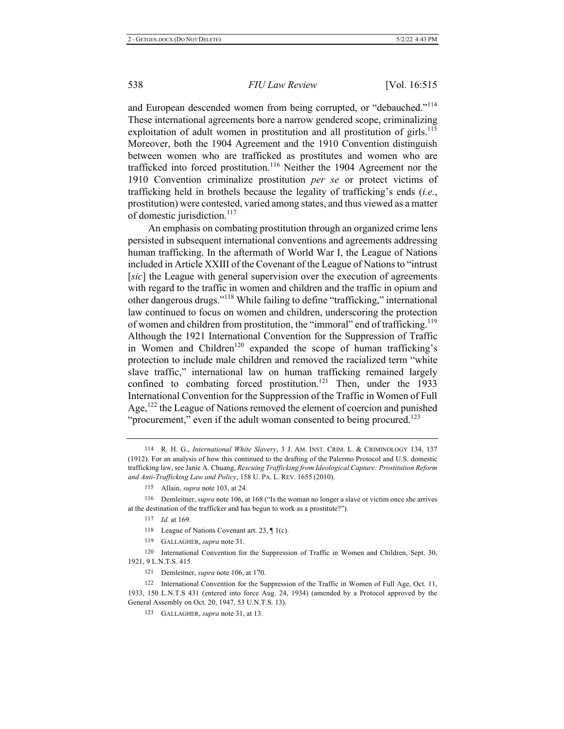and European descended women from being corrupted, or "debauched."[114] These international agreements bore a narrow gendered scope, criminalizing exploitation of adult women in prostitution and all prostitution of girls.[115] Moreover, both the 1904 Agreement and the 1910 Convention distinguish between women who are trafficked as prostitutes and women who are trafficked into forced prostitution.[116] Neither the 1904 Agreement nor the 1910 Convention criminalize prostitution *per se* or protect victims of trafficking held in brothels because the legality of trafficking's ends (*i.e.*, prostitution) were contested, varied among states, and thus viewed as a matter of domestic jurisdiction.[117]

An emphasis on combating prostitution through an organized crime lens persisted in subsequent international conventions and agreements addressing human trafficking. In the aftermath of World War I, the League of Nations included in Article XXIII of the Covenant of the League of Nations to "intrust [*sic*] the League with general supervision over the execution of agreements with regard to the traffic in women and children and the traffic in opium and other dangerous drugs."[118] While failing to define "trafficking," international law continued to focus on women and children, underscoring the protection of women and children from prostitution, the "immoral" end of trafficking.[119] Although the 1921 International Convention for the Suppression of Traffic in Women and Children[120] expanded the scope of human trafficking's protection to include male children and removed the racialized term "white slave traffic," international law on human trafficking remained largely confined to combating forced prostitution.[121] Then, under the 1933 International Convention for the Suppression of the Traffic in Women of Full Age,[122] the League of Nations removed the element of coercion and punished "procurement," even if the adult woman consented to being procured.[123]

---

114 R. H. G., *International White Slavery*, 3 J. AM. INST. CRIM. L. & CRIMINOLOGY 134, 137 (1912). For an analysis of how this continued to the drafting of the Palermo Protocol and U.S. domestic trafficking law, see Janie A. Chuang, *Rescuing Trafficking from Ideological Capture: Prostitution Reform and Anti-Trafficking Law and Policy*, 158 U. PA. L. REV. 1655 (2010).

115 Allain, *supra* note 103, at 24.

116 Demleitner, *supra* note 106, at 168 ("Is the woman no longer a slave or victim once she arrives at the destination of the trafficker and has begun to work as a prostitute?").

117 *Id.* at 169.

118 League of Nations Covenant art. 23, ¶ 1(c).

119 GALLAGHER, *supra* note 31.

120 International Convention for the Suppression of Traffic in Women and Children, Sept. 30, 1921, 9 L.N.T.S. 415.

121 Demleitner, *supra* note 106, at 170.

122 International Convention for the Suppression of the Traffic in Women of Full Age, Oct. 11, 1933, 150 L.N.T.S 431 (entered into force Aug. 24, 1934) (amended by a Protocol approved by the General Assembly on Oct. 20, 1947, 53 U.N.T.S. 13).

123 GALLAGHER, *supra* note 31, at 13.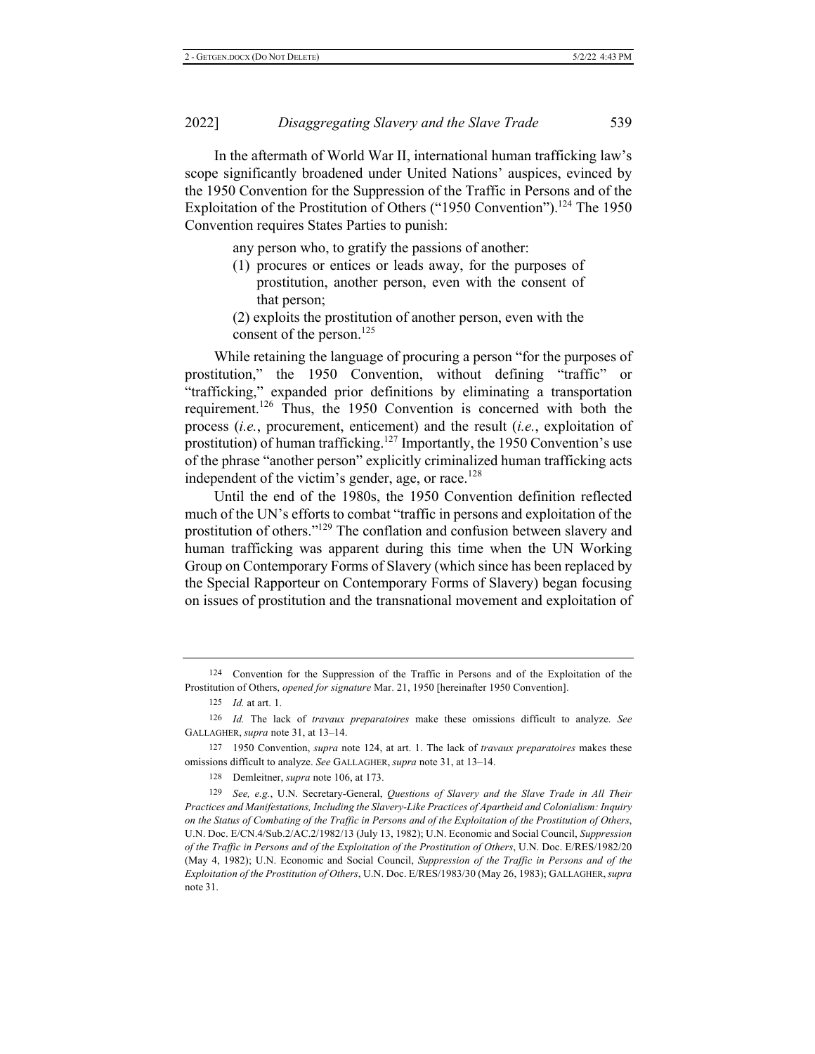In the aftermath of World War II, international human trafficking law's scope significantly broadened under United Nations' auspices, evinced by the 1950 Convention for the Suppression of the Traffic in Persons and of the Exploitation of the Prostitution of Others ("1950 Convention").[124] The 1950 Convention requires States Parties to punish:

> any person who, to gratify the passions of another:
>
> (1) procures or entices or leads away, for the purposes of prostitution, another person, even with the consent of that person;
>
> (2) exploits the prostitution of another person, even with the consent of the person.[125]

While retaining the language of procuring a person "for the purposes of prostitution," the 1950 Convention, without defining "traffic" or "trafficking," expanded prior definitions by eliminating a transportation requirement.[126] Thus, the 1950 Convention is concerned with both the process (*i.e.*, procurement, enticement) and the result (*i.e.*, exploitation of prostitution) of human trafficking.[127] Importantly, the 1950 Convention's use of the phrase "another person" explicitly criminalized human trafficking acts independent of the victim's gender, age, or race.[128]

Until the end of the 1980s, the 1950 Convention definition reflected much of the UN's efforts to combat "traffic in persons and exploitation of the prostitution of others."[129] The conflation and confusion between slavery and human trafficking was apparent during this time when the UN Working Group on Contemporary Forms of Slavery (which since has been replaced by the Special Rapporteur on Contemporary Forms of Slavery) began focusing on issues of prostitution and the transnational movement and exploitation of

---

124 Convention for the Suppression of the Traffic in Persons and of the Exploitation of the Prostitution of Others, *opened for signature* Mar. 21, 1950 [hereinafter 1950 Convention].

125 *Id.* at art. 1.

126 *Id.* The lack of *travaux preparatoires* make these omissions difficult to analyze. *See* GALLAGHER, *supra* note 31, at 13–14.

127 1950 Convention, *supra* note 124, at art. 1. The lack of *travaux preparatoires* makes these omissions difficult to analyze. *See* GALLAGHER, *supra* note 31, at 13–14.

128 Demleitner, *supra* note 106, at 173.

129 *See, e.g.*, U.N. Secretary-General, *Questions of Slavery and the Slave Trade in All Their Practices and Manifestations, Including the Slavery-Like Practices of Apartheid and Colonialism: Inquiry on the Status of Combating of the Traffic in Persons and of the Exploitation of the Prostitution of Others*, U.N. Doc. E/CN.4/Sub.2/AC.2/1982/13 (July 13, 1982); U.N. Economic and Social Council, *Suppression of the Traffic in Persons and of the Exploitation of the Prostitution of Others*, U.N. Doc. E/RES/1982/20 (May 4, 1982); U.N. Economic and Social Council, *Suppression of the Traffic in Persons and of the Exploitation of the Prostitution of Others*, U.N. Doc. E/RES/1983/30 (May 26, 1983); GALLAGHER, *supra* note 31.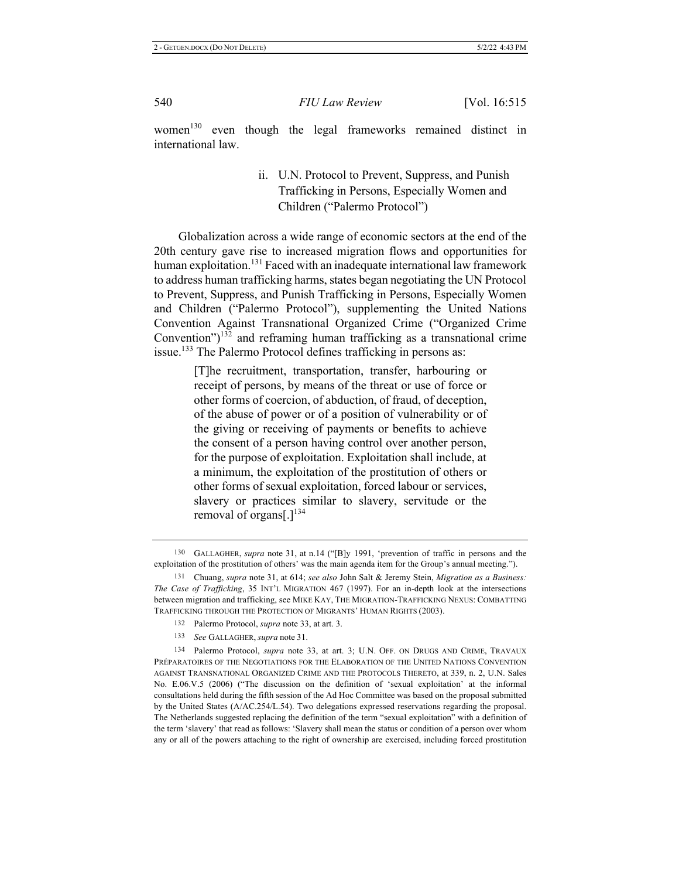women[130] even though the legal frameworks remained distinct in international law.

### ii. U.N. Protocol to Prevent, Suppress, and Punish Trafficking in Persons, Especially Women and Children ("Palermo Protocol")

Globalization across a wide range of economic sectors at the end of the 20th century gave rise to increased migration flows and opportunities for human exploitation.[131] Faced with an inadequate international law framework to address human trafficking harms, states began negotiating the UN Protocol to Prevent, Suppress, and Punish Trafficking in Persons, Especially Women and Children ("Palermo Protocol"), supplementing the United Nations Convention Against Transnational Organized Crime ("Organized Crime Convention")[132] and reframing human trafficking as a transnational crime issue.[133] The Palermo Protocol defines trafficking in persons as:

> [T]he recruitment, transportation, transfer, harbouring or receipt of persons, by means of the threat or use of force or other forms of coercion, of abduction, of fraud, of deception, of the abuse of power or of a position of vulnerability or of the giving or receiving of payments or benefits to achieve the consent of a person having control over another person, for the purpose of exploitation. Exploitation shall include, at a minimum, the exploitation of the prostitution of others or other forms of sexual exploitation, forced labour or services, slavery or practices similar to slavery, servitude or the removal of organs[.][134]

---

130 GALLAGHER, *supra* note 31, at n.14 ("[B]y 1991, 'prevention of traffic in persons and the exploitation of the prostitution of others' was the main agenda item for the Group's annual meeting.").

131 Chuang, *supra* note 31, at 614; *see also* John Salt & Jeremy Stein, *Migration as a Business: The Case of Trafficking*, 35 INT'L MIGRATION 467 (1997). For an in-depth look at the intersections between migration and trafficking, see MIKE KAY, THE MIGRATION-TRAFFICKING NEXUS: COMBATTING TRAFFICKING THROUGH THE PROTECTION OF MIGRANTS' HUMAN RIGHTS (2003).

132 Palermo Protocol, *supra* note 33, at art. 3.

133 *See* GALLAGHER, *supra* note 31.

134 Palermo Protocol, *supra* note 33, at art. 3; U.N. OFF. ON DRUGS AND CRIME, TRAVAUX PRÉPARATOIRES OF THE NEGOTIATIONS FOR THE ELABORATION OF THE UNITED NATIONS CONVENTION AGAINST TRANSNATIONAL ORGANIZED CRIME AND THE PROTOCOLS THERETO, at 339, n. 2, U.N. Sales No. E.06.V.5 (2006) ("The discussion on the definition of 'sexual exploitation' at the informal consultations held during the fifth session of the Ad Hoc Committee was based on the proposal submitted by the United States (A/AC.254/L.54). Two delegations expressed reservations regarding the proposal. The Netherlands suggested replacing the definition of the term "sexual exploitation" with a definition of the term 'slavery' that read as follows: 'Slavery shall mean the status or condition of a person over whom any or all of the powers attaching to the right of ownership are exercised, including forced prostitution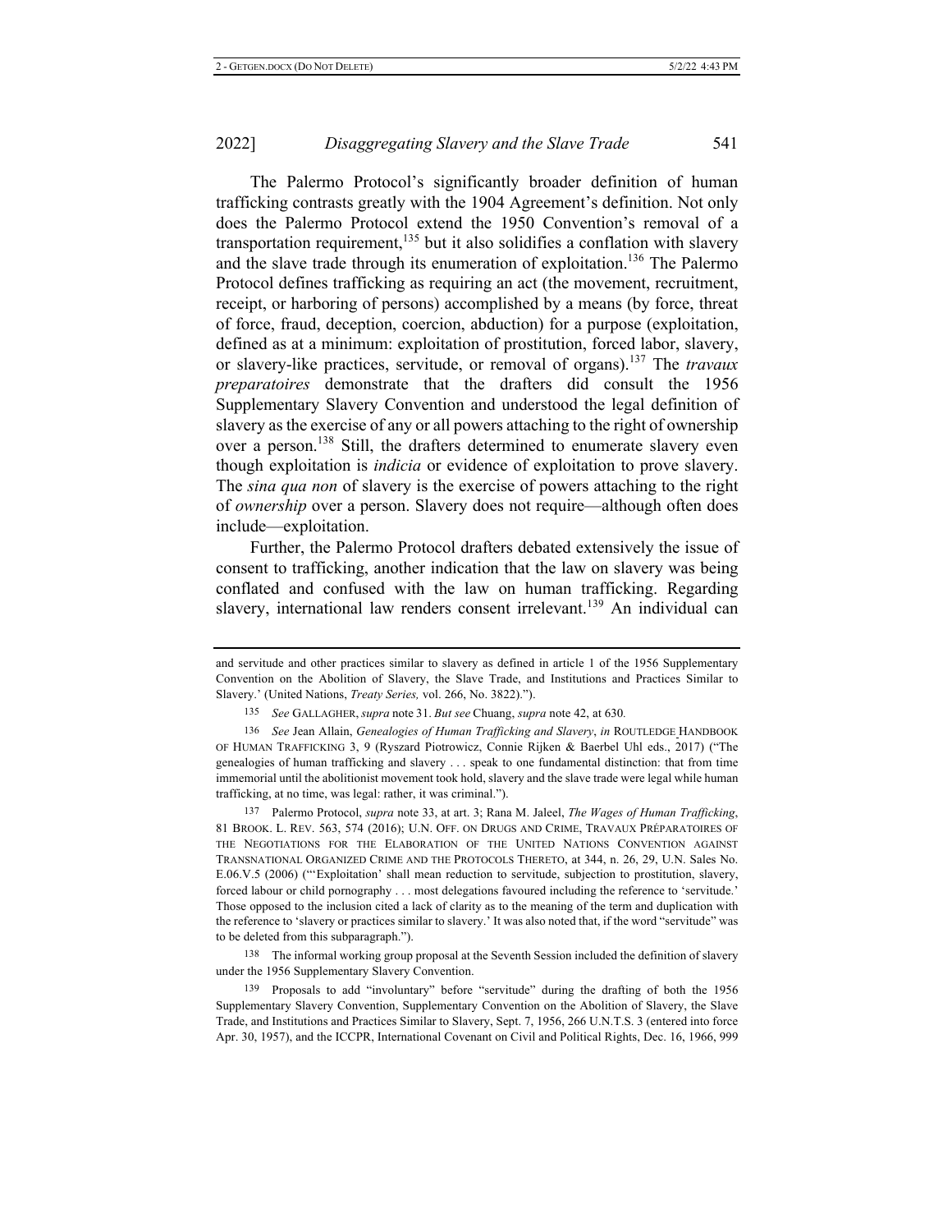The Palermo Protocol's significantly broader definition of human trafficking contrasts greatly with the 1904 Agreement's definition. Not only does the Palermo Protocol extend the 1950 Convention's removal of a transportation requirement,[135] but it also solidifies a conflation with slavery and the slave trade through its enumeration of exploitation.[136] The Palermo Protocol defines trafficking as requiring an act (the movement, recruitment, receipt, or harboring of persons) accomplished by a means (by force, threat of force, fraud, deception, coercion, abduction) for a purpose (exploitation, defined as at a minimum: exploitation of prostitution, forced labor, slavery, or slavery-like practices, servitude, or removal of organs).[137] The *travaux preparatoires* demonstrate that the drafters did consult the 1956 Supplementary Slavery Convention and understood the legal definition of slavery as the exercise of any or all powers attaching to the right of ownership over a person.[138] Still, the drafters determined to enumerate slavery even though exploitation is *indicia* or evidence of exploitation to prove slavery. The *sina qua non* of slavery is the exercise of powers attaching to the right of *ownership* over a person. Slavery does not require—although often does include—exploitation.

Further, the Palermo Protocol drafters debated extensively the issue of consent to trafficking, another indication that the law on slavery was being conflated and confused with the law on human trafficking. Regarding slavery, international law renders consent irrelevant.[139] An individual can

---

and servitude and other practices similar to slavery as defined in article 1 of the 1956 Supplementary Convention on the Abolition of Slavery, the Slave Trade, and Institutions and Practices Similar to Slavery.' (United Nations, *Treaty Series,* vol. 266, No. 3822).").

135 *See* GALLAGHER, *supra* note 31. *But see* Chuang, *supra* note 42, at 630.

136 *See* Jean Allain, *Genealogies of Human Trafficking and Slavery*, *in* ROUTLEDGE HANDBOOK OF HUMAN TRAFFICKING 3, 9 (Ryszard Piotrowicz, Connie Rijken & Baerbel Uhl eds., 2017) ("The genealogies of human trafficking and slavery . . . speak to one fundamental distinction: that from time immemorial until the abolitionist movement took hold, slavery and the slave trade were legal while human trafficking, at no time, was legal: rather, it was criminal.").

137 Palermo Protocol, *supra* note 33, at art. 3; Rana M. Jaleel, *The Wages of Human Trafficking*, 81 BROOK. L. REV. 563, 574 (2016); U.N. OFF. ON DRUGS AND CRIME, TRAVAUX PRÉPARATOIRES OF THE NEGOTIATIONS FOR THE ELABORATION OF THE UNITED NATIONS CONVENTION AGAINST TRANSNATIONAL ORGANIZED CRIME AND THE PROTOCOLS THERETO, at 344, n. 26, 29, U.N. Sales No. E.06.V.5 (2006) ("'Exploitation' shall mean reduction to servitude, subjection to prostitution, slavery, forced labour or child pornography . . . most delegations favoured including the reference to 'servitude.' Those opposed to the inclusion cited a lack of clarity as to the meaning of the term and duplication with the reference to 'slavery or practices similar to slavery.' It was also noted that, if the word "servitude" was to be deleted from this subparagraph.").

138 The informal working group proposal at the Seventh Session included the definition of slavery under the 1956 Supplementary Slavery Convention.

139 Proposals to add "involuntary" before "servitude" during the drafting of both the 1956 Supplementary Slavery Convention, Supplementary Convention on the Abolition of Slavery, the Slave Trade, and Institutions and Practices Similar to Slavery, Sept. 7, 1956, 266 U.N.T.S. 3 (entered into force Apr. 30, 1957), and the ICCPR, International Covenant on Civil and Political Rights, Dec. 16, 1966, 999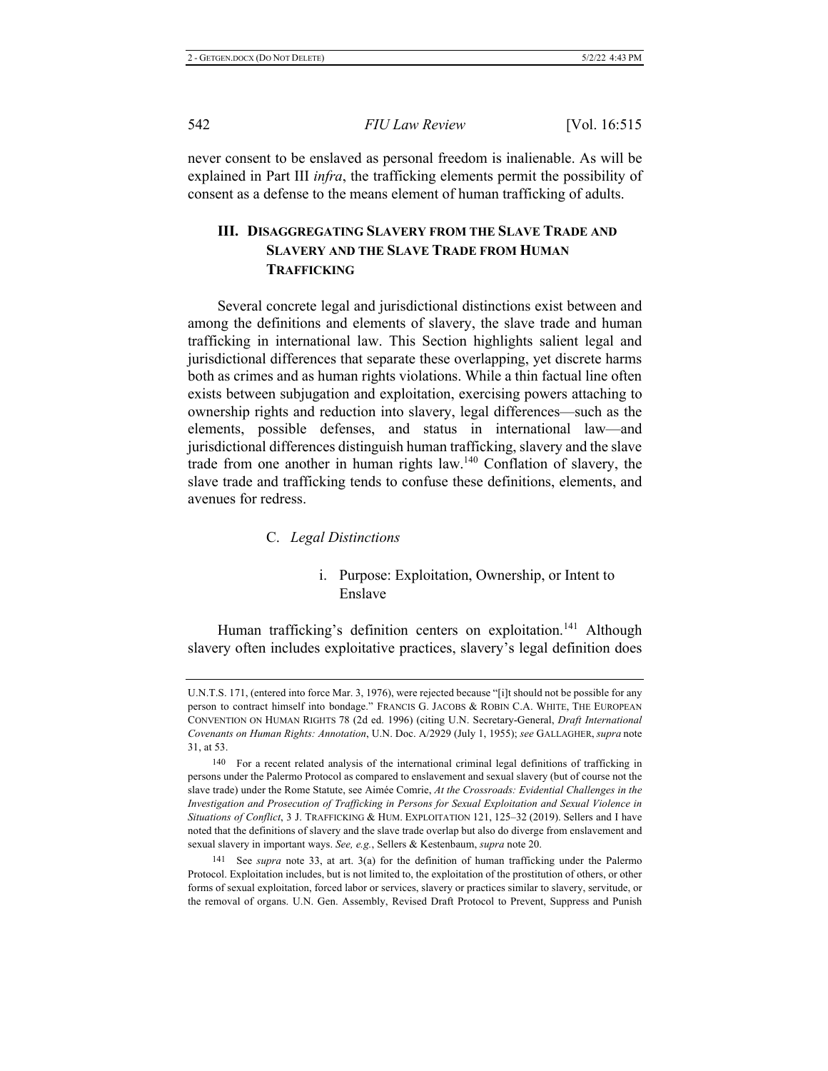never consent to be enslaved as personal freedom is inalienable. As will be explained in Part III *infra*, the trafficking elements permit the possibility of consent as a defense to the means element of human trafficking of adults.

## III. Disaggregating Slavery from the Slave Trade and Slavery and the Slave Trade from Human Trafficking

Several concrete legal and jurisdictional distinctions exist between and among the definitions and elements of slavery, the slave trade and human trafficking in international law. This Section highlights salient legal and jurisdictional differences that separate these overlapping, yet discrete harms both as crimes and as human rights violations. While a thin factual line often exists between subjugation and exploitation, exercising powers attaching to ownership rights and reduction into slavery, legal differences—such as the elements, possible defenses, and status in international law—and jurisdictional differences distinguish human trafficking, slavery and the slave trade from one another in human rights law.[140] Conflation of slavery, the slave trade and trafficking tends to confuse these definitions, elements, and avenues for redress.

### C. *Legal Distinctions*

#### i. Purpose: Exploitation, Ownership, or Intent to Enslave

Human trafficking's definition centers on exploitation.[141] Although slavery often includes exploitative practices, slavery's legal definition does

---

U.N.T.S. 171, (entered into force Mar. 3, 1976), were rejected because "[i]t should not be possible for any person to contract himself into bondage." FRANCIS G. JACOBS & ROBIN C.A. WHITE, THE EUROPEAN CONVENTION ON HUMAN RIGHTS 78 (2d ed. 1996) (citing U.N. Secretary-General, *Draft International Covenants on Human Rights: Annotation*, U.N. Doc. A/2929 (July 1, 1955); *see* GALLAGHER, *supra* note 31, at 53.

140 For a recent related analysis of the international criminal legal definitions of trafficking in persons under the Palermo Protocol as compared to enslavement and sexual slavery (but of course not the slave trade) under the Rome Statute, see Aimée Comrie, *At the Crossroads: Evidential Challenges in the Investigation and Prosecution of Trafficking in Persons for Sexual Exploitation and Sexual Violence in Situations of Conflict*, 3 J. TRAFFICKING & HUM. EXPLOITATION 121, 125–32 (2019). Sellers and I have noted that the definitions of slavery and the slave trade overlap but also do diverge from enslavement and sexual slavery in important ways. *See, e.g.*, Sellers & Kestenbaum, *supra* note 20.

141 See *supra* note 33, at art. 3(a) for the definition of human trafficking under the Palermo Protocol. Exploitation includes, but is not limited to, the exploitation of the prostitution of others, or other forms of sexual exploitation, forced labor or services, slavery or practices similar to slavery, servitude, or the removal of organs. U.N. Gen. Assembly, Revised Draft Protocol to Prevent, Suppress and Punish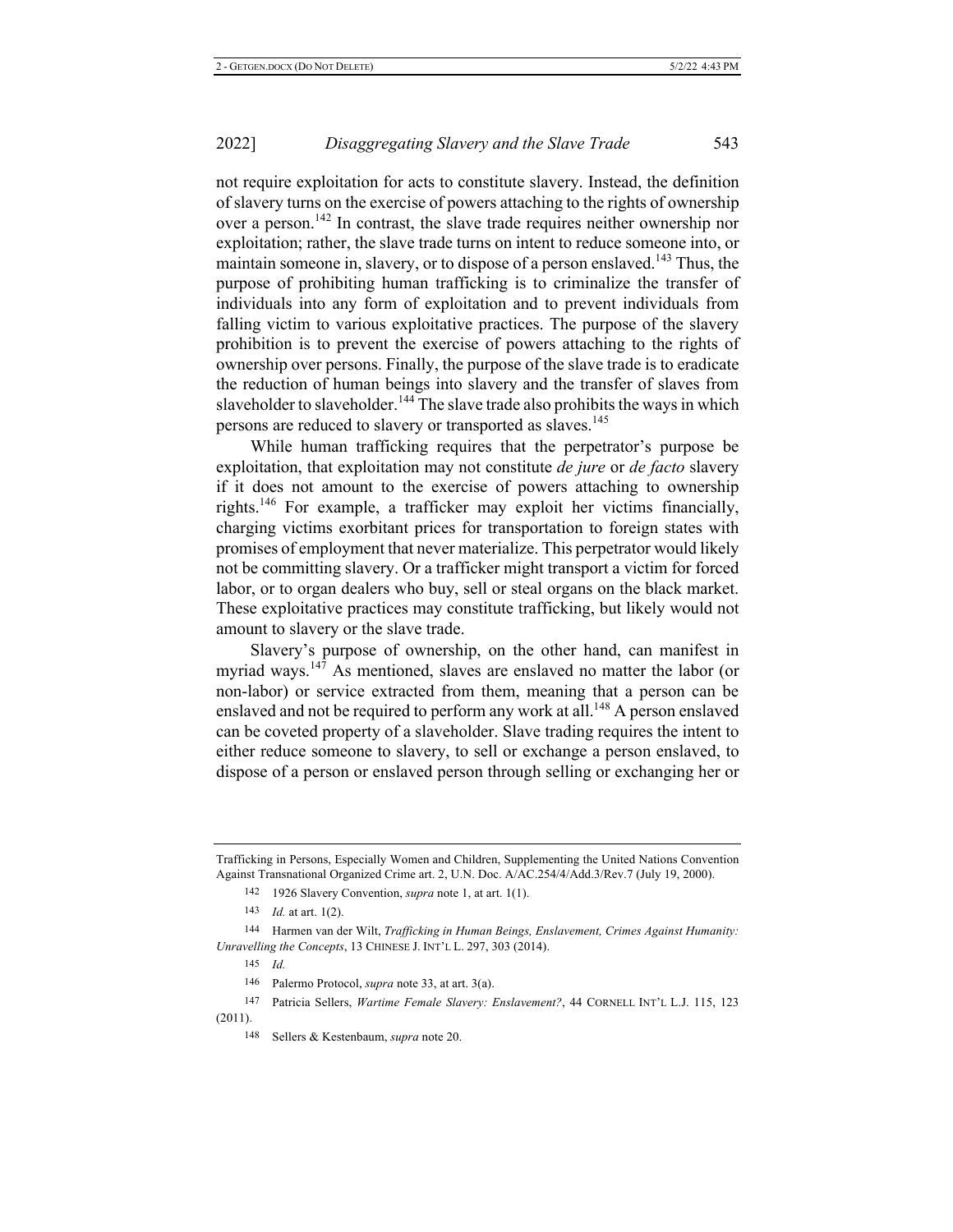not require exploitation for acts to constitute slavery. Instead, the definition of slavery turns on the exercise of powers attaching to the rights of ownership over a person.[142] In contrast, the slave trade requires neither ownership nor exploitation; rather, the slave trade turns on intent to reduce someone into, or maintain someone in, slavery, or to dispose of a person enslaved.[143] Thus, the purpose of prohibiting human trafficking is to criminalize the transfer of individuals into any form of exploitation and to prevent individuals from falling victim to various exploitative practices. The purpose of the slavery prohibition is to prevent the exercise of powers attaching to the rights of ownership over persons. Finally, the purpose of the slave trade is to eradicate the reduction of human beings into slavery and the transfer of slaves from slaveholder to slaveholder.[144] The slave trade also prohibits the ways in which persons are reduced to slavery or transported as slaves.[145]

While human trafficking requires that the perpetrator's purpose be exploitation, that exploitation may not constitute *de jure* or *de facto* slavery if it does not amount to the exercise of powers attaching to ownership rights.[146] For example, a trafficker may exploit her victims financially, charging victims exorbitant prices for transportation to foreign states with promises of employment that never materialize. This perpetrator would likely not be committing slavery. Or a trafficker might transport a victim for forced labor, or to organ dealers who buy, sell or steal organs on the black market. These exploitative practices may constitute trafficking, but likely would not amount to slavery or the slave trade.

Slavery's purpose of ownership, on the other hand, can manifest in myriad ways.[147] As mentioned, slaves are enslaved no matter the labor (or non-labor) or service extracted from them, meaning that a person can be enslaved and not be required to perform any work at all.[148] A person enslaved can be coveted property of a slaveholder. Slave trading requires the intent to either reduce someone to slavery, to sell or exchange a person enslaved, to dispose of a person or enslaved person through selling or exchanging her or

---

Trafficking in Persons, Especially Women and Children, Supplementing the United Nations Convention Against Transnational Organized Crime art. 2, U.N. Doc. A/AC.254/4/Add.3/Rev.7 (July 19, 2000).

142 1926 Slavery Convention, *supra* note 1, at art. 1(1).

143 *Id.* at art. 1(2).

144 Harmen van der Wilt, *Trafficking in Human Beings, Enslavement, Crimes Against Humanity: Unravelling the Concepts*, 13 CHINESE J. INT'L L. 297, 303 (2014).

145 *Id.*

146 Palermo Protocol, *supra* note 33, at art. 3(a).

147 Patricia Sellers, *Wartime Female Slavery: Enslavement?*, 44 CORNELL INT'L L.J. 115, 123 (2011).

148 Sellers & Kestenbaum, *supra* note 20.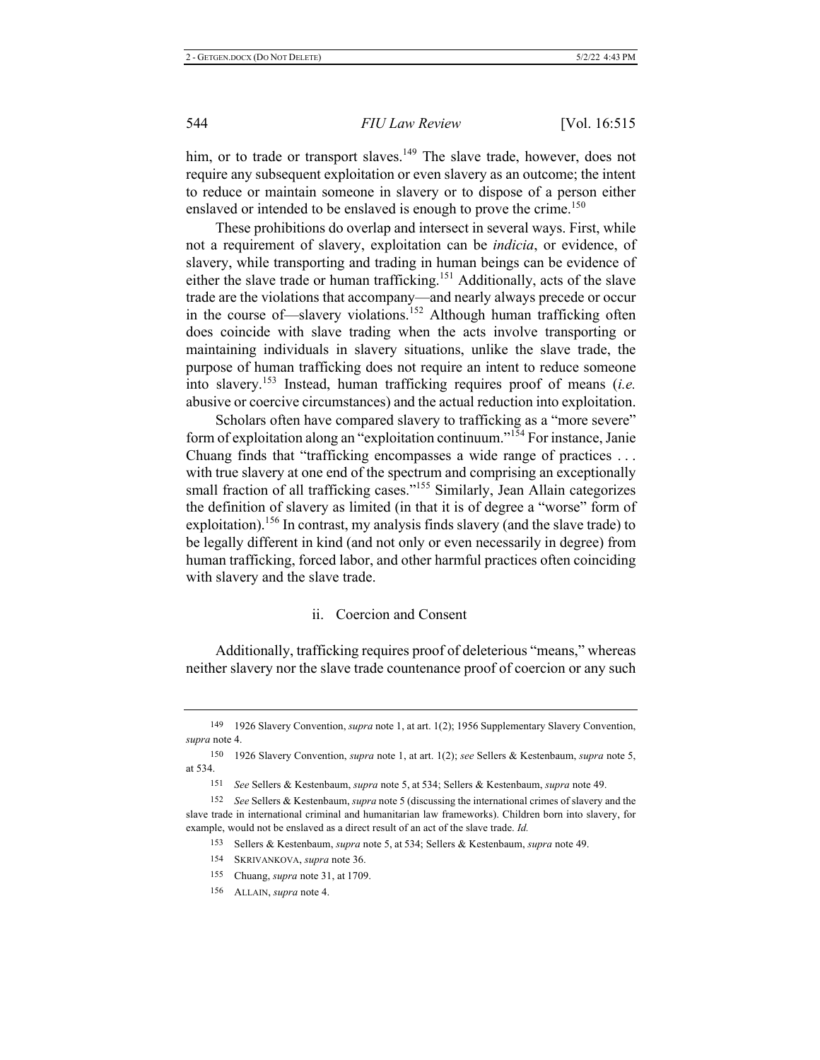him, or to trade or transport slaves.[149] The slave trade, however, does not require any subsequent exploitation or even slavery as an outcome; the intent to reduce or maintain someone in slavery or to dispose of a person either enslaved or intended to be enslaved is enough to prove the crime.[150]

These prohibitions do overlap and intersect in several ways. First, while not a requirement of slavery, exploitation can be *indicia*, or evidence, of slavery, while transporting and trading in human beings can be evidence of either the slave trade or human trafficking.[151] Additionally, acts of the slave trade are the violations that accompany—and nearly always precede or occur in the course of—slavery violations.[152] Although human trafficking often does coincide with slave trading when the acts involve transporting or maintaining individuals in slavery situations, unlike the slave trade, the purpose of human trafficking does not require an intent to reduce someone into slavery.[153] Instead, human trafficking requires proof of means (*i.e.* abusive or coercive circumstances) and the actual reduction into exploitation.

Scholars often have compared slavery to trafficking as a "more severe" form of exploitation along an "exploitation continuum."[154] For instance, Janie Chuang finds that "trafficking encompasses a wide range of practices . . . with true slavery at one end of the spectrum and comprising an exceptionally small fraction of all trafficking cases."[155] Similarly, Jean Allain categorizes the definition of slavery as limited (in that it is of degree a "worse" form of exploitation).[156] In contrast, my analysis finds slavery (and the slave trade) to be legally different in kind (and not only or even necessarily in degree) from human trafficking, forced labor, and other harmful practices often coinciding with slavery and the slave trade.

#### ii. Coercion and Consent

Additionally, trafficking requires proof of deleterious "means," whereas neither slavery nor the slave trade countenance proof of coercion or any such

---

149 1926 Slavery Convention, *supra* note 1, at art. 1(2); 1956 Supplementary Slavery Convention, *supra* note 4.

150 1926 Slavery Convention, *supra* note 1, at art. 1(2); *see* Sellers & Kestenbaum, *supra* note 5, at 534.

151 *See* Sellers & Kestenbaum, *supra* note 5, at 534; Sellers & Kestenbaum, *supra* note 49.

152 *See* Sellers & Kestenbaum, *supra* note 5 (discussing the international crimes of slavery and the slave trade in international criminal and humanitarian law frameworks). Children born into slavery, for example, would not be enslaved as a direct result of an act of the slave trade. *Id.*

153 Sellers & Kestenbaum, *supra* note 5, at 534; Sellers & Kestenbaum, *supra* note 49.

154 SKRIVANKOVA, *supra* note 36.

155 Chuang, *supra* note 31, at 1709.

156 ALLAIN, *supra* note 4.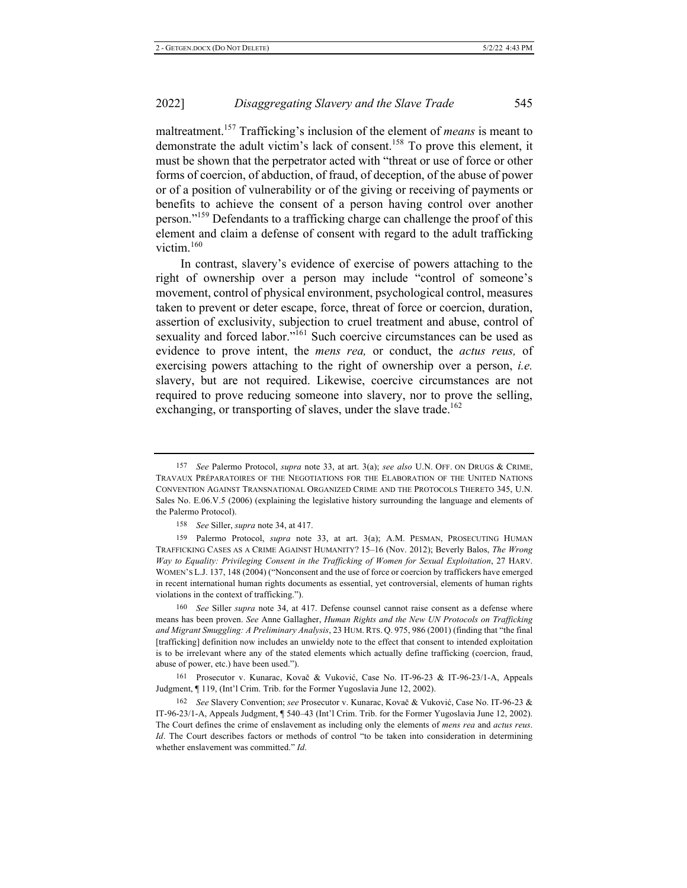maltreatment.[157] Trafficking's inclusion of the element of *means* is meant to demonstrate the adult victim's lack of consent.[158] To prove this element, it must be shown that the perpetrator acted with "threat or use of force or other forms of coercion, of abduction, of fraud, of deception, of the abuse of power or of a position of vulnerability or of the giving or receiving of payments or benefits to achieve the consent of a person having control over another person."[159] Defendants to a trafficking charge can challenge the proof of this element and claim a defense of consent with regard to the adult trafficking victim.[160]

In contrast, slavery's evidence of exercise of powers attaching to the right of ownership over a person may include "control of someone's movement, control of physical environment, psychological control, measures taken to prevent or deter escape, force, threat of force or coercion, duration, assertion of exclusivity, subjection to cruel treatment and abuse, control of sexuality and forced labor."[161] Such coercive circumstances can be used as evidence to prove intent, the *mens rea,* or conduct, the *actus reus,* of exercising powers attaching to the right of ownership over a person, *i.e.* slavery, but are not required. Likewise, coercive circumstances are not required to prove reducing someone into slavery, nor to prove the selling, exchanging, or transporting of slaves, under the slave trade.[162]

---

157 *See* Palermo Protocol, *supra* note 33, at art. 3(a); *see also* U.N. OFF. ON DRUGS & CRIME, TRAVAUX PRÉPARATOIRES OF THE NEGOTIATIONS FOR THE ELABORATION OF THE UNITED NATIONS CONVENTION AGAINST TRANSNATIONAL ORGANIZED CRIME AND THE PROTOCOLS THERETO 345, U.N. Sales No. E.06.V.5 (2006) (explaining the legislative history surrounding the language and elements of the Palermo Protocol).

158 *See* Siller, *supra* note 34, at 417.

159 Palermo Protocol, *supra* note 33, at art. 3(a); A.M. PESMAN, PROSECUTING HUMAN TRAFFICKING CASES AS A CRIME AGAINST HUMANITY? 15–16 (Nov. 2012); Beverly Balos, *The Wrong Way to Equality: Privileging Consent in the Trafficking of Women for Sexual Exploitation*, 27 HARV. WOMEN'S L.J. 137, 148 (2004) ("Nonconsent and the use of force or coercion by traffickers have emerged in recent international human rights documents as essential, yet controversial, elements of human rights violations in the context of trafficking.").

160 *See* Siller *supra* note 34, at 417. Defense counsel cannot raise consent as a defense where means has been proven. *See* Anne Gallagher, *Human Rights and the New UN Protocols on Trafficking and Migrant Smuggling: A Preliminary Analysis*, 23 HUM. RTS. Q. 975, 986 (2001) (finding that "the final [trafficking] definition now includes an unwieldy note to the effect that consent to intended exploitation is to be irrelevant where any of the stated elements which actually define trafficking (coercion, fraud, abuse of power, etc.) have been used.").

161 Prosecutor v. Kunarac, Kovač & Vuković, Case No. IT-96-23 & IT-96-23/1-A, Appeals Judgment, ¶ 119, (Int'l Crim. Trib. for the Former Yugoslavia June 12, 2002).

162 *See* Slavery Convention; *see* Prosecutor v. Kunarac, Kovač & Vuković, Case No. IT-96-23 & IT-96-23/1-A, Appeals Judgment, ¶ 540–43 (Int'l Crim. Trib. for the Former Yugoslavia June 12, 2002). The Court defines the crime of enslavement as including only the elements of *mens rea* and *actus reus*. *Id*. The Court describes factors or methods of control "to be taken into consideration in determining whether enslavement was committed." *Id*.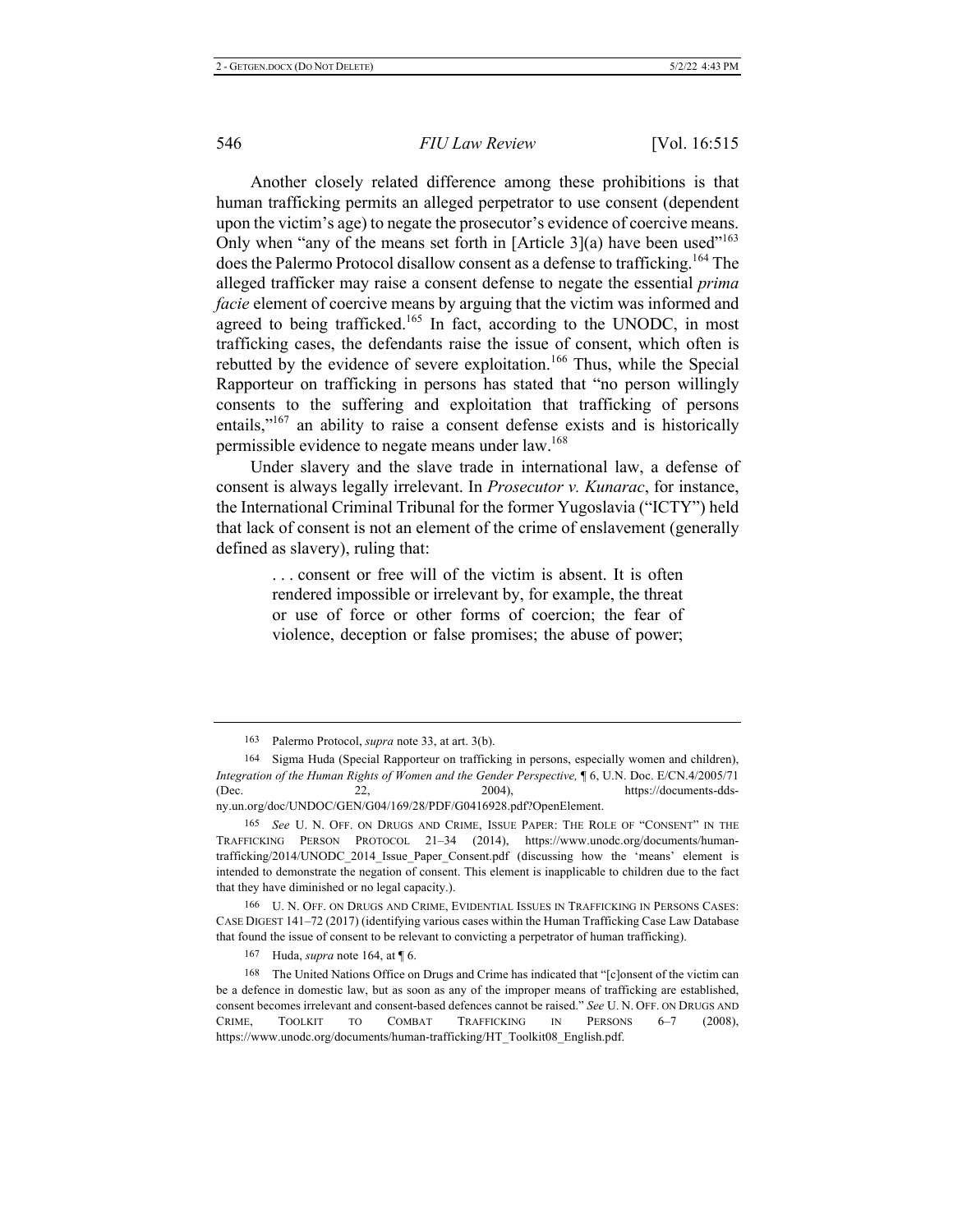Another closely related difference among these prohibitions is that human trafficking permits an alleged perpetrator to use consent (dependent upon the victim's age) to negate the prosecutor's evidence of coercive means. Only when "any of the means set forth in [Article 3](a) have been used"[163] does the Palermo Protocol disallow consent as a defense to trafficking.[164] The alleged trafficker may raise a consent defense to negate the essential *prima facie* element of coercive means by arguing that the victim was informed and agreed to being trafficked.[165] In fact, according to the UNODC, in most trafficking cases, the defendants raise the issue of consent, which often is rebutted by the evidence of severe exploitation.[166] Thus, while the Special Rapporteur on trafficking in persons has stated that "no person willingly consents to the suffering and exploitation that trafficking of persons entails,"[167] an ability to raise a consent defense exists and is historically permissible evidence to negate means under law.[168]

Under slavery and the slave trade in international law, a defense of consent is always legally irrelevant. In *Prosecutor v. Kunarac*, for instance, the International Criminal Tribunal for the former Yugoslavia ("ICTY") held that lack of consent is not an element of the crime of enslavement (generally defined as slavery), ruling that:

> . . . consent or free will of the victim is absent. It is often rendered impossible or irrelevant by, for example, the threat or use of force or other forms of coercion; the fear of violence, deception or false promises; the abuse of power;

---

163 Palermo Protocol, *supra* note 33, at art. 3(b).

164 Sigma Huda (Special Rapporteur on trafficking in persons, especially women and children), *Integration of the Human Rights of Women and the Gender Perspective,* ¶ 6, U.N. Doc. E/CN.4/2005/71 (Dec. 22, 2004), https://documents-dds-ny.un.org/doc/UNDOC/GEN/G04/169/28/PDF/G0416928.pdf?OpenElement.

165 *See* U. N. OFF. ON DRUGS AND CRIME, ISSUE PAPER: THE ROLE OF "CONSENT" IN THE TRAFFICKING PERSON PROTOCOL 21–34 (2014), https://www.unodc.org/documents/human-trafficking/2014/UNODC_2014_Issue_Paper_Consent.pdf (discussing how the 'means' element is intended to demonstrate the negation of consent. This element is inapplicable to children due to the fact that they have diminished or no legal capacity.).

166 U. N. OFF. ON DRUGS AND CRIME, EVIDENTIAL ISSUES IN TRAFFICKING IN PERSONS CASES: CASE DIGEST 141–72 (2017) (identifying various cases within the Human Trafficking Case Law Database that found the issue of consent to be relevant to convicting a perpetrator of human trafficking).

167 Huda, *supra* note 164, at ¶ 6.

168 The United Nations Office on Drugs and Crime has indicated that "[c]onsent of the victim can be a defence in domestic law, but as soon as any of the improper means of trafficking are established, consent becomes irrelevant and consent-based defences cannot be raised." *See* U. N. OFF. ON DRUGS AND CRIME, TOOLKIT TO COMBAT TRAFFICKING IN PERSONS 6–7 (2008), https://www.unodc.org/documents/human-trafficking/HT_Toolkit08_English.pdf.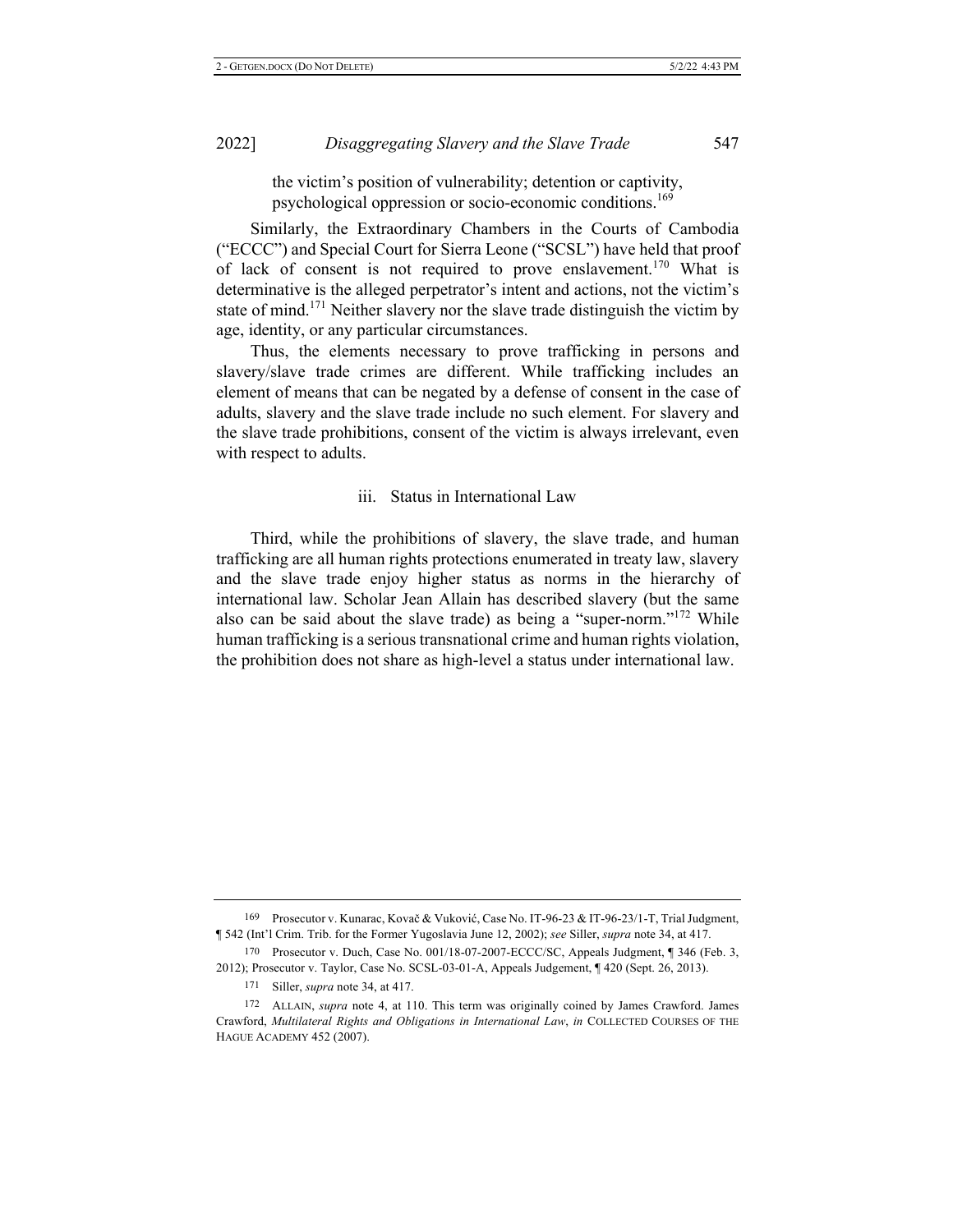> the victim's position of vulnerability; detention or captivity, psychological oppression or socio-economic conditions.[169]

Similarly, the Extraordinary Chambers in the Courts of Cambodia ("ECCC") and Special Court for Sierra Leone ("SCSL") have held that proof of lack of consent is not required to prove enslavement.[170] What is determinative is the alleged perpetrator's intent and actions, not the victim's state of mind.[171] Neither slavery nor the slave trade distinguish the victim by age, identity, or any particular circumstances.

Thus, the elements necessary to prove trafficking in persons and slavery/slave trade crimes are different. While trafficking includes an element of means that can be negated by a defense of consent in the case of adults, slavery and the slave trade include no such element. For slavery and the slave trade prohibitions, consent of the victim is always irrelevant, even with respect to adults.

### iii. Status in International Law

Third, while the prohibitions of slavery, the slave trade, and human trafficking are all human rights protections enumerated in treaty law, slavery and the slave trade enjoy higher status as norms in the hierarchy of international law. Scholar Jean Allain has described slavery (but the same also can be said about the slave trade) as being a "super-norm."[172] While human trafficking is a serious transnational crime and human rights violation, the prohibition does not share as high-level a status under international law.

---

169 Prosecutor v. Kunarac, Kovač & Vuković, Case No. IT-96-23 & IT-96-23/1-T, Trial Judgment, ¶ 542 (Int'l Crim. Trib. for the Former Yugoslavia June 12, 2002); *see* Siller, *supra* note 34, at 417.

170 Prosecutor v. Duch, Case No. 001/18-07-2007-ECCC/SC, Appeals Judgment, ¶ 346 (Feb. 3, 2012); Prosecutor v. Taylor, Case No. SCSL-03-01-A, Appeals Judgement, ¶ 420 (Sept. 26, 2013).

171 Siller, *supra* note 34, at 417.

172 ALLAIN, *supra* note 4, at 110. This term was originally coined by James Crawford. James Crawford, *Multilateral Rights and Obligations in International Law*, *in* COLLECTED COURSES OF THE HAGUE ACADEMY 452 (2007).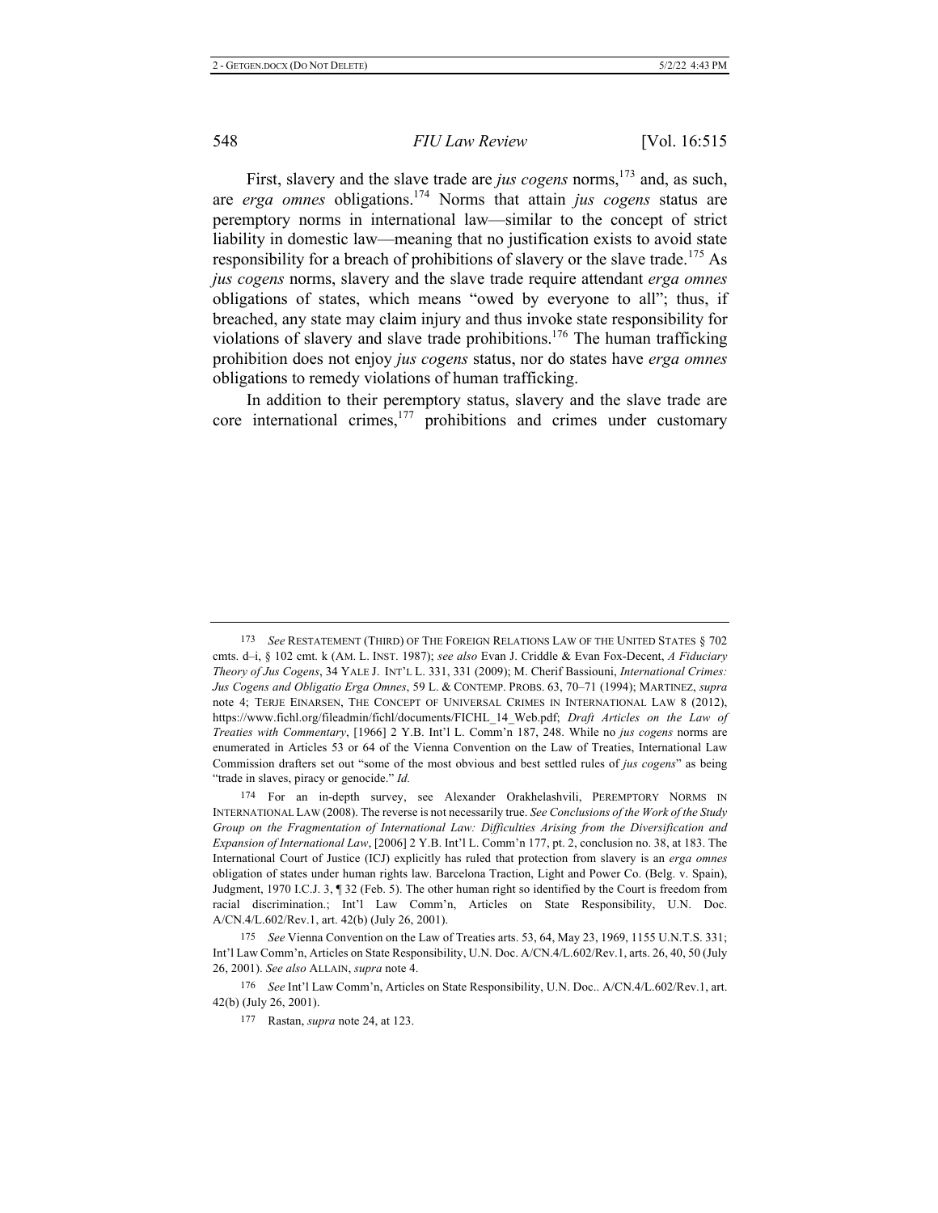First, slavery and the slave trade are *jus cogens* norms,[173] and, as such, are *erga omnes* obligations.[174] Norms that attain *jus cogens* status are peremptory norms in international law—similar to the concept of strict liability in domestic law—meaning that no justification exists to avoid state responsibility for a breach of prohibitions of slavery or the slave trade.[175] As *jus cogens* norms, slavery and the slave trade require attendant *erga omnes* obligations of states, which means "owed by everyone to all"; thus, if breached, any state may claim injury and thus invoke state responsibility for violations of slavery and slave trade prohibitions.[176] The human trafficking prohibition does not enjoy *jus cogens* status, nor do states have *erga omnes* obligations to remedy violations of human trafficking.

In addition to their peremptory status, slavery and the slave trade are core international crimes,[177] prohibitions and crimes under customary

---

173 *See* RESTATEMENT (THIRD) OF THE FOREIGN RELATIONS LAW OF THE UNITED STATES § 702 cmts. d–i, § 102 cmt. k (AM. L. INST. 1987); *see also* Evan J. Criddle & Evan Fox-Decent, *A Fiduciary Theory of Jus Cogens*, 34 YALE J. INT'L L. 331, 331 (2009); M. Cherif Bassiouni, *International Crimes: Jus Cogens and Obligatio Erga Omnes*, 59 L. & CONTEMP. PROBS. 63, 70–71 (1994); MARTINEZ, *supra* note 4; TERJE EINARSEN, THE CONCEPT OF UNIVERSAL CRIMES IN INTERNATIONAL LAW 8 (2012), https://www.fichl.org/fileadmin/fichl/documents/FICHL_14_Web.pdf; *Draft Articles on the Law of Treaties with Commentary*, [1966] 2 Y.B. Int'l L. Comm'n 187, 248. While no *jus cogens* norms are enumerated in Articles 53 or 64 of the Vienna Convention on the Law of Treaties, International Law Commission drafters set out "some of the most obvious and best settled rules of *jus cogens*" as being "trade in slaves, piracy or genocide." *Id.*

174 For an in-depth survey, see Alexander Orakhelashvili, PEREMPTORY NORMS IN INTERNATIONAL LAW (2008). The reverse is not necessarily true. *See Conclusions of the Work of the Study Group on the Fragmentation of International Law: Difficulties Arising from the Diversification and Expansion of International Law*, [2006] 2 Y.B. Int'l L. Comm'n 177, pt. 2, conclusion no. 38, at 183. The International Court of Justice (ICJ) explicitly has ruled that protection from slavery is an *erga omnes* obligation of states under human rights law. Barcelona Traction, Light and Power Co. (Belg. v. Spain), Judgment, 1970 I.C.J. 3, ¶ 32 (Feb. 5). The other human right so identified by the Court is freedom from racial discrimination.; Int'l Law Comm'n, Articles on State Responsibility, U.N. Doc. A/CN.4/L.602/Rev.1, art. 42(b) (July 26, 2001).

175 *See* Vienna Convention on the Law of Treaties arts. 53, 64, May 23, 1969, 1155 U.N.T.S. 331; Int'l Law Comm'n, Articles on State Responsibility, U.N. Doc. A/CN.4/L.602/Rev.1, arts. 26, 40, 50 (July 26, 2001). *See also* ALLAIN, *supra* note 4.

176 *See* Int'l Law Comm'n, Articles on State Responsibility, U.N. Doc.. A/CN.4/L.602/Rev.1, art. 42(b) (July 26, 2001).

177 Rastan, *supra* note 24, at 123.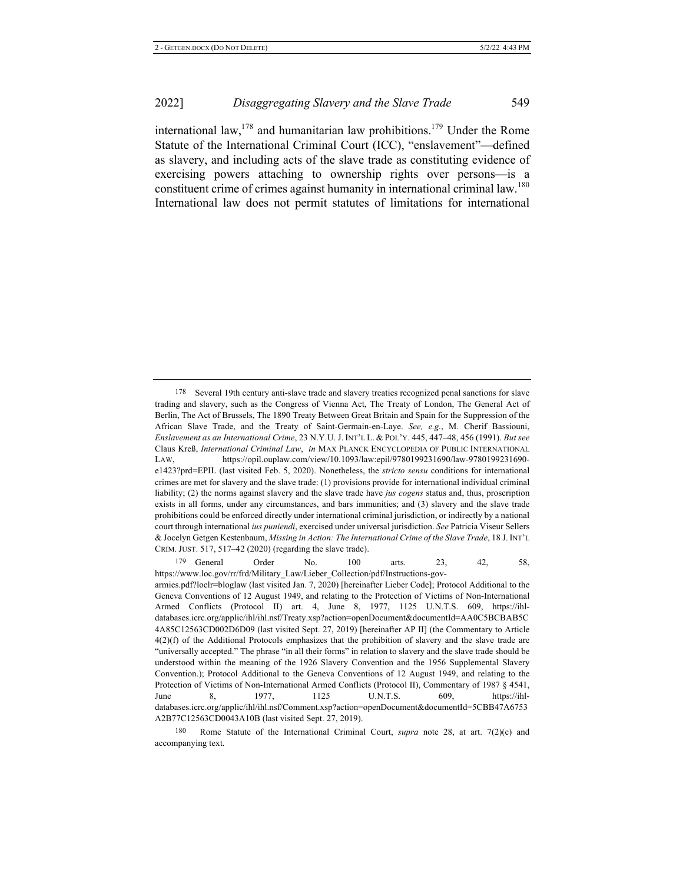international law,[178] and humanitarian law prohibitions.[179] Under the Rome Statute of the International Criminal Court (ICC), "enslavement"—defined as slavery, and including acts of the slave trade as constituting evidence of exercising powers attaching to ownership rights over persons—is a constituent crime of crimes against humanity in international criminal law.[180] International law does not permit statutes of limitations for international

---

178 Several 19th century anti-slave trade and slavery treaties recognized penal sanctions for slave trading and slavery, such as the Congress of Vienna Act, The Treaty of London, The General Act of Berlin, The Act of Brussels, The 1890 Treaty Between Great Britain and Spain for the Suppression of the African Slave Trade, and the Treaty of Saint-Germain-en-Laye. *See, e.g.*, M. Cherif Bassiouni, *Enslavement as an International Crime*, 23 N.Y.U. J. INT'L L. & POL'Y. 445, 447–48, 456 (1991). *But see* Claus Kreß, *International Criminal Law*, *in* MAX PLANCK ENCYCLOPEDIA OF PUBLIC INTERNATIONAL LAW, https://opil.ouplaw.com/view/10.1093/law:epil/9780199231690/law-9780199231690-e1423?prd=EPIL (last visited Feb. 5, 2020). Nonetheless, the *stricto sensu* conditions for international crimes are met for slavery and the slave trade: (1) provisions provide for international individual criminal liability; (2) the norms against slavery and the slave trade have *jus cogens* status and, thus, proscription exists in all forms, under any circumstances, and bars immunities; and (3) slavery and the slave trade prohibitions could be enforced directly under international criminal jurisdiction, or indirectly by a national court through international *ius puniendi*, exercised under universal jurisdiction. *See* Patricia Viseur Sellers & Jocelyn Getgen Kestenbaum, *Missing in Action: The International Crime of the Slave Trade*, 18 J. INT'L CRIM. JUST. 517, 517–42 (2020) (regarding the slave trade).

179 General Order No. 100 arts. 23, 42, 58, https://www.loc.gov/rr/frd/Military_Law/Lieber_Collection/pdf/Instructions-gov-armies.pdf?loclr=bloglaw (last visited Jan. 7, 2020) [hereinafter Lieber Code]; Protocol Additional to the Geneva Conventions of 12 August 1949, and relating to the Protection of Victims of Non-International Armed Conflicts (Protocol II) art. 4, June 8, 1977, 1125 U.N.T.S. 609, https://ihl-databases.icrc.org/applic/ihl/ihl.nsf/Treaty.xsp?action=openDocument&documentId=AA0C5BCBAB5C4A85C12563CD002D6D09 (last visited Sept. 27, 2019) [hereinafter AP II] (the Commentary to Article 4(2)(f) of the Additional Protocols emphasizes that the prohibition of slavery and the slave trade are "universally accepted." The phrase "in all their forms" in relation to slavery and the slave trade should be understood within the meaning of the 1926 Slavery Convention and the 1956 Supplemental Slavery Convention.); Protocol Additional to the Geneva Conventions of 12 August 1949, and relating to the Protection of Victims of Non-International Armed Conflicts (Protocol II), Commentary of 1987 § 4541, June 8, 1977, 1125 U.N.T.S. 609, https://ihl-databases.icrc.org/applic/ihl/ihl.nsf/Comment.xsp?action=openDocument&documentId=5CBB47A6753A2B77C12563CD0043A10B (last visited Sept. 27, 2019).

180 Rome Statute of the International Criminal Court, *supra* note 28, at art. 7(2)(c) and accompanying text.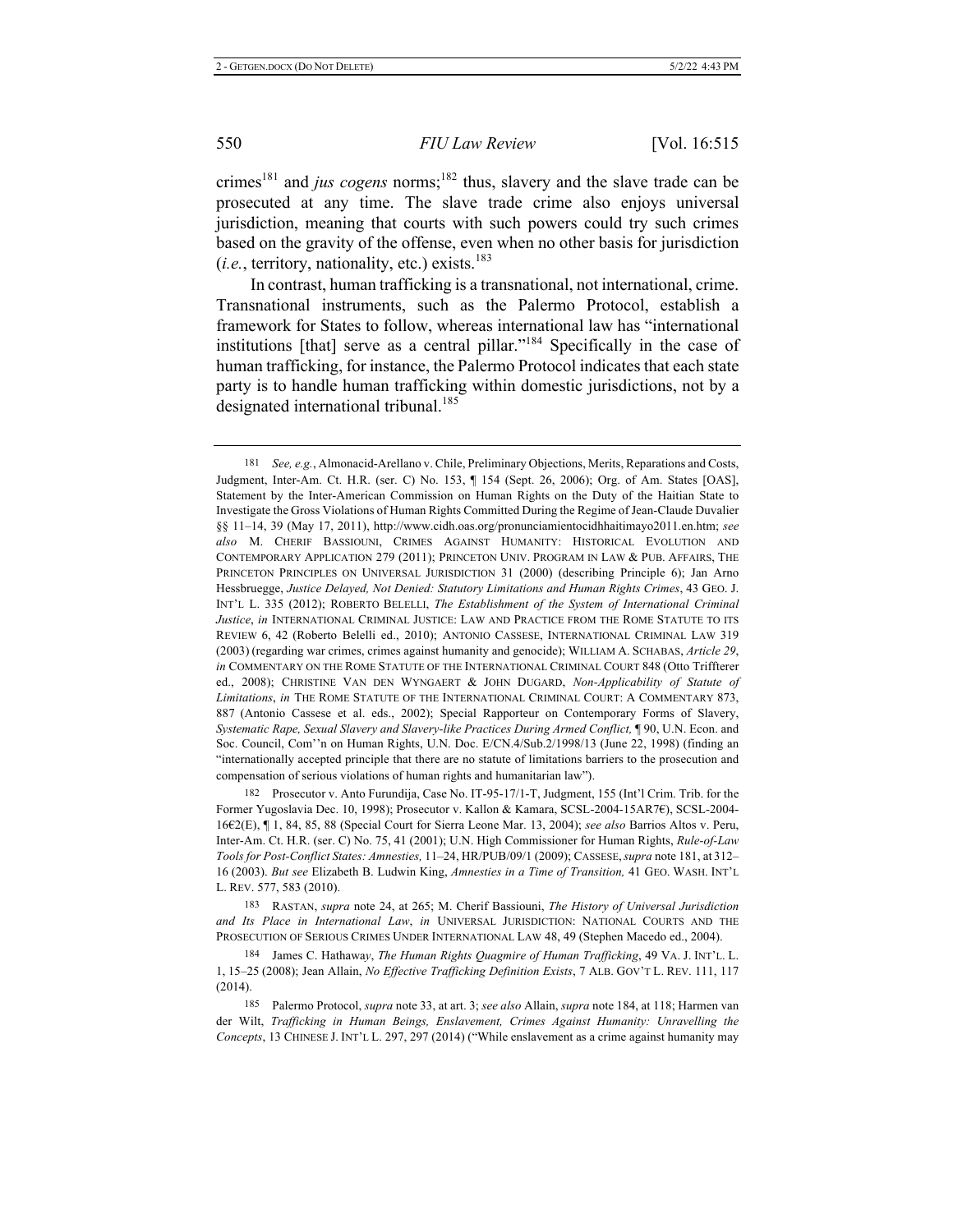crimes[181] and *jus cogens* norms;[182] thus, slavery and the slave trade can be prosecuted at any time. The slave trade crime also enjoys universal jurisdiction, meaning that courts with such powers could try such crimes based on the gravity of the offense, even when no other basis for jurisdiction (*i.e.*, territory, nationality, etc.) exists.[183]

In contrast, human trafficking is a transnational, not international, crime. Transnational instruments, such as the Palermo Protocol, establish a framework for States to follow, whereas international law has "international institutions [that] serve as a central pillar."[184] Specifically in the case of human trafficking, for instance, the Palermo Protocol indicates that each state party is to handle human trafficking within domestic jurisdictions, not by a designated international tribunal.[185]

---

181 *See, e.g.*, Almonacid-Arellano v. Chile, Preliminary Objections, Merits, Reparations and Costs, Judgment, Inter-Am. Ct. H.R. (ser. C) No. 153, ¶ 154 (Sept. 26, 2006); Org. of Am. States [OAS], Statement by the Inter-American Commission on Human Rights on the Duty of the Haitian State to Investigate the Gross Violations of Human Rights Committed During the Regime of Jean-Claude Duvalier §§ 11–14, 39 (May 17, 2011), http://www.cidh.oas.org/pronunciamientocidhhaitimayo2011.en.htm; *see also* M. CHERIF BASSIOUNI, CRIMES AGAINST HUMANITY: HISTORICAL EVOLUTION AND CONTEMPORARY APPLICATION 279 (2011); PRINCETON UNIV. PROGRAM IN LAW & PUB. AFFAIRS, THE PRINCETON PRINCIPLES ON UNIVERSAL JURISDICTION 31 (2000) (describing Principle 6); Jan Arno Hessbruegge, *Justice Delayed, Not Denied: Statutory Limitations and Human Rights Crimes*, 43 GEO. J. INT'L L. 335 (2012); ROBERTO BELELLI, *The Establishment of the System of International Criminal Justice*, *in* INTERNATIONAL CRIMINAL JUSTICE: LAW AND PRACTICE FROM THE ROME STATUTE TO ITS REVIEW 6, 42 (Roberto Belelli ed., 2010); ANTONIO CASSESE, INTERNATIONAL CRIMINAL LAW 319 (2003) (regarding war crimes, crimes against humanity and genocide); WILLIAM A. SCHABAS, *Article 29*, *in* COMMENTARY ON THE ROME STATUTE OF THE INTERNATIONAL CRIMINAL COURT 848 (Otto Triffterer ed., 2008); CHRISTINE VAN DEN WYNGAERT & JOHN DUGARD, *Non-Applicability of Statute of Limitations*, *in* THE ROME STATUTE OF THE INTERNATIONAL CRIMINAL COURT: A COMMENTARY 873, 887 (Antonio Cassese et al. eds., 2002); Special Rapporteur on Contemporary Forms of Slavery, *Systematic Rape, Sexual Slavery and Slavery-like Practices During Armed Conflict,* ¶ 90, U.N. Econ. and Soc. Council, Com''n on Human Rights, U.N. Doc. E/CN.4/Sub.2/1998/13 (June 22, 1998) (finding an "internationally accepted principle that there are no statute of limitations barriers to the prosecution and compensation of serious violations of human rights and humanitarian law").

182 Prosecutor v. Anto Furundija, Case No. IT-95-17/1-T, Judgment, 155 (Int'l Crim. Trib. for the Former Yugoslavia Dec. 10, 1998); Prosecutor v. Kallon & Kamara, SCSL-2004-15AR7€), SCSL-2004-16€2(E), ¶ 1, 84, 85, 88 (Special Court for Sierra Leone Mar. 13, 2004); *see also* Barrios Altos v. Peru, Inter-Am. Ct. H.R. (ser. C) No. 75, 41 (2001); U.N. High Commissioner for Human Rights, *Rule-of-Law Tools for Post-Conflict States: Amnesties,* 11–24, HR/PUB/09/1 (2009); CASSESE, *supra* note 181, at 312–16 (2003). *But see* Elizabeth B. Ludwin King, *Amnesties in a Time of Transition,* 41 GEO. WASH. INT'L L. REV. 577, 583 (2010).

183 RASTAN, *supra* note 24, at 265; M. Cherif Bassiouni, *The History of Universal Jurisdiction and Its Place in International Law*, *in* UNIVERSAL JURISDICTION: NATIONAL COURTS AND THE PROSECUTION OF SERIOUS CRIMES UNDER INTERNATIONAL LAW 48, 49 (Stephen Macedo ed., 2004).

184 James C. Hathaway, *The Human Rights Quagmire of Human Trafficking*, 49 VA. J. INT'L L. 1, 15–25 (2008); Jean Allain, *No Effective Trafficking Definition Exists*, 7 ALB. GOV'T L. REV. 111, 117 (2014).

185 Palermo Protocol, *supra* note 33, at art. 3; *see also* Allain, *supra* note 184, at 118; Harmen van der Wilt, *Trafficking in Human Beings, Enslavement, Crimes Against Humanity: Unravelling the Concepts*, 13 CHINESE J. INT'L L. 297, 297 (2014) ("While enslavement as a crime against humanity may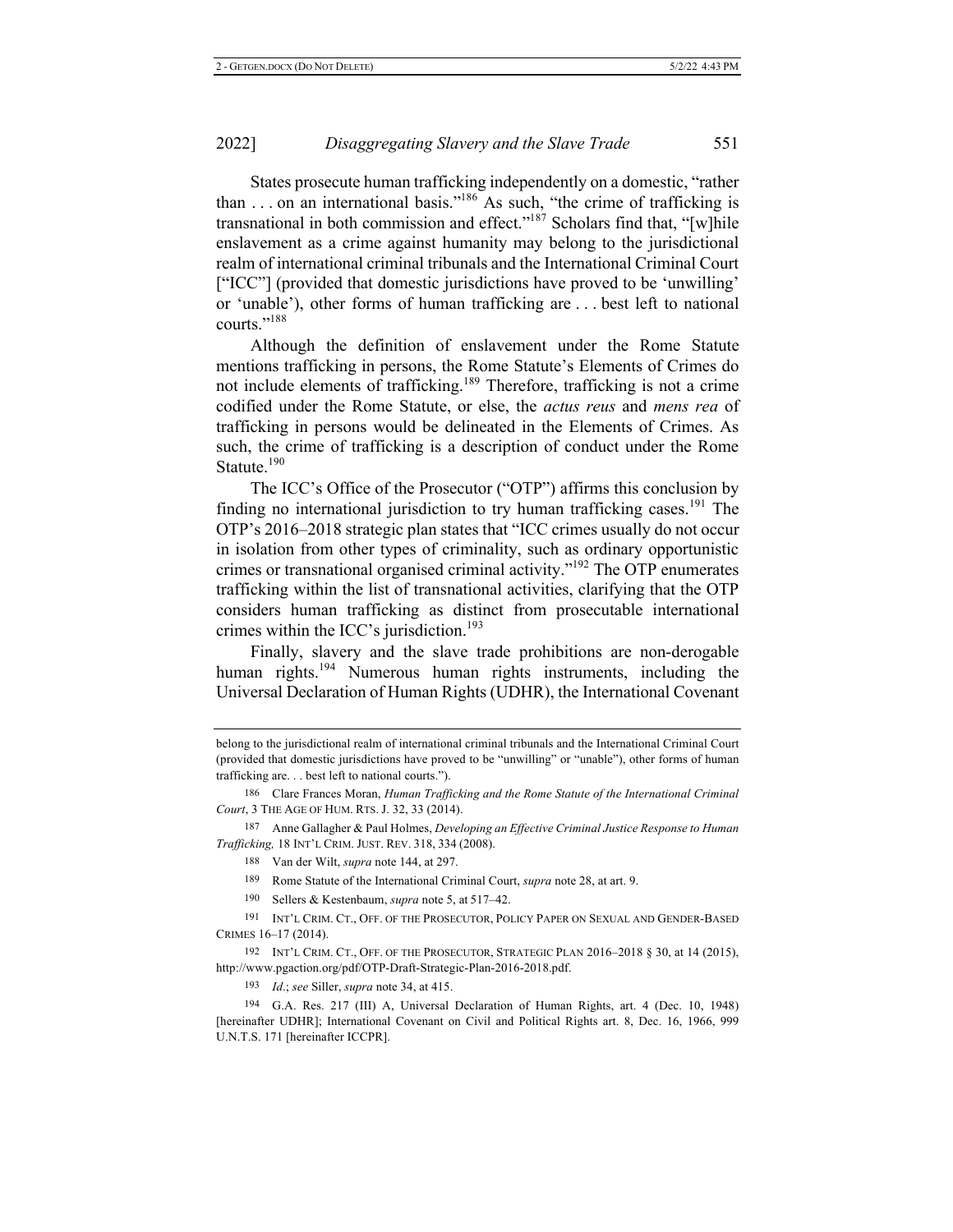States prosecute human trafficking independently on a domestic, "rather than . . . on an international basis."[186] As such, "the crime of trafficking is transnational in both commission and effect."[187] Scholars find that, "[w]hile enslavement as a crime against humanity may belong to the jurisdictional realm of international criminal tribunals and the International Criminal Court ["ICC"] (provided that domestic jurisdictions have proved to be 'unwilling' or 'unable'), other forms of human trafficking are . . . best left to national courts."[188]

Although the definition of enslavement under the Rome Statute mentions trafficking in persons, the Rome Statute's Elements of Crimes do not include elements of trafficking.[189] Therefore, trafficking is not a crime codified under the Rome Statute, or else, the *actus reus* and *mens rea* of trafficking in persons would be delineated in the Elements of Crimes. As such, the crime of trafficking is a description of conduct under the Rome Statute.[190]

The ICC's Office of the Prosecutor ("OTP") affirms this conclusion by finding no international jurisdiction to try human trafficking cases.[191] The OTP's 2016–2018 strategic plan states that "ICC crimes usually do not occur in isolation from other types of criminality, such as ordinary opportunistic crimes or transnational organised criminal activity."[192] The OTP enumerates trafficking within the list of transnational activities, clarifying that the OTP considers human trafficking as distinct from prosecutable international crimes within the ICC's jurisdiction.[193]

Finally, slavery and the slave trade prohibitions are non-derogable human rights.[194] Numerous human rights instruments, including the Universal Declaration of Human Rights (UDHR), the International Covenant

---

belong to the jurisdictional realm of international criminal tribunals and the International Criminal Court (provided that domestic jurisdictions have proved to be "unwilling" or "unable"), other forms of human trafficking are. . . best left to national courts.").

186 Clare Frances Moran, *Human Trafficking and the Rome Statute of the International Criminal Court*, 3 THE AGE OF HUM. RTS. J. 32, 33 (2014).

187 Anne Gallagher & Paul Holmes, *Developing an Effective Criminal Justice Response to Human Trafficking,* 18 INT'L CRIM. JUST. REV. 318, 334 (2008).

188 Van der Wilt, *supra* note 144, at 297.

189 Rome Statute of the International Criminal Court, *supra* note 28, at art. 9.

190 Sellers & Kestenbaum, *supra* note 5, at 517–42.

191 INT'L CRIM. CT., OFF. OF THE PROSECUTOR, POLICY PAPER ON SEXUAL AND GENDER-BASED CRIMES 16–17 (2014).

192 INT'L CRIM. CT., OFF. OF THE PROSECUTOR, STRATEGIC PLAN 2016–2018 § 30, at 14 (2015), http://www.pgaction.org/pdf/OTP-Draft-Strategic-Plan-2016-2018.pdf.

193 *Id*.; *see* Siller, *supra* note 34, at 415.

194 G.A. Res. 217 (III) A, Universal Declaration of Human Rights, art. 4 (Dec. 10, 1948) [hereinafter UDHR]; International Covenant on Civil and Political Rights art. 8, Dec. 16, 1966, 999 U.N.T.S. 171 [hereinafter ICCPR].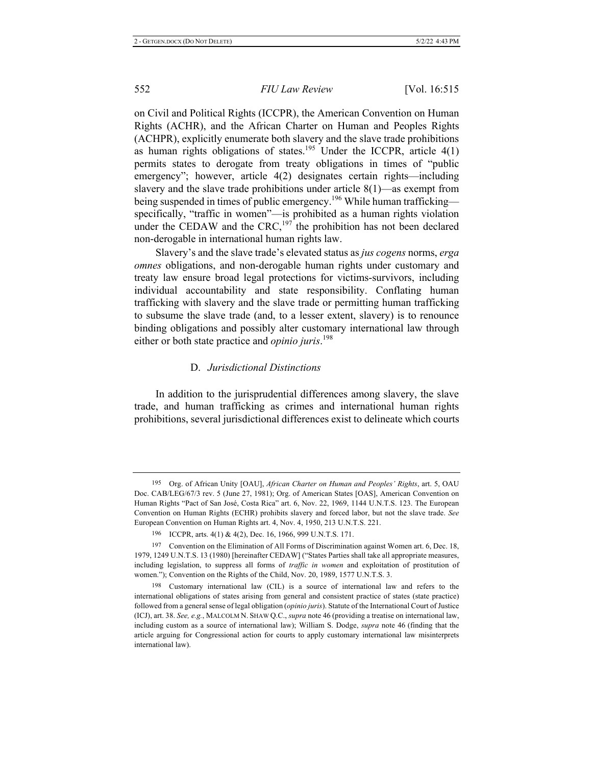on Civil and Political Rights (ICCPR), the American Convention on Human Rights (ACHR), and the African Charter on Human and Peoples Rights (ACHPR), explicitly enumerate both slavery and the slave trade prohibitions as human rights obligations of states.[195] Under the ICCPR, article 4(1) permits states to derogate from treaty obligations in times of "public emergency"; however, article 4(2) designates certain rights—including slavery and the slave trade prohibitions under article 8(1)—as exempt from being suspended in times of public emergency.[196] While human trafficking—specifically, "traffic in women"—is prohibited as a human rights violation under the CEDAW and the CRC,[197] the prohibition has not been declared non-derogable in international human rights law.

Slavery's and the slave trade's elevated status as *jus cogens* norms, *erga omnes* obligations, and non-derogable human rights under customary and treaty law ensure broad legal protections for victims-survivors, including individual accountability and state responsibility. Conflating human trafficking with slavery and the slave trade or permitting human trafficking to subsume the slave trade (and, to a lesser extent, slavery) is to renounce binding obligations and possibly alter customary international law through either or both state practice and *opinio juris*.[198]

### D. *Jurisdictional Distinctions*

In addition to the jurisprudential differences among slavery, the slave trade, and human trafficking as crimes and international human rights prohibitions, several jurisdictional differences exist to delineate which courts

---

195 Org. of African Unity [OAU], *African Charter on Human and Peoples' Rights*, art. 5, OAU Doc. CAB/LEG/67/3 rev. 5 (June 27, 1981); Org. of American States [OAS], American Convention on Human Rights "Pact of San José, Costa Rica" art. 6, Nov. 22, 1969, 1144 U.N.T.S. 123. The European Convention on Human Rights (ECHR) prohibits slavery and forced labor, but not the slave trade. *See* European Convention on Human Rights art. 4, Nov. 4, 1950, 213 U.N.T.S. 221.

196 ICCPR, arts. 4(1) & 4(2), Dec. 16, 1966, 999 U.N.T.S. 171.

197 Convention on the Elimination of All Forms of Discrimination against Women art. 6, Dec. 18, 1979, 1249 U.N.T.S. 13 (1980) [hereinafter CEDAW] ("States Parties shall take all appropriate measures, including legislation, to suppress all forms of *traffic in women* and exploitation of prostitution of women."); Convention on the Rights of the Child, Nov. 20, 1989, 1577 U.N.T.S. 3.

198 Customary international law (CIL) is a source of international law and refers to the international obligations of states arising from general and consistent practice of states (state practice) followed from a general sense of legal obligation (*opinio juris*). Statute of the International Court of Justice (ICJ), art. 38. *See, e.g.*, MALCOLM N. SHAW Q.C., *supra* note 46 (providing a treatise on international law, including custom as a source of international law); William S. Dodge, *supra* note 46 (finding that the article arguing for Congressional action for courts to apply customary international law misinterprets international law).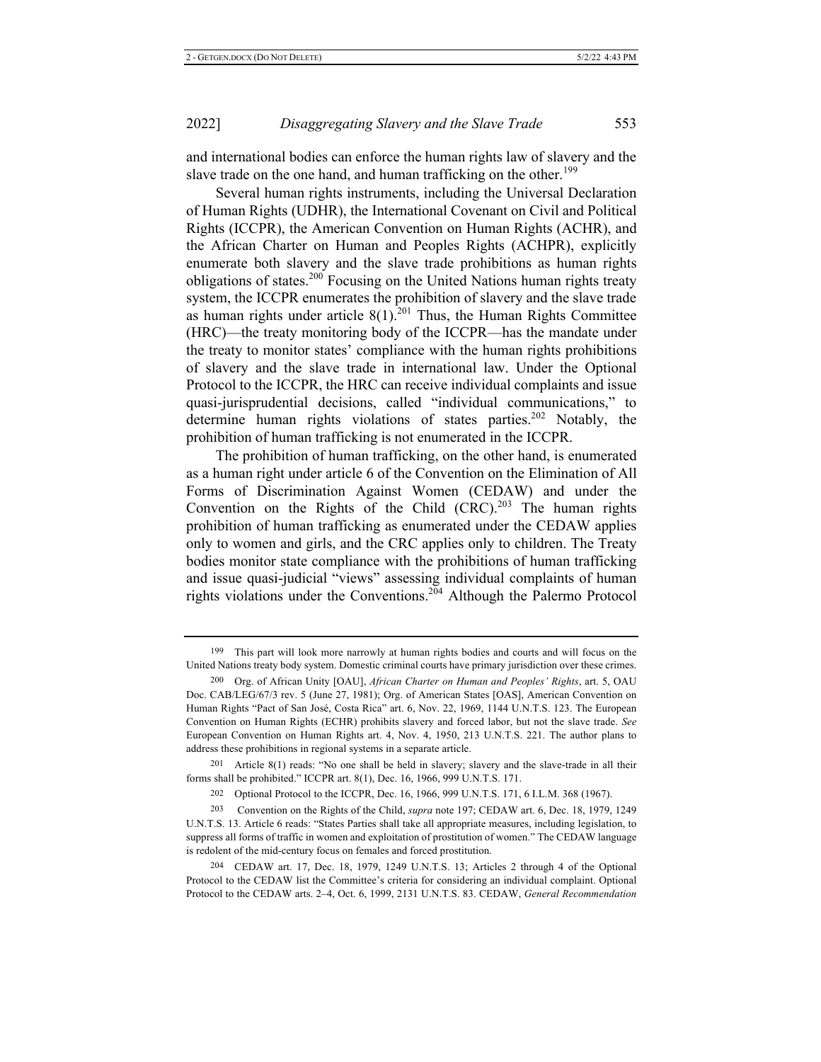and international bodies can enforce the human rights law of slavery and the slave trade on the one hand, and human trafficking on the other.[199]

Several human rights instruments, including the Universal Declaration of Human Rights (UDHR), the International Covenant on Civil and Political Rights (ICCPR), the American Convention on Human Rights (ACHR), and the African Charter on Human and Peoples Rights (ACHPR), explicitly enumerate both slavery and the slave trade prohibitions as human rights obligations of states.[200] Focusing on the United Nations human rights treaty system, the ICCPR enumerates the prohibition of slavery and the slave trade as human rights under article 8(1).[201] Thus, the Human Rights Committee (HRC)—the treaty monitoring body of the ICCPR—has the mandate under the treaty to monitor states' compliance with the human rights prohibitions of slavery and the slave trade in international law. Under the Optional Protocol to the ICCPR, the HRC can receive individual complaints and issue quasi-jurisprudential decisions, called "individual communications," to determine human rights violations of states parties.[202] Notably, the prohibition of human trafficking is not enumerated in the ICCPR.

The prohibition of human trafficking, on the other hand, is enumerated as a human right under article 6 of the Convention on the Elimination of All Forms of Discrimination Against Women (CEDAW) and under the Convention on the Rights of the Child (CRC).[203] The human rights prohibition of human trafficking as enumerated under the CEDAW applies only to women and girls, and the CRC applies only to children. The Treaty bodies monitor state compliance with the prohibitions of human trafficking and issue quasi-judicial "views" assessing individual complaints of human rights violations under the Conventions.[204] Although the Palermo Protocol

---

199 This part will look more narrowly at human rights bodies and courts and will focus on the United Nations treaty body system. Domestic criminal courts have primary jurisdiction over these crimes.

200 Org. of African Unity [OAU], *African Charter on Human and Peoples' Rights*, art. 5, OAU Doc. CAB/LEG/67/3 rev. 5 (June 27, 1981); Org. of American States [OAS], American Convention on Human Rights "Pact of San José, Costa Rica" art. 6, Nov. 22, 1969, 1144 U.N.T.S. 123. The European Convention on Human Rights (ECHR) prohibits slavery and forced labor, but not the slave trade. *See* European Convention on Human Rights art. 4, Nov. 4, 1950, 213 U.N.T.S. 221. The author plans to address these prohibitions in regional systems in a separate article.

201 Article 8(1) reads: "No one shall be held in slavery; slavery and the slave-trade in all their forms shall be prohibited." ICCPR art. 8(1), Dec. 16, 1966, 999 U.N.T.S. 171.

202 Optional Protocol to the ICCPR, Dec. 16, 1966, 999 U.N.T.S. 171, 6 I.L.M. 368 (1967).

203 Convention on the Rights of the Child, *supra* note 197; CEDAW art. 6, Dec. 18, 1979, 1249 U.N.T.S. 13. Article 6 reads: "States Parties shall take all appropriate measures, including legislation, to suppress all forms of traffic in women and exploitation of prostitution of women." The CEDAW language is redolent of the mid-century focus on females and forced prostitution.

204 CEDAW art. 17, Dec. 18, 1979, 1249 U.N.T.S. 13; Articles 2 through 4 of the Optional Protocol to the CEDAW list the Committee's criteria for considering an individual complaint. Optional Protocol to the CEDAW arts. 2–4, Oct. 6, 1999, 2131 U.N.T.S. 83. CEDAW, *General Recommendation*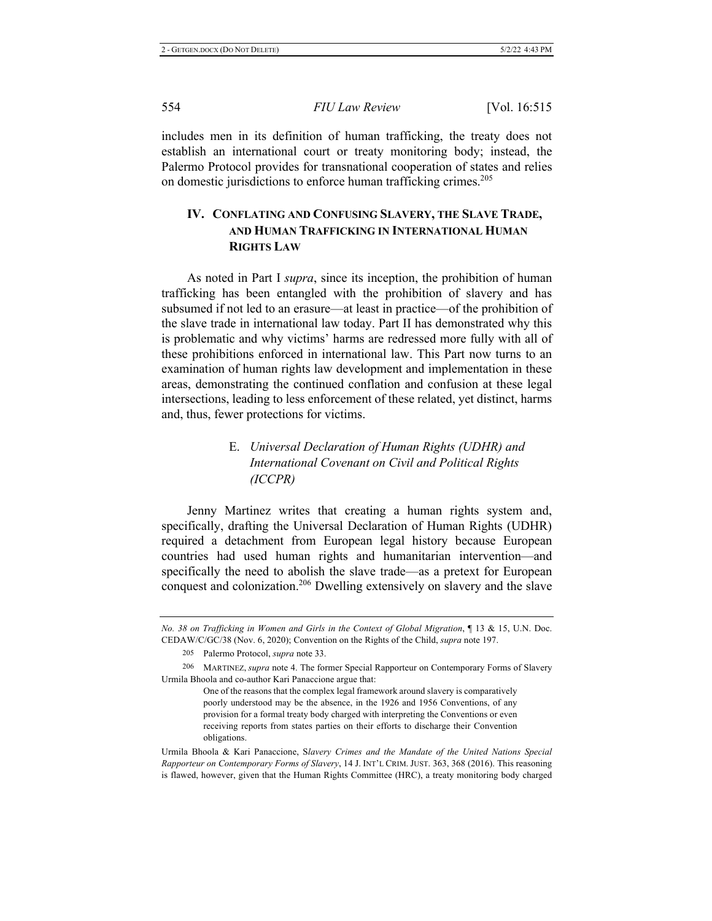includes men in its definition of human trafficking, the treaty does not establish an international court or treaty monitoring body; instead, the Palermo Protocol provides for transnational cooperation of states and relies on domestic jurisdictions to enforce human trafficking crimes.[205]

## IV. Conflating and Confusing Slavery, the Slave Trade, and Human Trafficking in International Human Rights Law

As noted in Part I *supra*, since its inception, the prohibition of human trafficking has been entangled with the prohibition of slavery and has subsumed if not led to an erasure—at least in practice—of the prohibition of the slave trade in international law today. Part II has demonstrated why this is problematic and why victims' harms are redressed more fully with all of these prohibitions enforced in international law. This Part now turns to an examination of human rights law development and implementation in these areas, demonstrating the continued conflation and confusion at these legal intersections, leading to less enforcement of these related, yet distinct, harms and, thus, fewer protections for victims.

### E. *Universal Declaration of Human Rights (UDHR) and International Covenant on Civil and Political Rights (ICCPR)*

Jenny Martinez writes that creating a human rights system and, specifically, drafting the Universal Declaration of Human Rights (UDHR) required a detachment from European legal history because European countries had used human rights and humanitarian intervention—and specifically the need to abolish the slave trade—as a pretext for European conquest and colonization.[206] Dwelling extensively on slavery and the slave

---

*No. 38 on Trafficking in Women and Girls in the Context of Global Migration*, ¶ 13 & 15, U.N. Doc. CEDAW/C/GC/38 (Nov. 6, 2020); Convention on the Rights of the Child, *supra* note 197.

[205] Palermo Protocol, *supra* note 33.

[206] Martinez, *supra* note 4. The former Special Rapporteur on Contemporary Forms of Slavery Urmila Bhoola and co-author Kari Panaccione argue that:

> One of the reasons that the complex legal framework around slavery is comparatively poorly understood may be the absence, in the 1926 and 1956 Conventions, of any provision for a formal treaty body charged with interpreting the Conventions or even receiving reports from states parties on their efforts to discharge their Convention obligations.

Urmila Bhoola & Kari Panaccione, S*lavery Crimes and the Mandate of the United Nations Special Rapporteur on Contemporary Forms of Slavery*, 14 J. Int'l Crim. Just. 363, 368 (2016). This reasoning is flawed, however, given that the Human Rights Committee (HRC), a treaty monitoring body charged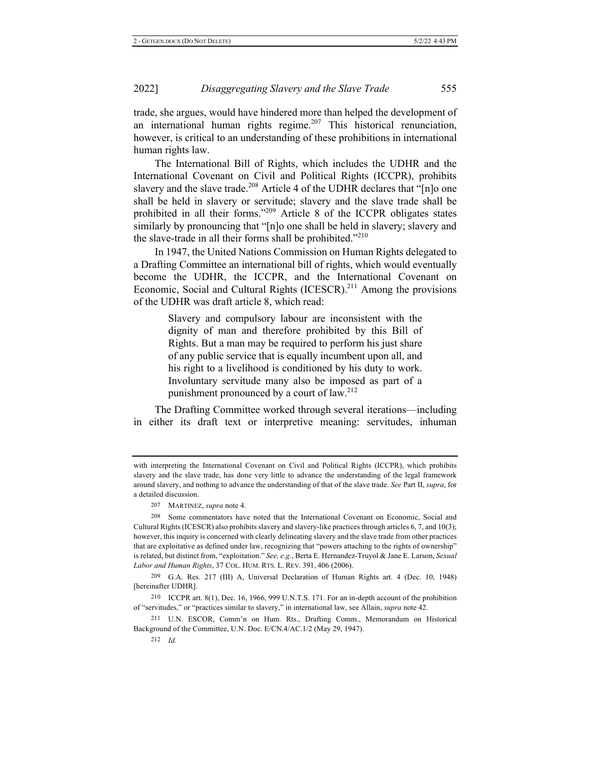trade, she argues, would have hindered more than helped the development of an international human rights regime.[207] This historical renunciation, however, is critical to an understanding of these prohibitions in international human rights law.

The International Bill of Rights, which includes the UDHR and the International Covenant on Civil and Political Rights (ICCPR), prohibits slavery and the slave trade.[208] Article 4 of the UDHR declares that "[n]o one shall be held in slavery or servitude; slavery and the slave trade shall be prohibited in all their forms."[209] Article 8 of the ICCPR obligates states similarly by pronouncing that "[n]o one shall be held in slavery; slavery and the slave-trade in all their forms shall be prohibited."[210]

In 1947, the United Nations Commission on Human Rights delegated to a Drafting Committee an international bill of rights, which would eventually become the UDHR, the ICCPR, and the International Covenant on Economic, Social and Cultural Rights (ICESCR).[211] Among the provisions of the UDHR was draft article 8, which read:

> Slavery and compulsory labour are inconsistent with the dignity of man and therefore prohibited by this Bill of Rights. But a man may be required to perform his just share of any public service that is equally incumbent upon all, and his right to a livelihood is conditioned by his duty to work. Involuntary servitude many also be imposed as part of a punishment pronounced by a court of law.[212]

The Drafting Committee worked through several iterations—including in either its draft text or interpretive meaning: servitudes, inhuman

---

with interpreting the International Covenant on Civil and Political Rights (ICCPR), which prohibits slavery and the slave trade, has done very little to advance the understanding of the legal framework around slavery, and nothing to advance the understanding of that of the slave trade. *See* Part II, *supra*, for a detailed discussion.

207 MARTINEZ, *supra* note 4.

208 Some commentators have noted that the International Covenant on Economic, Social and Cultural Rights (ICESCR) also prohibits slavery and slavery-like practices through articles 6, 7, and 10(3); however, this inquiry is concerned with clearly delineating slavery and the slave trade from other practices that are exploitative as defined under law, recognizing that "powers attaching to the rights of ownership" is related, but distinct from, "exploitation." *See, e.g.*, Berta E. Hernandez-Truyol & Jane E. Larson, *Sexual Labor and Human Rights*, 37 COL. HUM. RTS. L. REV. 391, 406 (2006).

209 G.A. Res. 217 (III) A, Universal Declaration of Human Rights art. 4 (Dec. 10, 1948) [hereinafter UDHR].

210 ICCPR art. 8(1), Dec. 16, 1966, 999 U.N.T.S. 171. For an in-depth account of the prohibition of "servitudes," or "practices similar to slavery," in international law, see Allain, *supra* note 42.

211 U.N. ESCOR, Comm'n on Hum. Rts., Drafting Comm., Memorandum on Historical Background of the Committee, U.N. Doc. E/CN.4/AC.1/2 (May 29, 1947).

212 *Id.*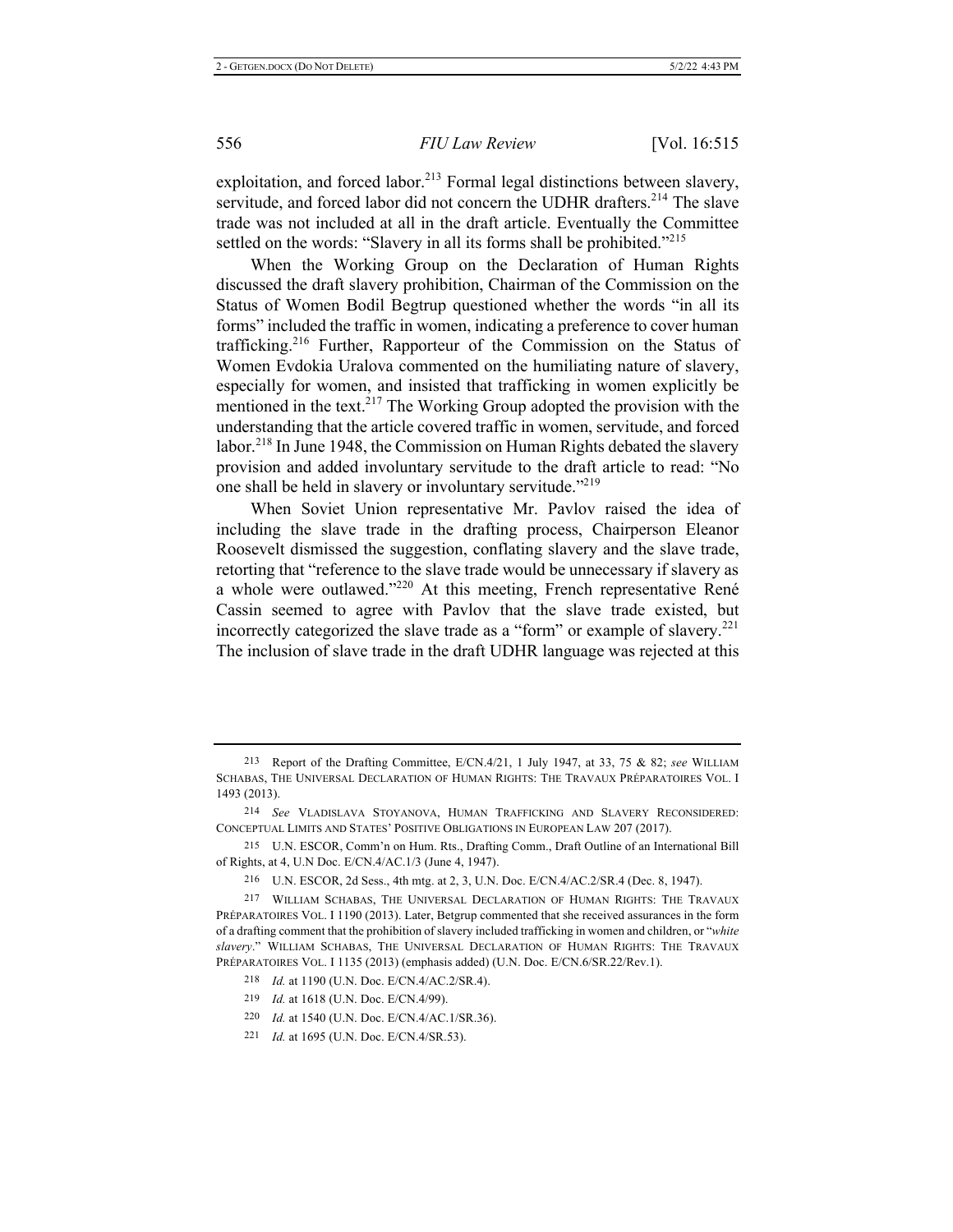exploitation, and forced labor.[213] Formal legal distinctions between slavery, servitude, and forced labor did not concern the UDHR drafters.[214] The slave trade was not included at all in the draft article. Eventually the Committee settled on the words: "Slavery in all its forms shall be prohibited."[215]

When the Working Group on the Declaration of Human Rights discussed the draft slavery prohibition, Chairman of the Commission on the Status of Women Bodil Begtrup questioned whether the words "in all its forms" included the traffic in women, indicating a preference to cover human trafficking.[216] Further, Rapporteur of the Commission on the Status of Women Evdokia Uralova commented on the humiliating nature of slavery, especially for women, and insisted that trafficking in women explicitly be mentioned in the text.[217] The Working Group adopted the provision with the understanding that the article covered traffic in women, servitude, and forced labor.[218] In June 1948, the Commission on Human Rights debated the slavery provision and added involuntary servitude to the draft article to read: "No one shall be held in slavery or involuntary servitude."[219]

When Soviet Union representative Mr. Pavlov raised the idea of including the slave trade in the drafting process, Chairperson Eleanor Roosevelt dismissed the suggestion, conflating slavery and the slave trade, retorting that "reference to the slave trade would be unnecessary if slavery as a whole were outlawed."[220] At this meeting, French representative René Cassin seemed to agree with Pavlov that the slave trade existed, but incorrectly categorized the slave trade as a "form" or example of slavery.[221] The inclusion of slave trade in the draft UDHR language was rejected at this

---

213 Report of the Drafting Committee, E/CN.4/21, 1 July 1947, at 33, 75 & 82; *see* WILLIAM SCHABAS, THE UNIVERSAL DECLARATION OF HUMAN RIGHTS: THE TRAVAUX PRÉPARATOIRES VOL. I 1493 (2013).

214 *See* VLADISLAVA STOYANOVA, HUMAN TRAFFICKING AND SLAVERY RECONSIDERED: CONCEPTUAL LIMITS AND STATES' POSITIVE OBLIGATIONS IN EUROPEAN LAW 207 (2017).

215 U.N. ESCOR, Comm'n on Hum. Rts., Drafting Comm., Draft Outline of an International Bill of Rights, at 4, U.N Doc. E/CN.4/AC.1/3 (June 4, 1947).

216 U.N. ESCOR, 2d Sess., 4th mtg. at 2, 3, U.N. Doc. E/CN.4/AC.2/SR.4 (Dec. 8, 1947).

217 WILLIAM SCHABAS, THE UNIVERSAL DECLARATION OF HUMAN RIGHTS: THE TRAVAUX PRÉPARATOIRES VOL. I 1190 (2013). Later, Betgrup commented that she received assurances in the form of a drafting comment that the prohibition of slavery included trafficking in women and children, or "*white slavery*." WILLIAM SCHABAS, THE UNIVERSAL DECLARATION OF HUMAN RIGHTS: THE TRAVAUX PRÉPARATOIRES VOL. I 1135 (2013) (emphasis added) (U.N. Doc. E/CN.6/SR.22/Rev.1).

218 *Id.* at 1190 (U.N. Doc. E/CN.4/AC.2/SR.4).

219 *Id.* at 1618 (U.N. Doc. E/CN.4/99).

220 *Id.* at 1540 (U.N. Doc. E/CN.4/AC.1/SR.36).

221 *Id.* at 1695 (U.N. Doc. E/CN.4/SR.53).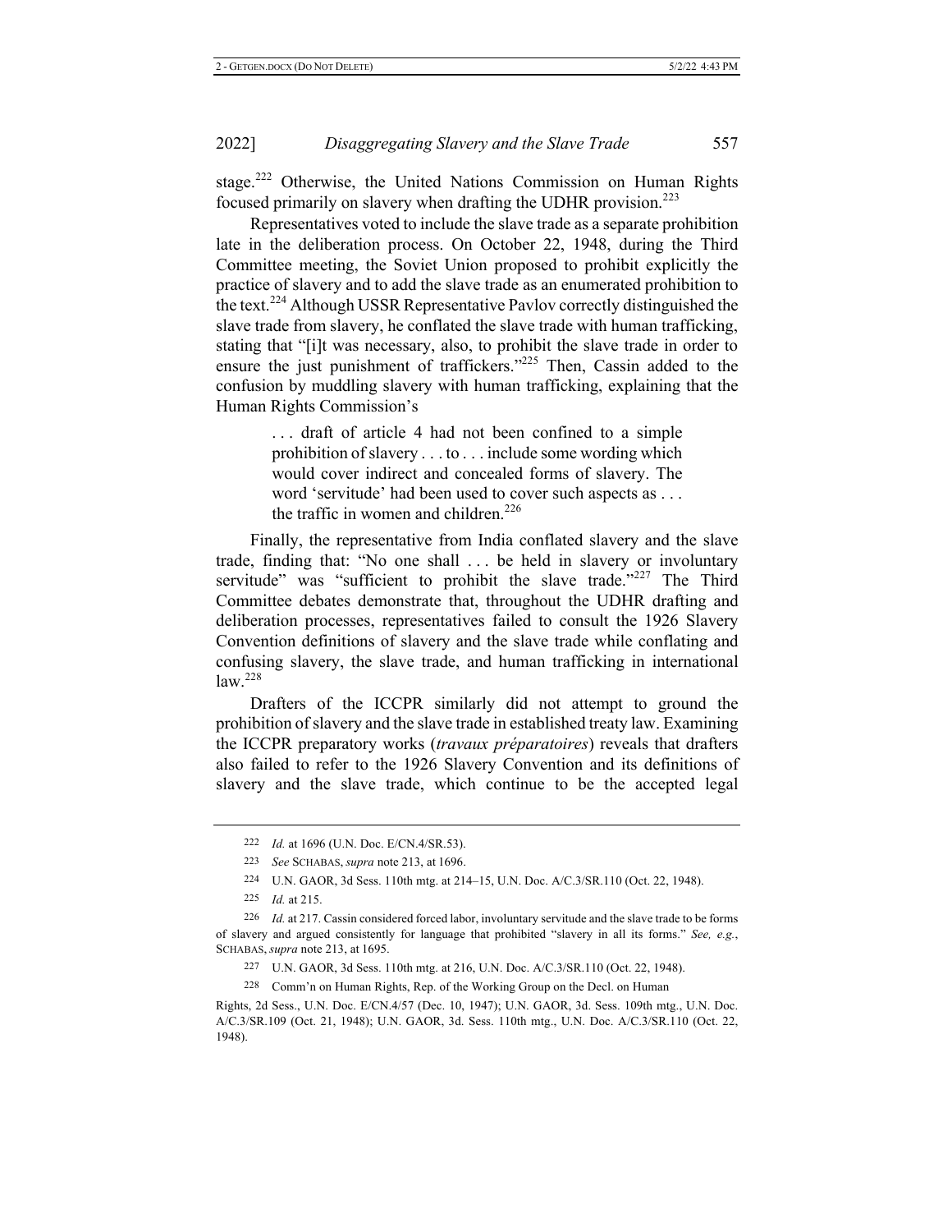stage.[222] Otherwise, the United Nations Commission on Human Rights focused primarily on slavery when drafting the UDHR provision.[223]

Representatives voted to include the slave trade as a separate prohibition late in the deliberation process. On October 22, 1948, during the Third Committee meeting, the Soviet Union proposed to prohibit explicitly the practice of slavery and to add the slave trade as an enumerated prohibition to the text.[224] Although USSR Representative Pavlov correctly distinguished the slave trade from slavery, he conflated the slave trade with human trafficking, stating that "[i]t was necessary, also, to prohibit the slave trade in order to ensure the just punishment of traffickers."[225] Then, Cassin added to the confusion by muddling slavery with human trafficking, explaining that the Human Rights Commission's

> . . . draft of article 4 had not been confined to a simple prohibition of slavery . . . to . . . include some wording which would cover indirect and concealed forms of slavery. The word 'servitude' had been used to cover such aspects as . . . the traffic in women and children.[226]

Finally, the representative from India conflated slavery and the slave trade, finding that: "No one shall . . . be held in slavery or involuntary servitude" was "sufficient to prohibit the slave trade."[227] The Third Committee debates demonstrate that, throughout the UDHR drafting and deliberation processes, representatives failed to consult the 1926 Slavery Convention definitions of slavery and the slave trade while conflating and confusing slavery, the slave trade, and human trafficking in international law.[228]

Drafters of the ICCPR similarly did not attempt to ground the prohibition of slavery and the slave trade in established treaty law. Examining the ICCPR preparatory works (*travaux préparatoires*) reveals that drafters also failed to refer to the 1926 Slavery Convention and its definitions of slavery and the slave trade, which continue to be the accepted legal

---

222 *Id.* at 1696 (U.N. Doc. E/CN.4/SR.53).

223 *See* SCHABAS, *supra* note 213, at 1696.

224 U.N. GAOR, 3d Sess. 110th mtg. at 214–15, U.N. Doc. A/C.3/SR.110 (Oct. 22, 1948).

225 *Id.* at 215.

226 *Id.* at 217. Cassin considered forced labor, involuntary servitude and the slave trade to be forms of slavery and argued consistently for language that prohibited "slavery in all its forms." *See, e.g.*, SCHABAS, *supra* note 213, at 1695.

227 U.N. GAOR, 3d Sess. 110th mtg. at 216, U.N. Doc. A/C.3/SR.110 (Oct. 22, 1948).

228 Comm'n on Human Rights, Rep. of the Working Group on the Decl. on Human Rights, 2d Sess., U.N. Doc. E/CN.4/57 (Dec. 10, 1947); U.N. GAOR, 3d. Sess. 109th mtg., U.N. Doc. A/C.3/SR.109 (Oct. 21, 1948); U.N. GAOR, 3d. Sess. 110th mtg., U.N. Doc. A/C.3/SR.110 (Oct. 22, 1948).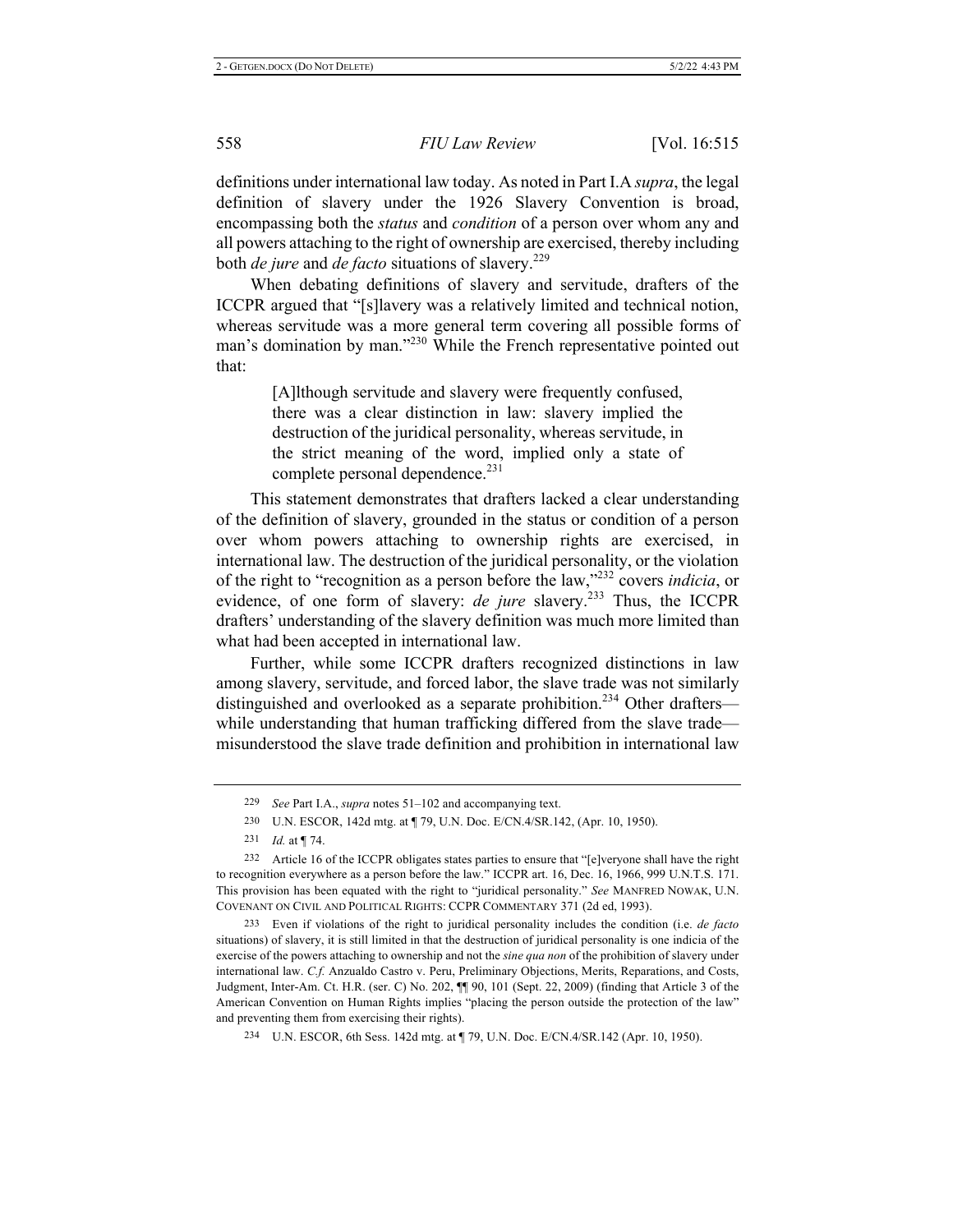definitions under international law today. As noted in Part I.A *supra*, the legal definition of slavery under the 1926 Slavery Convention is broad, encompassing both the *status* and *condition* of a person over whom any and all powers attaching to the right of ownership are exercised, thereby including both *de jure* and *de facto* situations of slavery.[229]

When debating definitions of slavery and servitude, drafters of the ICCPR argued that "[s]lavery was a relatively limited and technical notion, whereas servitude was a more general term covering all possible forms of man's domination by man."[230] While the French representative pointed out that:

> [A]lthough servitude and slavery were frequently confused, there was a clear distinction in law: slavery implied the destruction of the juridical personality, whereas servitude, in the strict meaning of the word, implied only a state of complete personal dependence.[231]

This statement demonstrates that drafters lacked a clear understanding of the definition of slavery, grounded in the status or condition of a person over whom powers attaching to ownership rights are exercised, in international law. The destruction of the juridical personality, or the violation of the right to "recognition as a person before the law,"[232] covers *indicia*, or evidence, of one form of slavery: *de jure* slavery.[233] Thus, the ICCPR drafters' understanding of the slavery definition was much more limited than what had been accepted in international law.

Further, while some ICCPR drafters recognized distinctions in law among slavery, servitude, and forced labor, the slave trade was not similarly distinguished and overlooked as a separate prohibition.[234] Other drafters—while understanding that human trafficking differed from the slave trade—misunderstood the slave trade definition and prohibition in international law

---

[229] *See* Part I.A., *supra* notes 51–102 and accompanying text.

[230] U.N. ESCOR, 142d mtg. at ¶ 79, U.N. Doc. E/CN.4/SR.142, (Apr. 10, 1950).

[231] *Id.* at ¶ 74.

[232] Article 16 of the ICCPR obligates states parties to ensure that "[e]veryone shall have the right to recognition everywhere as a person before the law." ICCPR art. 16, Dec. 16, 1966, 999 U.N.T.S. 171. This provision has been equated with the right to "juridical personality." *See* MANFRED NOWAK, U.N. COVENANT ON CIVIL AND POLITICAL RIGHTS: CCPR COMMENTARY 371 (2d ed, 1993).

[233] Even if violations of the right to juridical personality includes the condition (i.e. *de facto* situations) of slavery, it is still limited in that the destruction of juridical personality is one indicia of the exercise of the powers attaching to ownership and not the *sine qua non* of the prohibition of slavery under international law. *C.f.* Anzualdo Castro v. Peru, Preliminary Objections, Merits, Reparations, and Costs, Judgment, Inter-Am. Ct. H.R. (ser. C) No. 202, ¶¶ 90, 101 (Sept. 22, 2009) (finding that Article 3 of the American Convention on Human Rights implies "placing the person outside the protection of the law" and preventing them from exercising their rights).

[234] U.N. ESCOR, 6th Sess. 142d mtg. at ¶ 79, U.N. Doc. E/CN.4/SR.142 (Apr. 10, 1950).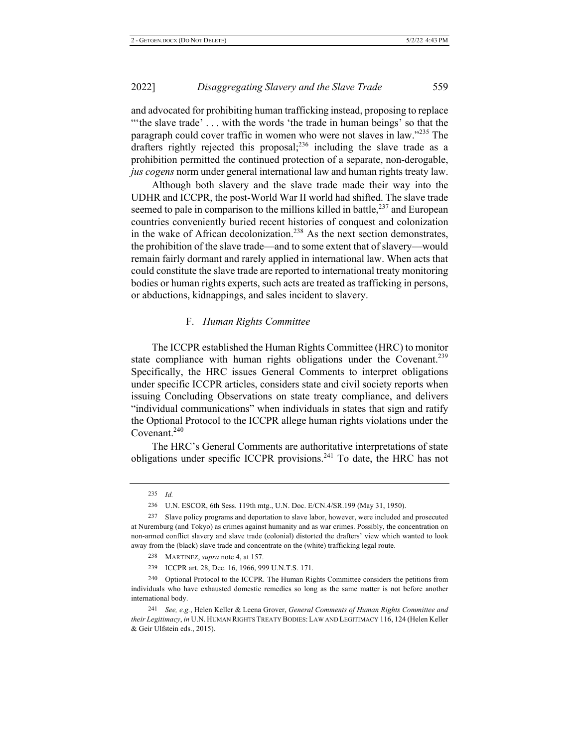and advocated for prohibiting human trafficking instead, proposing to replace "'the slave trade' . . . with the words 'the trade in human beings' so that the paragraph could cover traffic in women who were not slaves in law."[235] The drafters rightly rejected this proposal;[236] including the slave trade as a prohibition permitted the continued protection of a separate, non-derogable, *jus cogens* norm under general international law and human rights treaty law.

Although both slavery and the slave trade made their way into the UDHR and ICCPR, the post-World War II world had shifted. The slave trade seemed to pale in comparison to the millions killed in battle,[237] and European countries conveniently buried recent histories of conquest and colonization in the wake of African decolonization.[238] As the next section demonstrates, the prohibition of the slave trade—and to some extent that of slavery—would remain fairly dormant and rarely applied in international law. When acts that could constitute the slave trade are reported to international treaty monitoring bodies or human rights experts, such acts are treated as trafficking in persons, or abductions, kidnappings, and sales incident to slavery.

### F. *Human Rights Committee*

The ICCPR established the Human Rights Committee (HRC) to monitor state compliance with human rights obligations under the Covenant.[239] Specifically, the HRC issues General Comments to interpret obligations under specific ICCPR articles, considers state and civil society reports when issuing Concluding Observations on state treaty compliance, and delivers "individual communications" when individuals in states that sign and ratify the Optional Protocol to the ICCPR allege human rights violations under the Covenant.[240]

The HRC's General Comments are authoritative interpretations of state obligations under specific ICCPR provisions.[241] To date, the HRC has not

---

235 *Id.*

236 U.N. ESCOR, 6th Sess. 119th mtg., U.N. Doc. E/CN.4/SR.199 (May 31, 1950).

237 Slave policy programs and deportation to slave labor, however, were included and prosecuted at Nuremburg (and Tokyo) as crimes against humanity and as war crimes. Possibly, the concentration on non-armed conflict slavery and slave trade (colonial) distorted the drafters' view which wanted to look away from the (black) slave trade and concentrate on the (white) trafficking legal route.

238 MARTINEZ, *supra* note 4, at 157.

239 ICCPR art. 28, Dec. 16, 1966, 999 U.N.T.S. 171.

240 Optional Protocol to the ICCPR. The Human Rights Committee considers the petitions from individuals who have exhausted domestic remedies so long as the same matter is not before another international body.

241 *See, e.g.*, Helen Keller & Leena Grover, *General Comments of Human Rights Committee and their Legitimacy*, *in* U.N. HUMAN RIGHTS TREATY BODIES: LAW AND LEGITIMACY 116, 124 (Helen Keller & Geir Ulfstein eds., 2015).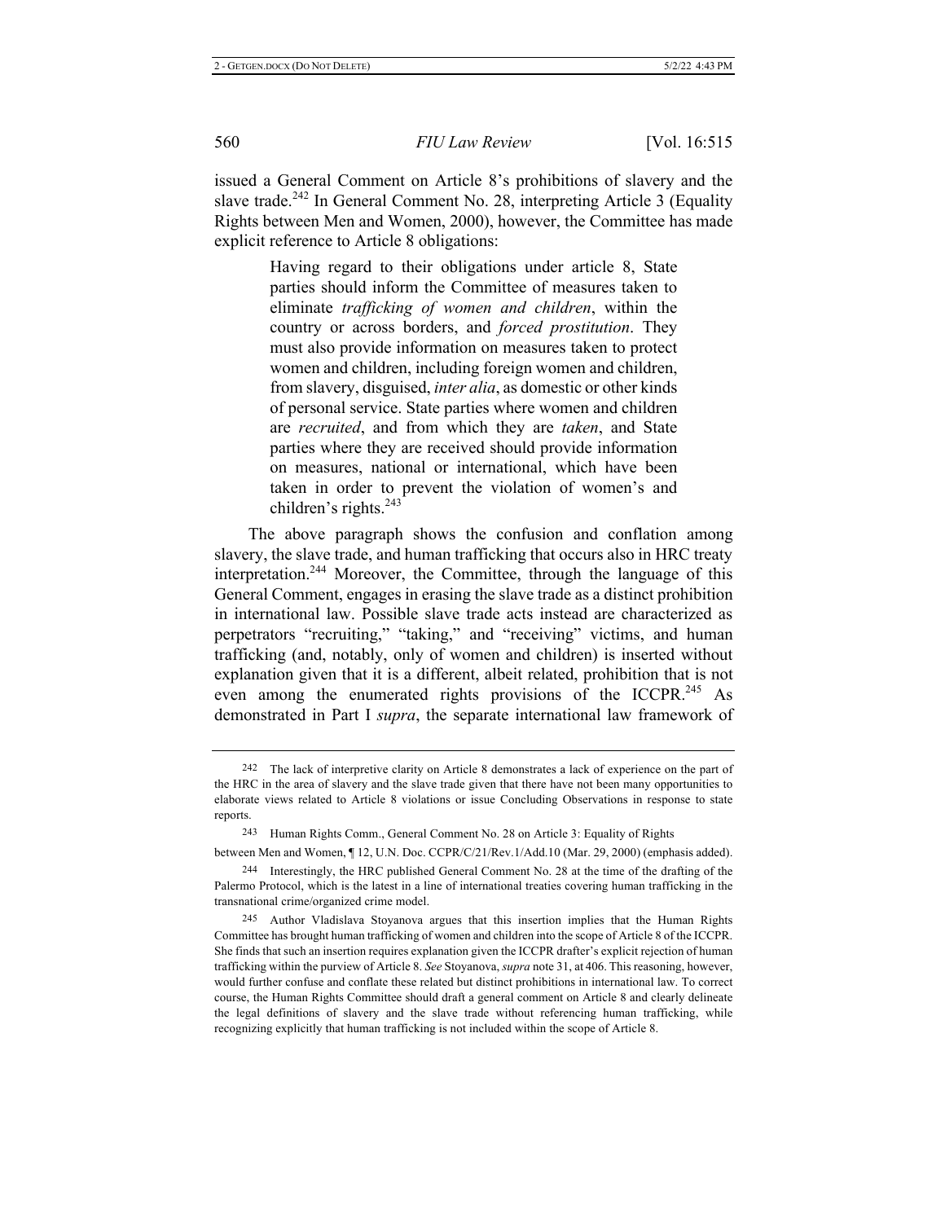issued a General Comment on Article 8's prohibitions of slavery and the slave trade.[242] In General Comment No. 28, interpreting Article 3 (Equality Rights between Men and Women, 2000), however, the Committee has made explicit reference to Article 8 obligations:

> Having regard to their obligations under article 8, State parties should inform the Committee of measures taken to eliminate *trafficking of women and children*, within the country or across borders, and *forced prostitution*. They must also provide information on measures taken to protect women and children, including foreign women and children, from slavery, disguised, *inter alia*, as domestic or other kinds of personal service. State parties where women and children are *recruited*, and from which they are *taken*, and State parties where they are received should provide information on measures, national or international, which have been taken in order to prevent the violation of women's and children's rights.[243]

The above paragraph shows the confusion and conflation among slavery, the slave trade, and human trafficking that occurs also in HRC treaty interpretation.[244] Moreover, the Committee, through the language of this General Comment, engages in erasing the slave trade as a distinct prohibition in international law. Possible slave trade acts instead are characterized as perpetrators "recruiting," "taking," and "receiving" victims, and human trafficking (and, notably, only of women and children) is inserted without explanation given that it is a different, albeit related, prohibition that is not even among the enumerated rights provisions of the ICCPR.[245] As demonstrated in Part I *supra*, the separate international law framework of

---

242 The lack of interpretive clarity on Article 8 demonstrates a lack of experience on the part of the HRC in the area of slavery and the slave trade given that there have not been many opportunities to elaborate views related to Article 8 violations or issue Concluding Observations in response to state reports.

243 Human Rights Comm., General Comment No. 28 on Article 3: Equality of Rights between Men and Women, ¶ 12, U.N. Doc. CCPR/C/21/Rev.1/Add.10 (Mar. 29, 2000) (emphasis added).

244 Interestingly, the HRC published General Comment No. 28 at the time of the drafting of the Palermo Protocol, which is the latest in a line of international treaties covering human trafficking in the transnational crime/organized crime model.

245 Author Vladislava Stoyanova argues that this insertion implies that the Human Rights Committee has brought human trafficking of women and children into the scope of Article 8 of the ICCPR. She finds that such an insertion requires explanation given the ICCPR drafter's explicit rejection of human trafficking within the purview of Article 8. *See* Stoyanova, *supra* note 31, at 406. This reasoning, however, would further confuse and conflate these related but distinct prohibitions in international law. To correct course, the Human Rights Committee should draft a general comment on Article 8 and clearly delineate the legal definitions of slavery and the slave trade without referencing human trafficking, while recognizing explicitly that human trafficking is not included within the scope of Article 8.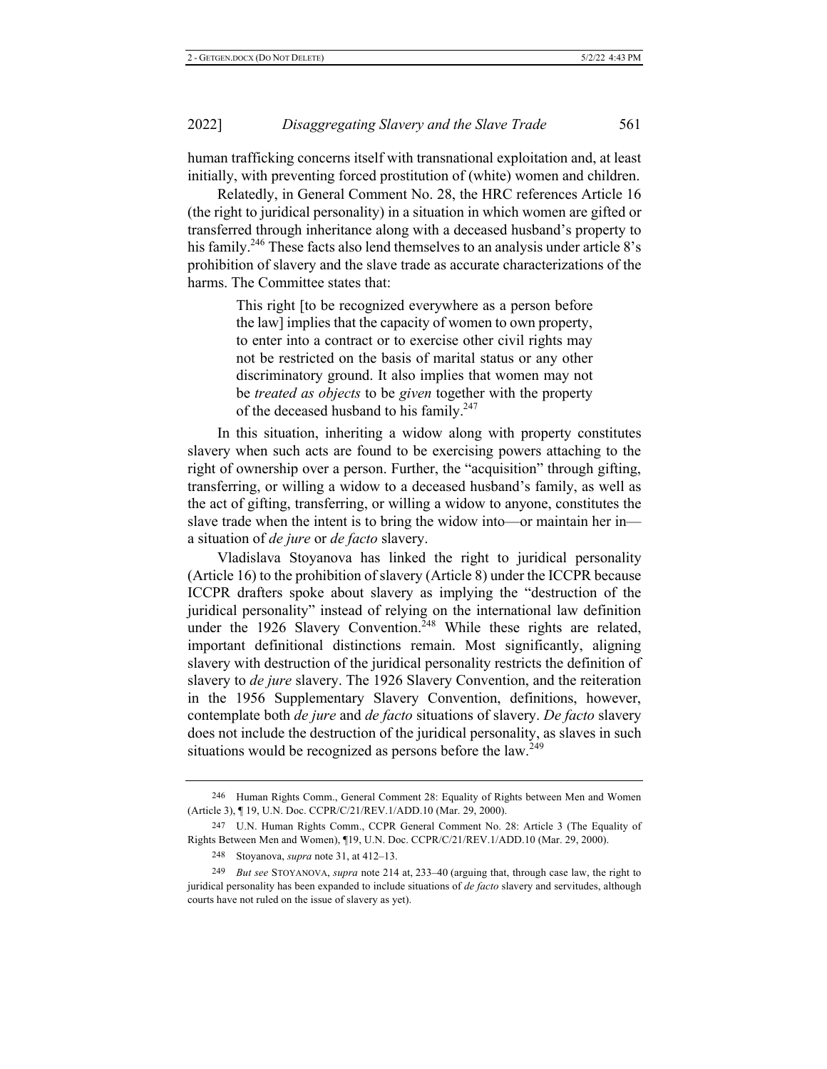human trafficking concerns itself with transnational exploitation and, at least initially, with preventing forced prostitution of (white) women and children.

Relatedly, in General Comment No. 28, the HRC references Article 16 (the right to juridical personality) in a situation in which women are gifted or transferred through inheritance along with a deceased husband's property to his family.[246] These facts also lend themselves to an analysis under article 8's prohibition of slavery and the slave trade as accurate characterizations of the harms. The Committee states that:

> This right [to be recognized everywhere as a person before the law] implies that the capacity of women to own property, to enter into a contract or to exercise other civil rights may not be restricted on the basis of marital status or any other discriminatory ground. It also implies that women may not be *treated as objects* to be *given* together with the property of the deceased husband to his family.[247]

In this situation, inheriting a widow along with property constitutes slavery when such acts are found to be exercising powers attaching to the right of ownership over a person. Further, the "acquisition" through gifting, transferring, or willing a widow to a deceased husband's family, as well as the act of gifting, transferring, or willing a widow to anyone, constitutes the slave trade when the intent is to bring the widow into—or maintain her in—a situation of *de jure* or *de facto* slavery.

Vladislava Stoyanova has linked the right to juridical personality (Article 16) to the prohibition of slavery (Article 8) under the ICCPR because ICCPR drafters spoke about slavery as implying the "destruction of the juridical personality" instead of relying on the international law definition under the 1926 Slavery Convention.[248] While these rights are related, important definitional distinctions remain. Most significantly, aligning slavery with destruction of the juridical personality restricts the definition of slavery to *de jure* slavery. The 1926 Slavery Convention, and the reiteration in the 1956 Supplementary Slavery Convention, definitions, however, contemplate both *de jure* and *de facto* situations of slavery. *De facto* slavery does not include the destruction of the juridical personality, as slaves in such situations would be recognized as persons before the law.[249]

---

246 Human Rights Comm., General Comment 28: Equality of Rights between Men and Women (Article 3), ¶ 19, U.N. Doc. CCPR/C/21/REV.1/ADD.10 (Mar. 29, 2000).

247 U.N. Human Rights Comm., CCPR General Comment No. 28: Article 3 (The Equality of Rights Between Men and Women), ¶19, U.N. Doc. CCPR/C/21/REV.1/ADD.10 (Mar. 29, 2000).

248 Stoyanova, *supra* note 31, at 412–13.

249 *But see* STOYANOVA, *supra* note 214 at, 233–40 (arguing that, through case law, the right to juridical personality has been expanded to include situations of *de facto* slavery and servitudes, although courts have not ruled on the issue of slavery as yet).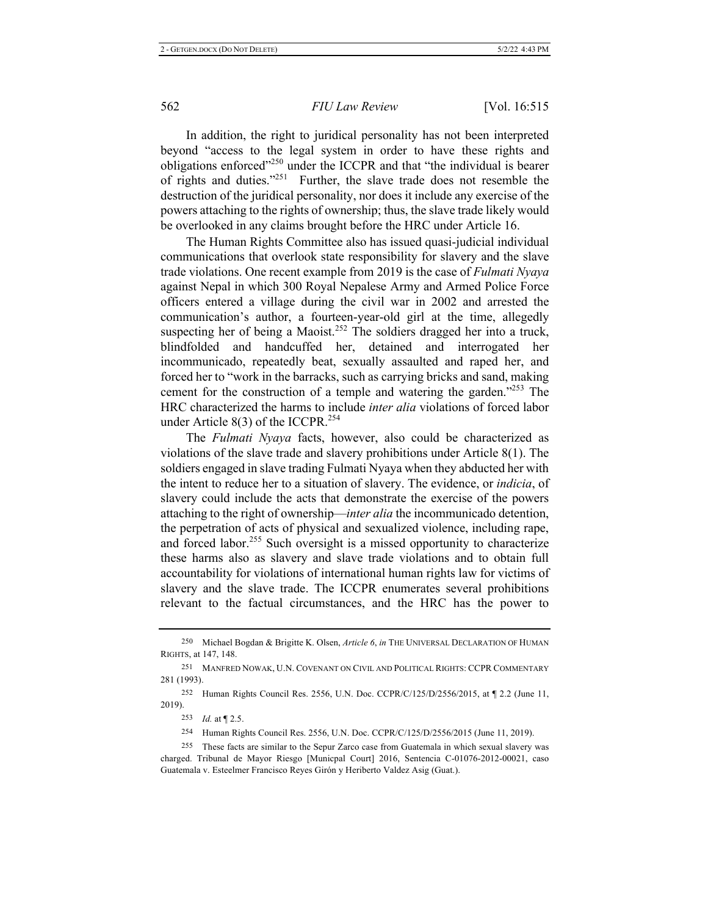In addition, the right to juridical personality has not been interpreted beyond "access to the legal system in order to have these rights and obligations enforced"[250] under the ICCPR and that "the individual is bearer of rights and duties."[251] Further, the slave trade does not resemble the destruction of the juridical personality, nor does it include any exercise of the powers attaching to the rights of ownership; thus, the slave trade likely would be overlooked in any claims brought before the HRC under Article 16.

The Human Rights Committee also has issued quasi-judicial individual communications that overlook state responsibility for slavery and the slave trade violations. One recent example from 2019 is the case of *Fulmati Nyaya* against Nepal in which 300 Royal Nepalese Army and Armed Police Force officers entered a village during the civil war in 2002 and arrested the communication's author, a fourteen-year-old girl at the time, allegedly suspecting her of being a Maoist.[252] The soldiers dragged her into a truck, blindfolded and handcuffed her, detained and interrogated her incommunicado, repeatedly beat, sexually assaulted and raped her, and forced her to "work in the barracks, such as carrying bricks and sand, making cement for the construction of a temple and watering the garden."[253] The HRC characterized the harms to include *inter alia* violations of forced labor under Article 8(3) of the ICCPR.[254]

The *Fulmati Nyaya* facts, however, also could be characterized as violations of the slave trade and slavery prohibitions under Article 8(1). The soldiers engaged in slave trading Fulmati Nyaya when they abducted her with the intent to reduce her to a situation of slavery. The evidence, or *indicia*, of slavery could include the acts that demonstrate the exercise of the powers attaching to the right of ownership—*inter alia* the incommunicado detention, the perpetration of acts of physical and sexualized violence, including rape, and forced labor.[255] Such oversight is a missed opportunity to characterize these harms also as slavery and slave trade violations and to obtain full accountability for violations of international human rights law for victims of slavery and the slave trade. The ICCPR enumerates several prohibitions relevant to the factual circumstances, and the HRC has the power to

---

250 Michael Bogdan & Brigitte K. Olsen, *Article 6*, *in* THE UNIVERSAL DECLARATION OF HUMAN RIGHTS, at 147, 148.

251 MANFRED NOWAK, U.N. COVENANT ON CIVIL AND POLITICAL RIGHTS: CCPR COMMENTARY 281 (1993).

252 Human Rights Council Res. 2556, U.N. Doc. CCPR/C/125/D/2556/2015, at ¶ 2.2 (June 11, 2019).

253 *Id.* at ¶ 2.5.

254 Human Rights Council Res. 2556, U.N. Doc. CCPR/C/125/D/2556/2015 (June 11, 2019).

255 These facts are similar to the Sepur Zarco case from Guatemala in which sexual slavery was charged. Tribunal de Mayor Riesgo [Municpal Court] 2016, Sentencia C-01076-2012-00021, caso Guatemala v. Esteelmer Francisco Reyes Girón y Heriberto Valdez Asig (Guat.).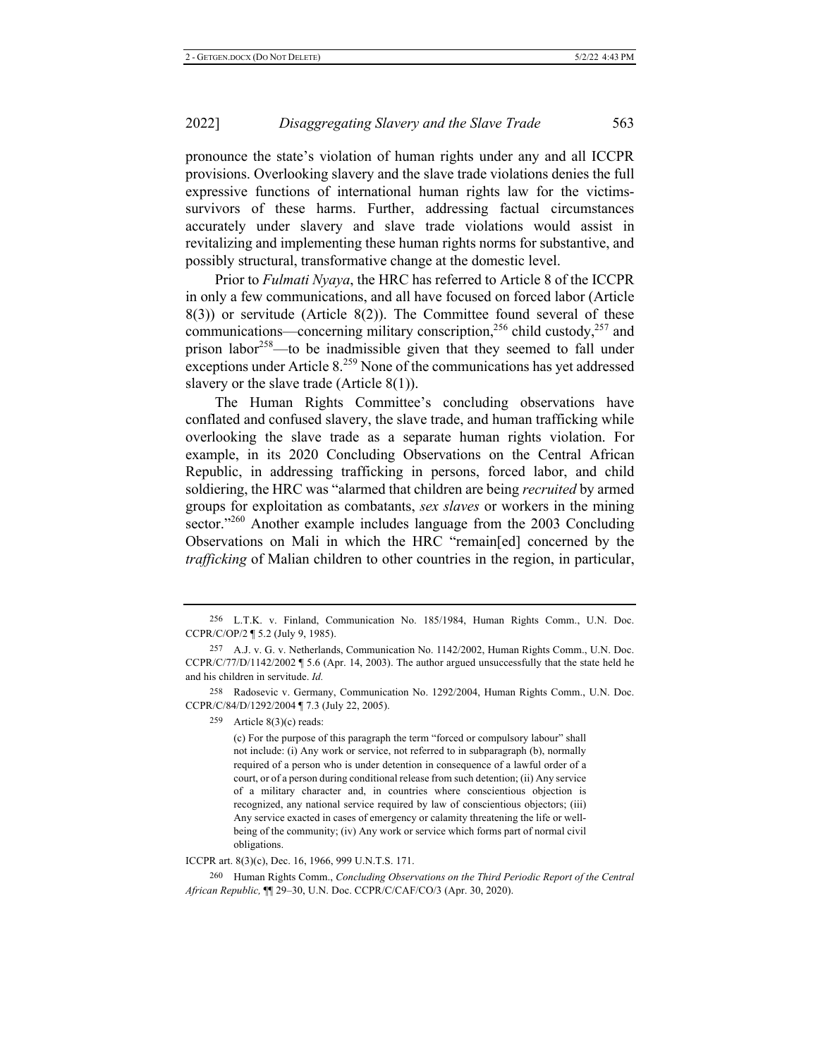pronounce the state's violation of human rights under any and all ICCPR provisions. Overlooking slavery and the slave trade violations denies the full expressive functions of international human rights law for the victims-survivors of these harms. Further, addressing factual circumstances accurately under slavery and slave trade violations would assist in revitalizing and implementing these human rights norms for substantive, and possibly structural, transformative change at the domestic level.

Prior to *Fulmati Nyaya*, the HRC has referred to Article 8 of the ICCPR in only a few communications, and all have focused on forced labor (Article 8(3)) or servitude (Article 8(2)). The Committee found several of these communications—concerning military conscription,[256] child custody,[257] and prison labor[258]—to be inadmissible given that they seemed to fall under exceptions under Article 8.[259] None of the communications has yet addressed slavery or the slave trade (Article 8(1)).

The Human Rights Committee's concluding observations have conflated and confused slavery, the slave trade, and human trafficking while overlooking the slave trade as a separate human rights violation. For example, in its 2020 Concluding Observations on the Central African Republic, in addressing trafficking in persons, forced labor, and child soldiering, the HRC was "alarmed that children are being *recruited* by armed groups for exploitation as combatants, *sex slaves* or workers in the mining sector."[260] Another example includes language from the 2003 Concluding Observations on Mali in which the HRC "remain[ed] concerned by the *trafficking* of Malian children to other countries in the region, in particular,

---

256 L.T.K. v. Finland, Communication No. 185/1984, Human Rights Comm., U.N. Doc. CCPR/C/OP/2 ¶ 5.2 (July 9, 1985).

257 A.J. v. G. v. Netherlands, Communication No. 1142/2002, Human Rights Comm., U.N. Doc. CCPR/C/77/D/1142/2002 ¶ 5.6 (Apr. 14, 2003). The author argued unsuccessfully that the state held he and his children in servitude. *Id.*

258 Radosevic v. Germany, Communication No. 1292/2004, Human Rights Comm., U.N. Doc. CCPR/C/84/D/1292/2004 ¶ 7.3 (July 22, 2005).

259 Article 8(3)(c) reads:

> (c) For the purpose of this paragraph the term "forced or compulsory labour" shall not include: (i) Any work or service, not referred to in subparagraph (b), normally required of a person who is under detention in consequence of a lawful order of a court, or of a person during conditional release from such detention; (ii) Any service of a military character and, in countries where conscientious objection is recognized, any national service required by law of conscientious objectors; (iii) Any service exacted in cases of emergency or calamity threatening the life or well-being of the community; (iv) Any work or service which forms part of normal civil obligations.

ICCPR art. 8(3)(c), Dec. 16, 1966, 999 U.N.T.S. 171.

260 Human Rights Comm., *Concluding Observations on the Third Periodic Report of the Central African Republic,* ¶¶ 29–30, U.N. Doc. CCPR/C/CAF/CO/3 (Apr. 30, 2020).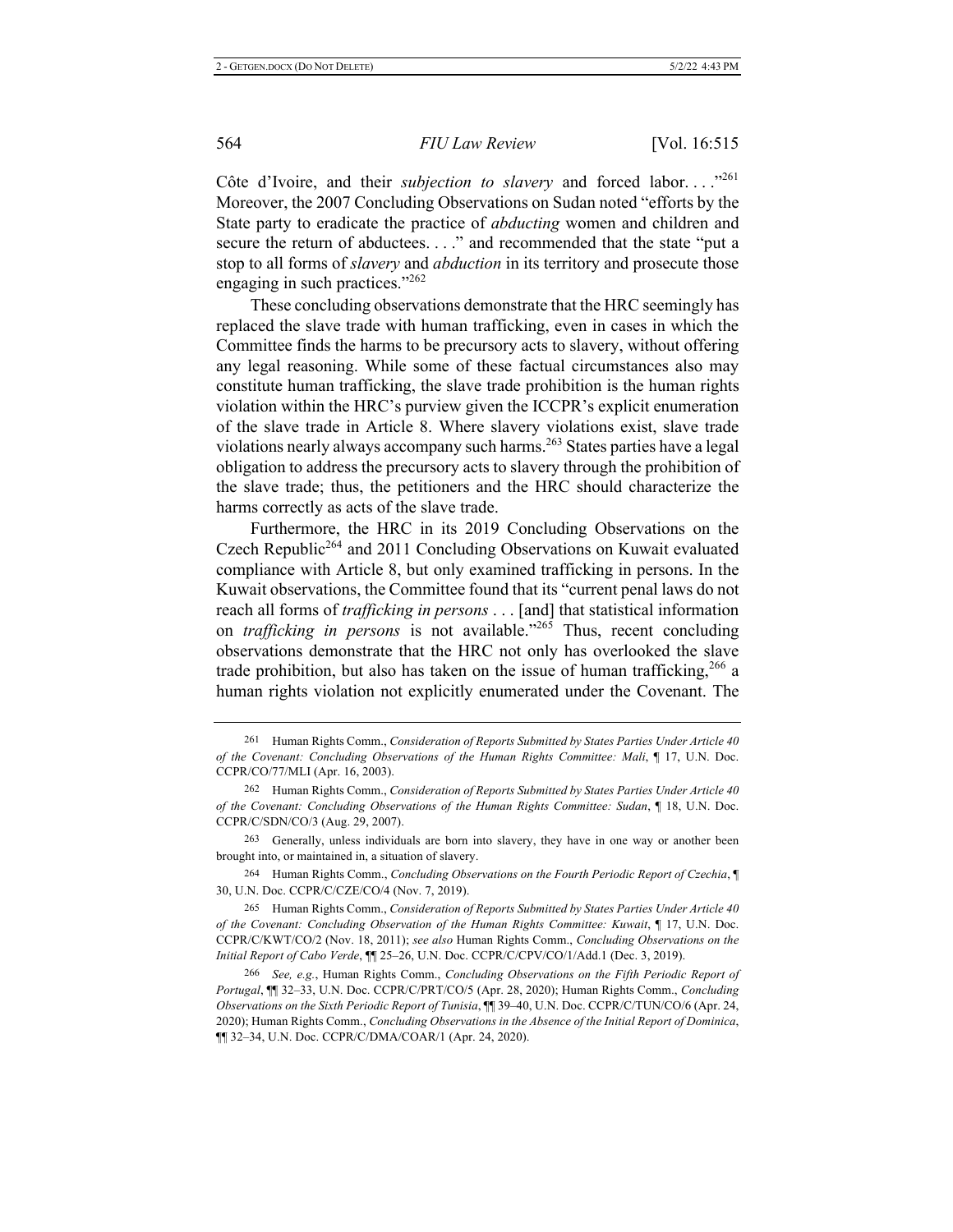Côte d'Ivoire, and their *subjection to slavery* and forced labor. . . ."[261] Moreover, the 2007 Concluding Observations on Sudan noted "efforts by the State party to eradicate the practice of *abducting* women and children and secure the return of abductees. . . ." and recommended that the state "put a stop to all forms of *slavery* and *abduction* in its territory and prosecute those engaging in such practices."[262]

These concluding observations demonstrate that the HRC seemingly has replaced the slave trade with human trafficking, even in cases in which the Committee finds the harms to be precursory acts to slavery, without offering any legal reasoning. While some of these factual circumstances also may constitute human trafficking, the slave trade prohibition is the human rights violation within the HRC's purview given the ICCPR's explicit enumeration of the slave trade in Article 8. Where slavery violations exist, slave trade violations nearly always accompany such harms.[263] States parties have a legal obligation to address the precursory acts to slavery through the prohibition of the slave trade; thus, the petitioners and the HRC should characterize the harms correctly as acts of the slave trade.

Furthermore, the HRC in its 2019 Concluding Observations on the Czech Republic[264] and 2011 Concluding Observations on Kuwait evaluated compliance with Article 8, but only examined trafficking in persons. In the Kuwait observations, the Committee found that its "current penal laws do not reach all forms of *trafficking in persons* . . . [and] that statistical information on *trafficking in persons* is not available."[265] Thus, recent concluding observations demonstrate that the HRC not only has overlooked the slave trade prohibition, but also has taken on the issue of human trafficking,[266] a human rights violation not explicitly enumerated under the Covenant. The

---

261 Human Rights Comm., *Consideration of Reports Submitted by States Parties Under Article 40 of the Covenant: Concluding Observations of the Human Rights Committee: Mali*, ¶ 17, U.N. Doc. CCPR/CO/77/MLI (Apr. 16, 2003).

262 Human Rights Comm., *Consideration of Reports Submitted by States Parties Under Article 40 of the Covenant: Concluding Observations of the Human Rights Committee: Sudan*, ¶ 18, U.N. Doc. CCPR/C/SDN/CO/3 (Aug. 29, 2007).

263 Generally, unless individuals are born into slavery, they have in one way or another been brought into, or maintained in, a situation of slavery.

264 Human Rights Comm., *Concluding Observations on the Fourth Periodic Report of Czechia*, ¶ 30, U.N. Doc. CCPR/C/CZE/CO/4 (Nov. 7, 2019).

265 Human Rights Comm., *Consideration of Reports Submitted by States Parties Under Article 40 of the Covenant: Concluding Observation of the Human Rights Committee: Kuwait*, ¶ 17, U.N. Doc. CCPR/C/KWT/CO/2 (Nov. 18, 2011); *see also* Human Rights Comm., *Concluding Observations on the Initial Report of Cabo Verde*, ¶¶ 25–26, U.N. Doc. CCPR/C/CPV/CO/1/Add.1 (Dec. 3, 2019).

266 *See, e.g.*, Human Rights Comm., *Concluding Observations on the Fifth Periodic Report of Portugal*, ¶¶ 32–33, U.N. Doc. CCPR/C/PRT/CO/5 (Apr. 28, 2020); Human Rights Comm., *Concluding Observations on the Sixth Periodic Report of Tunisia*, ¶¶ 39–40, U.N. Doc. CCPR/C/TUN/CO/6 (Apr. 24, 2020); Human Rights Comm., *Concluding Observations in the Absence of the Initial Report of Dominica*, ¶¶ 32–34, U.N. Doc. CCPR/C/DMA/COAR/1 (Apr. 24, 2020).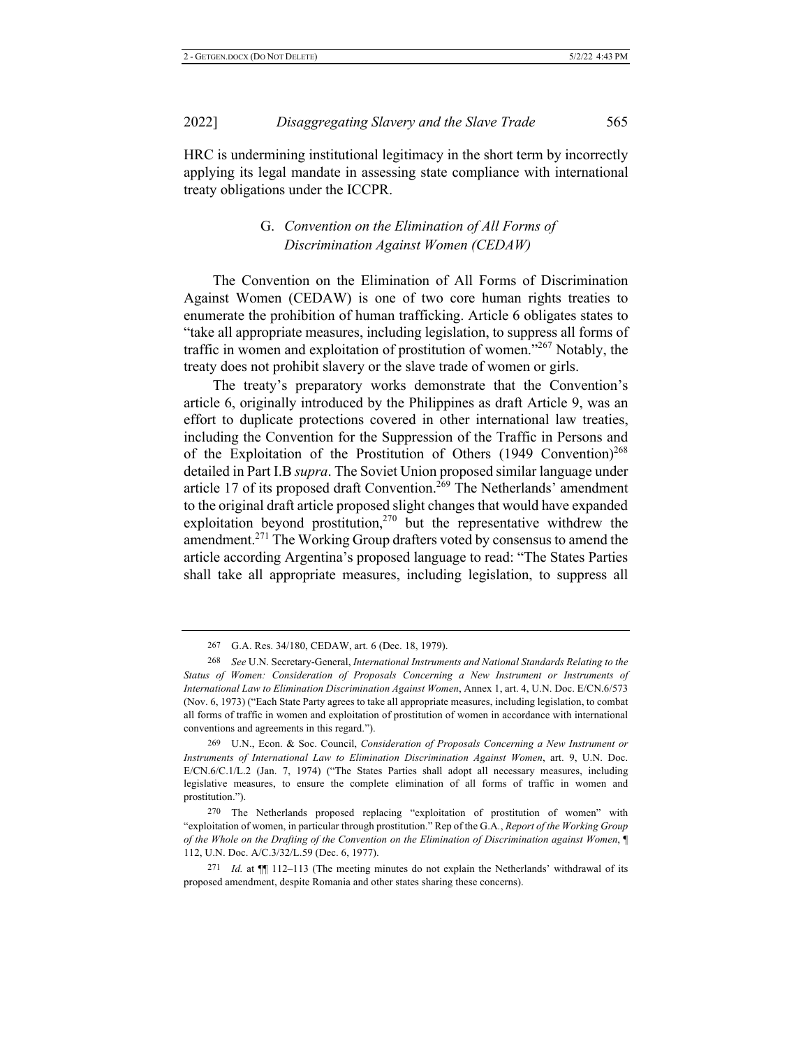HRC is undermining institutional legitimacy in the short term by incorrectly applying its legal mandate in assessing state compliance with international treaty obligations under the ICCPR.

### G. *Convention on the Elimination of All Forms of Discrimination Against Women (CEDAW)*

The Convention on the Elimination of All Forms of Discrimination Against Women (CEDAW) is one of two core human rights treaties to enumerate the prohibition of human trafficking. Article 6 obligates states to "take all appropriate measures, including legislation, to suppress all forms of traffic in women and exploitation of prostitution of women."[267] Notably, the treaty does not prohibit slavery or the slave trade of women or girls.

The treaty's preparatory works demonstrate that the Convention's article 6, originally introduced by the Philippines as draft Article 9, was an effort to duplicate protections covered in other international law treaties, including the Convention for the Suppression of the Traffic in Persons and of the Exploitation of the Prostitution of Others (1949 Convention)[268] detailed in Part I.B *supra*. The Soviet Union proposed similar language under article 17 of its proposed draft Convention.[269] The Netherlands' amendment to the original draft article proposed slight changes that would have expanded exploitation beyond prostitution,[270] but the representative withdrew the amendment.[271] The Working Group drafters voted by consensus to amend the article according Argentina's proposed language to read: "The States Parties shall take all appropriate measures, including legislation, to suppress all

---

267 G.A. Res. 34/180, CEDAW, art. 6 (Dec. 18, 1979).

268 *See* U.N. Secretary-General, *International Instruments and National Standards Relating to the Status of Women: Consideration of Proposals Concerning a New Instrument or Instruments of International Law to Elimination Discrimination Against Women*, Annex 1, art. 4, U.N. Doc. E/CN.6/573 (Nov. 6, 1973) ("Each State Party agrees to take all appropriate measures, including legislation, to combat all forms of traffic in women and exploitation of prostitution of women in accordance with international conventions and agreements in this regard.").

269 U.N., Econ. & Soc. Council, *Consideration of Proposals Concerning a New Instrument or Instruments of International Law to Elimination Discrimination Against Women*, art. 9, U.N. Doc. E/CN.6/C.1/L.2 (Jan. 7, 1974) ("The States Parties shall adopt all necessary measures, including legislative measures, to ensure the complete elimination of all forms of traffic in women and prostitution.").

270 The Netherlands proposed replacing "exploitation of prostitution of women" with "exploitation of women, in particular through prostitution." Rep of the G.A., *Report of the Working Group of the Whole on the Drafting of the Convention on the Elimination of Discrimination against Women*, ¶ 112, U.N. Doc. A/C.3/32/L.59 (Dec. 6, 1977).

271 *Id.* at ¶¶ 112–113 (The meeting minutes do not explain the Netherlands' withdrawal of its proposed amendment, despite Romania and other states sharing these concerns).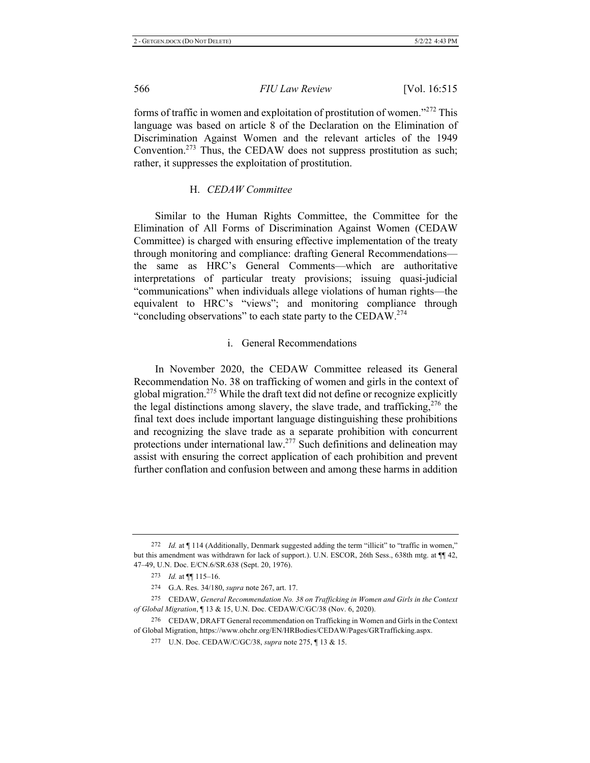forms of traffic in women and exploitation of prostitution of women."[272] This language was based on article 8 of the Declaration on the Elimination of Discrimination Against Women and the relevant articles of the 1949 Convention.[273] Thus, the CEDAW does not suppress prostitution as such; rather, it suppresses the exploitation of prostitution.

### H. *CEDAW Committee*

Similar to the Human Rights Committee, the Committee for the Elimination of All Forms of Discrimination Against Women (CEDAW Committee) is charged with ensuring effective implementation of the treaty through monitoring and compliance: drafting General Recommendations—the same as HRC's General Comments—which are authoritative interpretations of particular treaty provisions; issuing quasi-judicial "communications" when individuals allege violations of human rights—the equivalent to HRC's "views"; and monitoring compliance through "concluding observations" to each state party to the CEDAW.[274]

#### i. General Recommendations

In November 2020, the CEDAW Committee released its General Recommendation No. 38 on trafficking of women and girls in the context of global migration.[275] While the draft text did not define or recognize explicitly the legal distinctions among slavery, the slave trade, and trafficking,[276] the final text does include important language distinguishing these prohibitions and recognizing the slave trade as a separate prohibition with concurrent protections under international law.[277] Such definitions and delineation may assist with ensuring the correct application of each prohibition and prevent further conflation and confusion between and among these harms in addition

---

[272] *Id.* at ¶ 114 (Additionally, Denmark suggested adding the term "illicit" to "traffic in women," but this amendment was withdrawn for lack of support.). U.N. ESCOR, 26th Sess., 638th mtg. at ¶¶ 42, 47–49, U.N. Doc. E/CN.6/SR.638 (Sept. 20, 1976).

[273] *Id.* at ¶¶ 115–16.

[274] G.A. Res. 34/180, *supra* note 267, art. 17.

[275] CEDAW, *General Recommendation No. 38 on Trafficking in Women and Girls in the Context of Global Migration*, ¶ 13 & 15, U.N. Doc. CEDAW/C/GC/38 (Nov. 6, 2020).

[276] CEDAW, DRAFT General recommendation on Trafficking in Women and Girls in the Context of Global Migration, https://www.ohchr.org/EN/HRBodies/CEDAW/Pages/GRTrafficking.aspx.

[277] U.N. Doc. CEDAW/C/GC/38, *supra* note 275, ¶ 13 & 15.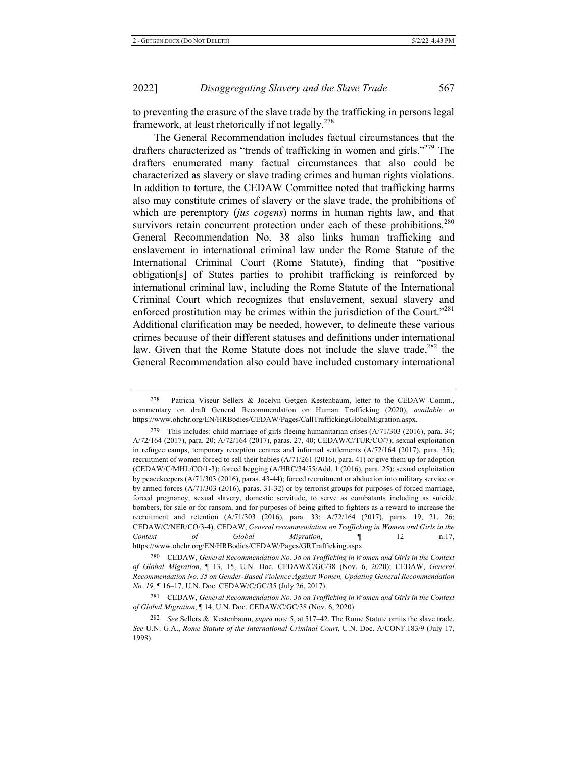to preventing the erasure of the slave trade by the trafficking in persons legal framework, at least rhetorically if not legally.[278]

The General Recommendation includes factual circumstances that the drafters characterized as "trends of trafficking in women and girls."[279] The drafters enumerated many factual circumstances that also could be characterized as slavery or slave trading crimes and human rights violations. In addition to torture, the CEDAW Committee noted that trafficking harms also may constitute crimes of slavery or the slave trade, the prohibitions of which are peremptory (*jus cogens*) norms in human rights law, and that survivors retain concurrent protection under each of these prohibitions.[280] General Recommendation No. 38 also links human trafficking and enslavement in international criminal law under the Rome Statute of the International Criminal Court (Rome Statute), finding that "positive obligation[s] of States parties to prohibit trafficking is reinforced by international criminal law, including the Rome Statute of the International Criminal Court which recognizes that enslavement, sexual slavery and enforced prostitution may be crimes within the jurisdiction of the Court."[281] Additional clarification may be needed, however, to delineate these various crimes because of their different statuses and definitions under international law. Given that the Rome Statute does not include the slave trade,[282] the General Recommendation also could have included customary international

---

278 Patricia Viseur Sellers & Jocelyn Getgen Kestenbaum, letter to the CEDAW Comm., commentary on draft General Recommendation on Human Trafficking (2020), *available at* https://www.ohchr.org/EN/HRBodies/CEDAW/Pages/CallTraffickingGlobalMigration.aspx.

279 This includes: child marriage of girls fleeing humanitarian crises (A/71/303 (2016), para. 34; A/72/164 (2017), para. 20; A/72/164 (2017), paras. 27, 40; CEDAW/C/TUR/CO/7); sexual exploitation in refugee camps, temporary reception centres and informal settlements (A/72/164 (2017), para. 35); recruitment of women forced to sell their babies (A/71/261 (2016), para. 41) or give them up for adoption (CEDAW/C/MHL/CO/1-3); forced begging (A/HRC/34/55/Add. 1 (2016), para. 25); sexual exploitation by peacekeepers (A/71/303 (2016), paras. 43-44); forced recruitment or abduction into military service or by armed forces (A/71/303 (2016), paras. 31-32) or by terrorist groups for purposes of forced marriage, forced pregnancy, sexual slavery, domestic servitude, to serve as combatants including as suicide bombers, for sale or for ransom, and for purposes of being gifted to fighters as a reward to increase the recruitment and retention (A/71/303 (2016), para. 33; A/72/164 (2017), paras. 19, 21, 26; CEDAW/C/NER/CO/3-4). CEDAW, *General recommendation on Trafficking in Women and Girls in the Context of Global Migration*, ¶ 12 n.17, https://www.ohchr.org/EN/HRBodies/CEDAW/Pages/GRTrafficking.aspx.

280 CEDAW, *General Recommendation No. 38 on Trafficking in Women and Girls in the Context of Global Migration*, ¶ 13, 15, U.N. Doc. CEDAW/C/GC/38 (Nov. 6, 2020); CEDAW, *General Recommendation No. 35 on Gender-Based Violence Against Women, Updating General Recommendation No. 19,* ¶ 16–17, U.N. Doc. CEDAW/C/GC/35 (July 26, 2017).

281 CEDAW, *General Recommendation No. 38 on Trafficking in Women and Girls in the Context of Global Migration*, ¶ 14, U.N. Doc. CEDAW/C/GC/38 (Nov. 6, 2020).

282 *See* Sellers & Kestenbaum, *supra* note 5, at 517–42. The Rome Statute omits the slave trade. *See* U.N. G.A., *Rome Statute of the International Criminal Court*, U.N. Doc. A/CONF.183/9 (July 17, 1998).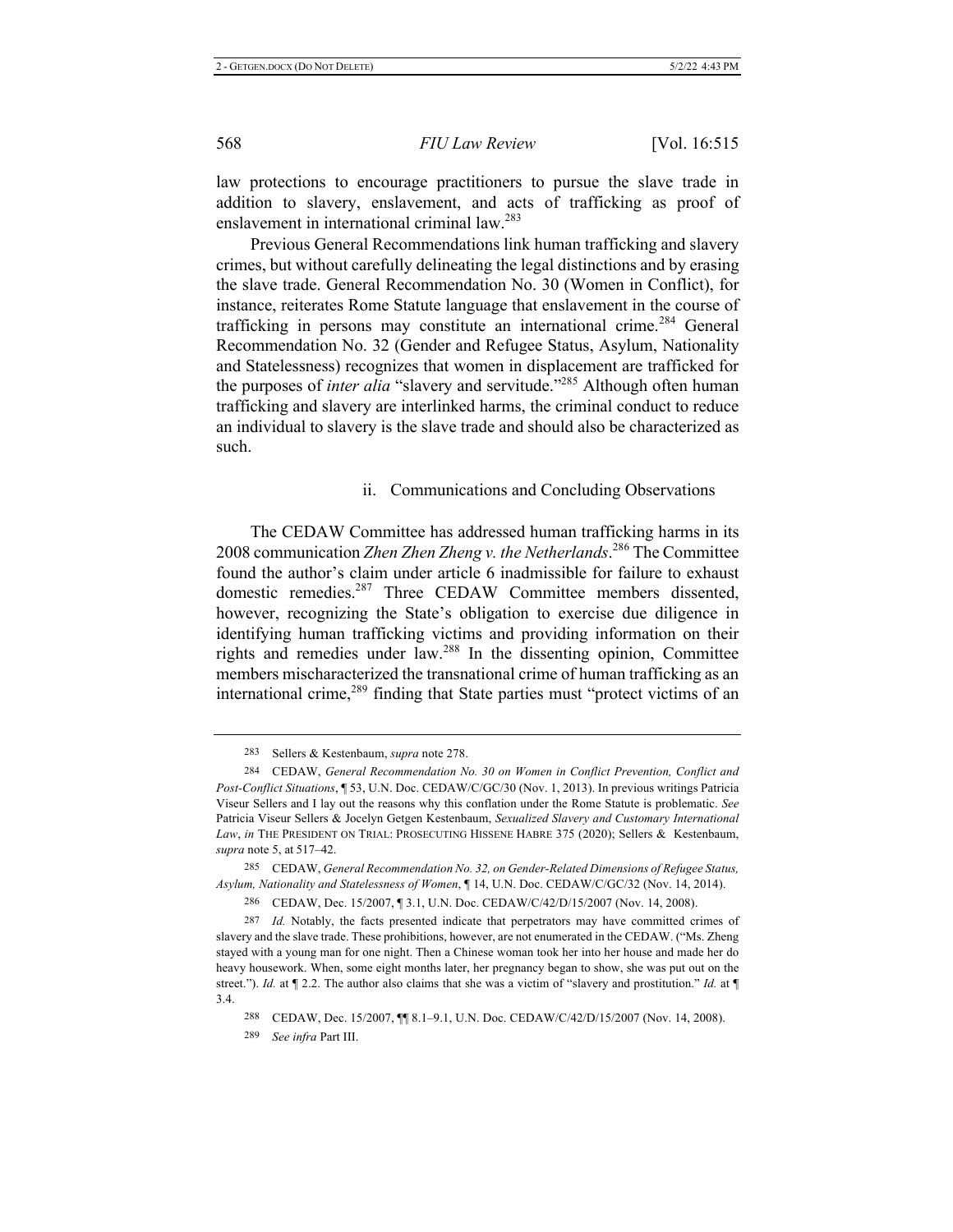law protections to encourage practitioners to pursue the slave trade in addition to slavery, enslavement, and acts of trafficking as proof of enslavement in international criminal law.[283]

Previous General Recommendations link human trafficking and slavery crimes, but without carefully delineating the legal distinctions and by erasing the slave trade. General Recommendation No. 30 (Women in Conflict), for instance, reiterates Rome Statute language that enslavement in the course of trafficking in persons may constitute an international crime.[284] General Recommendation No. 32 (Gender and Refugee Status, Asylum, Nationality and Statelessness) recognizes that women in displacement are trafficked for the purposes of *inter alia* "slavery and servitude."[285] Although often human trafficking and slavery are interlinked harms, the criminal conduct to reduce an individual to slavery is the slave trade and should also be characterized as such.

#### ii. Communications and Concluding Observations

The CEDAW Committee has addressed human trafficking harms in its 2008 communication *Zhen Zhen Zheng v. the Netherlands*.[286] The Committee found the author's claim under article 6 inadmissible for failure to exhaust domestic remedies.[287] Three CEDAW Committee members dissented, however, recognizing the State's obligation to exercise due diligence in identifying human trafficking victims and providing information on their rights and remedies under law.[288] In the dissenting opinion, Committee members mischaracterized the transnational crime of human trafficking as an international crime,[289] finding that State parties must "protect victims of an

---

283 Sellers & Kestenbaum, *supra* note 278.

284 CEDAW, *General Recommendation No. 30 on Women in Conflict Prevention, Conflict and Post-Conflict Situations*, ¶ 53, U.N. Doc. CEDAW/C/GC/30 (Nov. 1, 2013). In previous writings Patricia Viseur Sellers and I lay out the reasons why this conflation under the Rome Statute is problematic. *See* Patricia Viseur Sellers & Jocelyn Getgen Kestenbaum, *Sexualized Slavery and Customary International Law*, *in* THE PRESIDENT ON TRIAL: PROSECUTING HISSENE HABRE 375 (2020); Sellers & Kestenbaum, *supra* note 5, at 517–42.

285 CEDAW, *General Recommendation No. 32, on Gender-Related Dimensions of Refugee Status, Asylum, Nationality and Statelessness of Women*, ¶ 14, U.N. Doc. CEDAW/C/GC/32 (Nov. 14, 2014).

286 CEDAW, Dec. 15/2007, ¶ 3.1, U.N. Doc. CEDAW/C/42/D/15/2007 (Nov. 14, 2008).

287 *Id.* Notably, the facts presented indicate that perpetrators may have committed crimes of slavery and the slave trade. These prohibitions, however, are not enumerated in the CEDAW. ("Ms. Zheng stayed with a young man for one night. Then a Chinese woman took her into her house and made her do heavy housework. When, some eight months later, her pregnancy began to show, she was put out on the street."). *Id.* at ¶ 2.2. The author also claims that she was a victim of "slavery and prostitution." *Id.* at ¶ 3.4.

288 CEDAW, Dec. 15/2007, ¶¶ 8.1–9.1, U.N. Doc. CEDAW/C/42/D/15/2007 (Nov. 14, 2008).

289 *See infra* Part III.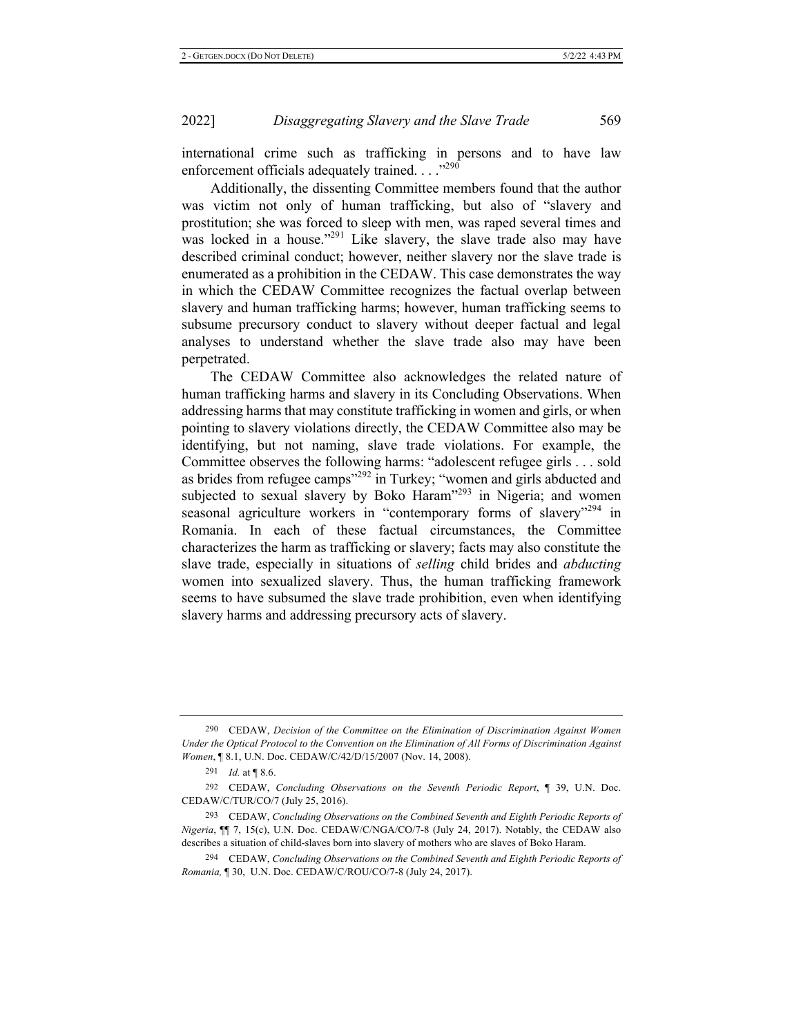international crime such as trafficking in persons and to have law enforcement officials adequately trained. . . ."[290]

Additionally, the dissenting Committee members found that the author was victim not only of human trafficking, but also of "slavery and prostitution; she was forced to sleep with men, was raped several times and was locked in a house."[291] Like slavery, the slave trade also may have described criminal conduct; however, neither slavery nor the slave trade is enumerated as a prohibition in the CEDAW. This case demonstrates the way in which the CEDAW Committee recognizes the factual overlap between slavery and human trafficking harms; however, human trafficking seems to subsume precursory conduct to slavery without deeper factual and legal analyses to understand whether the slave trade also may have been perpetrated.

The CEDAW Committee also acknowledges the related nature of human trafficking harms and slavery in its Concluding Observations. When addressing harms that may constitute trafficking in women and girls, or when pointing to slavery violations directly, the CEDAW Committee also may be identifying, but not naming, slave trade violations. For example, the Committee observes the following harms: "adolescent refugee girls . . . sold as brides from refugee camps"[292] in Turkey; "women and girls abducted and subjected to sexual slavery by Boko Haram"[293] in Nigeria; and women seasonal agriculture workers in "contemporary forms of slavery"[294] in Romania. In each of these factual circumstances, the Committee characterizes the harm as trafficking or slavery; facts may also constitute the slave trade, especially in situations of *selling* child brides and *abducting* women into sexualized slavery. Thus, the human trafficking framework seems to have subsumed the slave trade prohibition, even when identifying slavery harms and addressing precursory acts of slavery.

---

290 CEDAW, *Decision of the Committee on the Elimination of Discrimination Against Women Under the Optical Protocol to the Convention on the Elimination of All Forms of Discrimination Against Women*, ¶ 8.1, U.N. Doc. CEDAW/C/42/D/15/2007 (Nov. 14, 2008).

291 *Id.* at ¶ 8.6.

292 CEDAW, *Concluding Observations on the Seventh Periodic Report*, ¶ 39, U.N. Doc. CEDAW/C/TUR/CO/7 (July 25, 2016).

293 CEDAW, *Concluding Observations on the Combined Seventh and Eighth Periodic Reports of Nigeria*, ¶¶ 7, 15(c), U.N. Doc. CEDAW/C/NGA/CO/7-8 (July 24, 2017). Notably, the CEDAW also describes a situation of child-slaves born into slavery of mothers who are slaves of Boko Haram.

294 CEDAW, *Concluding Observations on the Combined Seventh and Eighth Periodic Reports of Romania,* ¶ 30, U.N. Doc. CEDAW/C/ROU/CO/7-8 (July 24, 2017).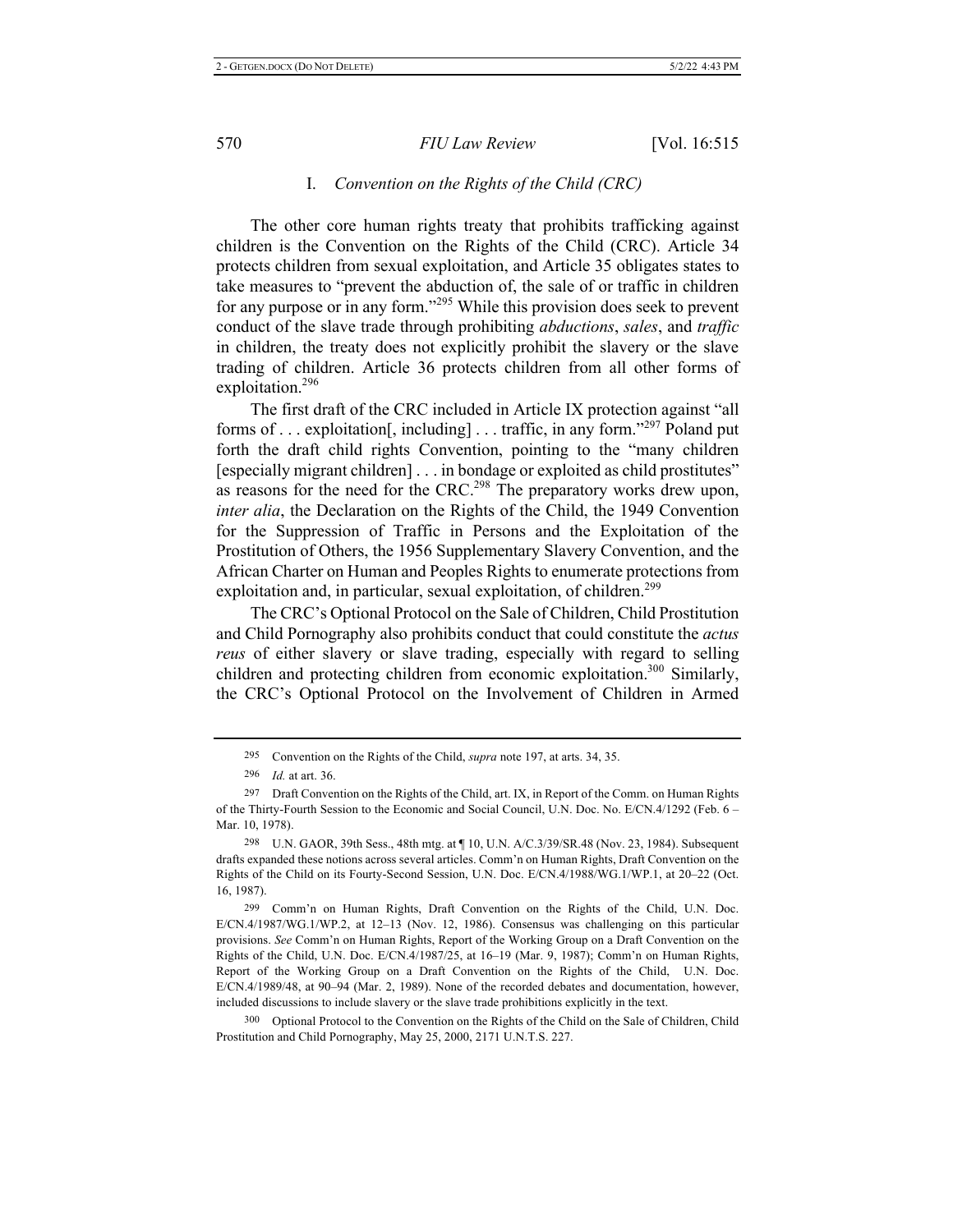### I. *Convention on the Rights of the Child (CRC)*

The other core human rights treaty that prohibits trafficking against children is the Convention on the Rights of the Child (CRC). Article 34 protects children from sexual exploitation, and Article 35 obligates states to take measures to "prevent the abduction of, the sale of or traffic in children for any purpose or in any form."[295] While this provision does seek to prevent conduct of the slave trade through prohibiting *abductions*, *sales*, and *traffic* in children, the treaty does not explicitly prohibit the slavery or the slave trading of children. Article 36 protects children from all other forms of exploitation.[296]

The first draft of the CRC included in Article IX protection against "all forms of . . . exploitation[, including] . . . traffic, in any form."[297] Poland put forth the draft child rights Convention, pointing to the "many children [especially migrant children] . . . in bondage or exploited as child prostitutes" as reasons for the need for the CRC.[298] The preparatory works drew upon, *inter alia*, the Declaration on the Rights of the Child, the 1949 Convention for the Suppression of Traffic in Persons and the Exploitation of the Prostitution of Others, the 1956 Supplementary Slavery Convention, and the African Charter on Human and Peoples Rights to enumerate protections from exploitation and, in particular, sexual exploitation, of children.[299]

The CRC's Optional Protocol on the Sale of Children, Child Prostitution and Child Pornography also prohibits conduct that could constitute the *actus reus* of either slavery or slave trading, especially with regard to selling children and protecting children from economic exploitation.[300] Similarly, the CRC's Optional Protocol on the Involvement of Children in Armed

---

295 Convention on the Rights of the Child, *supra* note 197, at arts. 34, 35.

296 *Id.* at art. 36.

297 Draft Convention on the Rights of the Child, art. IX, in Report of the Comm. on Human Rights of the Thirty-Fourth Session to the Economic and Social Council, U.N. Doc. No. E/CN.4/1292 (Feb. 6 – Mar. 10, 1978).

298 U.N. GAOR, 39th Sess., 48th mtg. at ¶ 10, U.N. A/C.3/39/SR.48 (Nov. 23, 1984). Subsequent drafts expanded these notions across several articles. Comm'n on Human Rights, Draft Convention on the Rights of the Child on its Fourty-Second Session, U.N. Doc. E/CN.4/1988/WG.1/WP.1, at 20–22 (Oct. 16, 1987).

299 Comm'n on Human Rights, Draft Convention on the Rights of the Child, U.N. Doc. E/CN.4/1987/WG.1/WP.2, at 12–13 (Nov. 12, 1986). Consensus was challenging on this particular provisions. *See* Comm'n on Human Rights, Report of the Working Group on a Draft Convention on the Rights of the Child, U.N. Doc. E/CN.4/1987/25, at 16–19 (Mar. 9, 1987); Comm'n on Human Rights, Report of the Working Group on a Draft Convention on the Rights of the Child, U.N. Doc. E/CN.4/1989/48, at 90–94 (Mar. 2, 1989). None of the recorded debates and documentation, however, included discussions to include slavery or the slave trade prohibitions explicitly in the text.

300 Optional Protocol to the Convention on the Rights of the Child on the Sale of Children, Child Prostitution and Child Pornography, May 25, 2000, 2171 U.N.T.S. 227.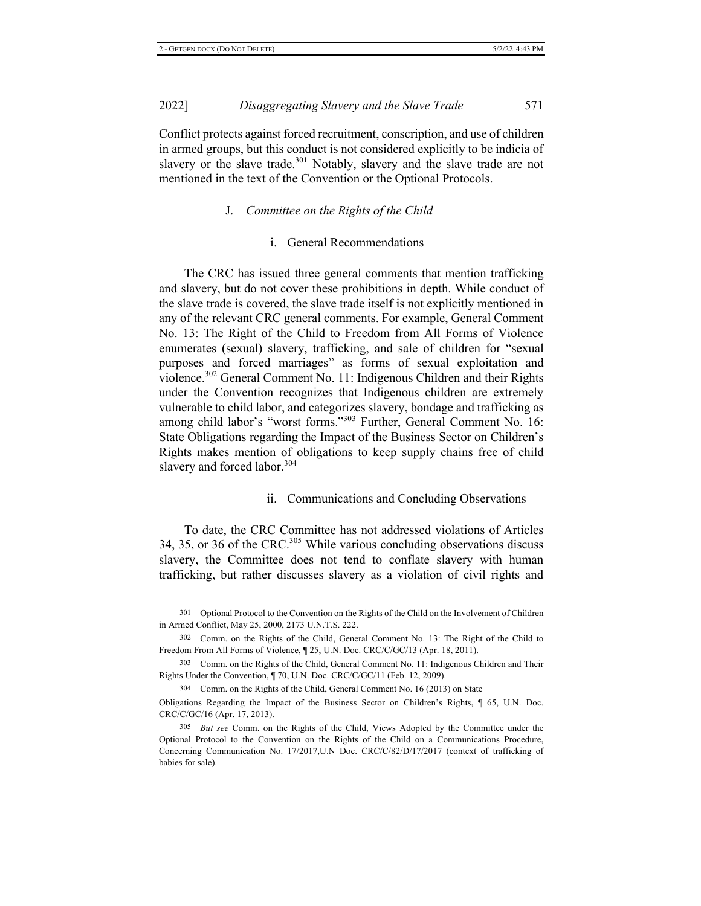Conflict protects against forced recruitment, conscription, and use of children in armed groups, but this conduct is not considered explicitly to be indicia of slavery or the slave trade.[301] Notably, slavery and the slave trade are not mentioned in the text of the Convention or the Optional Protocols.

### J. *Committee on the Rights of the Child*

#### i. General Recommendations

The CRC has issued three general comments that mention trafficking and slavery, but do not cover these prohibitions in depth. While conduct of the slave trade is covered, the slave trade itself is not explicitly mentioned in any of the relevant CRC general comments. For example, General Comment No. 13: The Right of the Child to Freedom from All Forms of Violence enumerates (sexual) slavery, trafficking, and sale of children for "sexual purposes and forced marriages" as forms of sexual exploitation and violence.[302] General Comment No. 11: Indigenous Children and their Rights under the Convention recognizes that Indigenous children are extremely vulnerable to child labor, and categorizes slavery, bondage and trafficking as among child labor's "worst forms."[303] Further, General Comment No. 16: State Obligations regarding the Impact of the Business Sector on Children's Rights makes mention of obligations to keep supply chains free of child slavery and forced labor.[304]

#### ii. Communications and Concluding Observations

To date, the CRC Committee has not addressed violations of Articles 34, 35, or 36 of the CRC.[305] While various concluding observations discuss slavery, the Committee does not tend to conflate slavery with human trafficking, but rather discusses slavery as a violation of civil rights and

---

301 Optional Protocol to the Convention on the Rights of the Child on the Involvement of Children in Armed Conflict, May 25, 2000, 2173 U.N.T.S. 222.

302 Comm. on the Rights of the Child, General Comment No. 13: The Right of the Child to Freedom From All Forms of Violence, ¶ 25, U.N. Doc. CRC/C/GC/13 (Apr. 18, 2011).

303 Comm. on the Rights of the Child, General Comment No. 11: Indigenous Children and Their Rights Under the Convention, ¶ 70, U.N. Doc. CRC/C/GC/11 (Feb. 12, 2009).

304 Comm. on the Rights of the Child, General Comment No. 16 (2013) on State Obligations Regarding the Impact of the Business Sector on Children's Rights, ¶ 65, U.N. Doc. CRC/C/GC/16 (Apr. 17, 2013).

305 *But see* Comm. on the Rights of the Child, Views Adopted by the Committee under the Optional Protocol to the Convention on the Rights of the Child on a Communications Procedure, Concerning Communication No. 17/2017,U.N Doc. CRC/C/82/D/17/2017 (context of trafficking of babies for sale).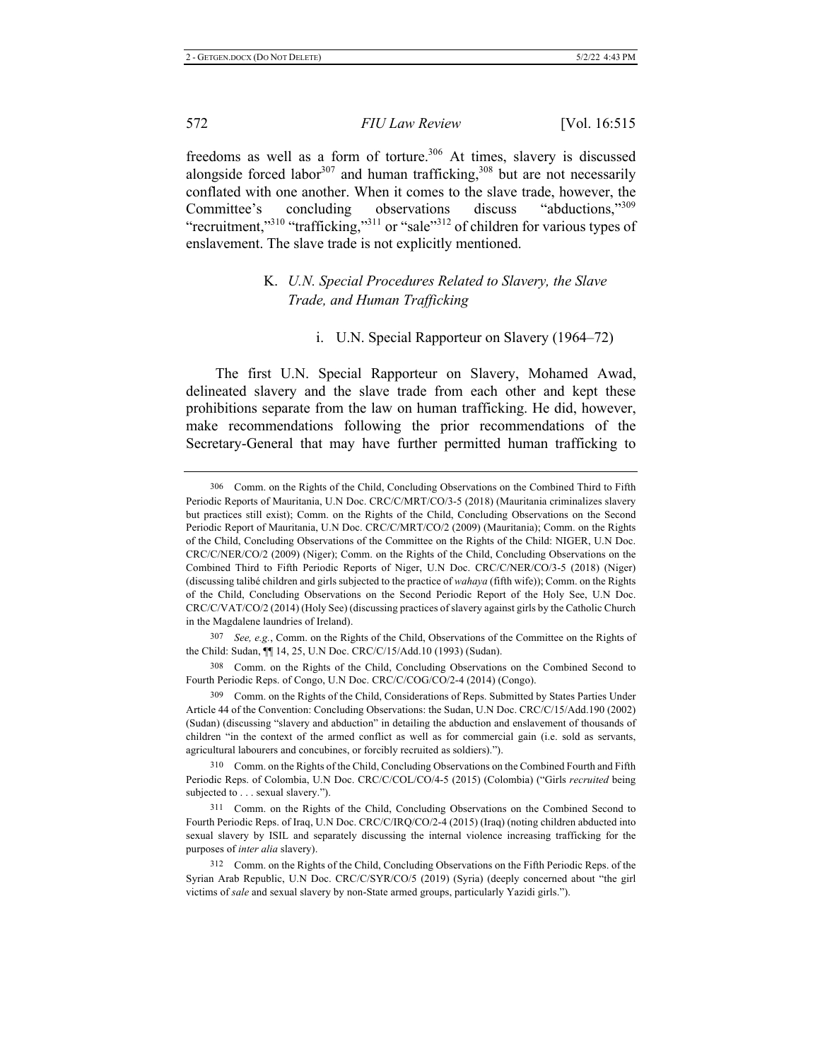freedoms as well as a form of torture.[306] At times, slavery is discussed alongside forced labor[307] and human trafficking,[308] but are not necessarily conflated with one another. When it comes to the slave trade, however, the Committee's concluding observations discuss "abductions,"[309] "recruitment,"[310] "trafficking,"[311] or "sale"[312] of children for various types of enslavement. The slave trade is not explicitly mentioned.

### K. *U.N. Special Procedures Related to Slavery, the Slave Trade, and Human Trafficking*

#### i. U.N. Special Rapporteur on Slavery (1964–72)

The first U.N. Special Rapporteur on Slavery, Mohamed Awad, delineated slavery and the slave trade from each other and kept these prohibitions separate from the law on human trafficking. He did, however, make recommendations following the prior recommendations of the Secretary-General that may have further permitted human trafficking to

---

306 Comm. on the Rights of the Child, Concluding Observations on the Combined Third to Fifth Periodic Reports of Mauritania, U.N Doc. CRC/C/MRT/CO/3-5 (2018) (Mauritania criminalizes slavery but practices still exist); Comm. on the Rights of the Child, Concluding Observations on the Second Periodic Report of Mauritania, U.N Doc. CRC/C/MRT/CO/2 (2009) (Mauritania); Comm. on the Rights of the Child, Concluding Observations of the Committee on the Rights of the Child: NIGER, U.N Doc. CRC/C/NER/CO/2 (2009) (Niger); Comm. on the Rights of the Child, Concluding Observations on the Combined Third to Fifth Periodic Reports of Niger, U.N Doc. CRC/C/NER/CO/3-5 (2018) (Niger) (discussing talibé children and girls subjected to the practice of *wahaya* (fifth wife)); Comm. on the Rights of the Child, Concluding Observations on the Second Periodic Report of the Holy See, U.N Doc. CRC/C/VAT/CO/2 (2014) (Holy See) (discussing practices of slavery against girls by the Catholic Church in the Magdalene laundries of Ireland).

307 *See, e.g.*, Comm. on the Rights of the Child, Observations of the Committee on the Rights of the Child: Sudan, ¶¶ 14, 25, U.N Doc. CRC/C/15/Add.10 (1993) (Sudan).

308 Comm. on the Rights of the Child, Concluding Observations on the Combined Second to Fourth Periodic Reps. of Congo, U.N Doc. CRC/C/COG/CO/2-4 (2014) (Congo).

309 Comm. on the Rights of the Child, Considerations of Reps. Submitted by States Parties Under Article 44 of the Convention: Concluding Observations: the Sudan, U.N Doc. CRC/C/15/Add.190 (2002) (Sudan) (discussing "slavery and abduction" in detailing the abduction and enslavement of thousands of children "in the context of the armed conflict as well as for commercial gain (i.e. sold as servants, agricultural labourers and concubines, or forcibly recruited as soldiers).").

310 Comm. on the Rights of the Child, Concluding Observations on the Combined Fourth and Fifth Periodic Reps. of Colombia, U.N Doc. CRC/C/COL/CO/4-5 (2015) (Colombia) ("Girls *recruited* being subjected to . . . sexual slavery.").

311 Comm. on the Rights of the Child, Concluding Observations on the Combined Second to Fourth Periodic Reps. of Iraq, U.N Doc. CRC/C/IRQ/CO/2-4 (2015) (Iraq) (noting children abducted into sexual slavery by ISIL and separately discussing the internal violence increasing trafficking for the purposes of *inter alia* slavery).

312 Comm. on the Rights of the Child, Concluding Observations on the Fifth Periodic Reps. of the Syrian Arab Republic, U.N Doc. CRC/C/SYR/CO/5 (2019) (Syria) (deeply concerned about "the girl victims of *sale* and sexual slavery by non-State armed groups, particularly Yazidi girls.").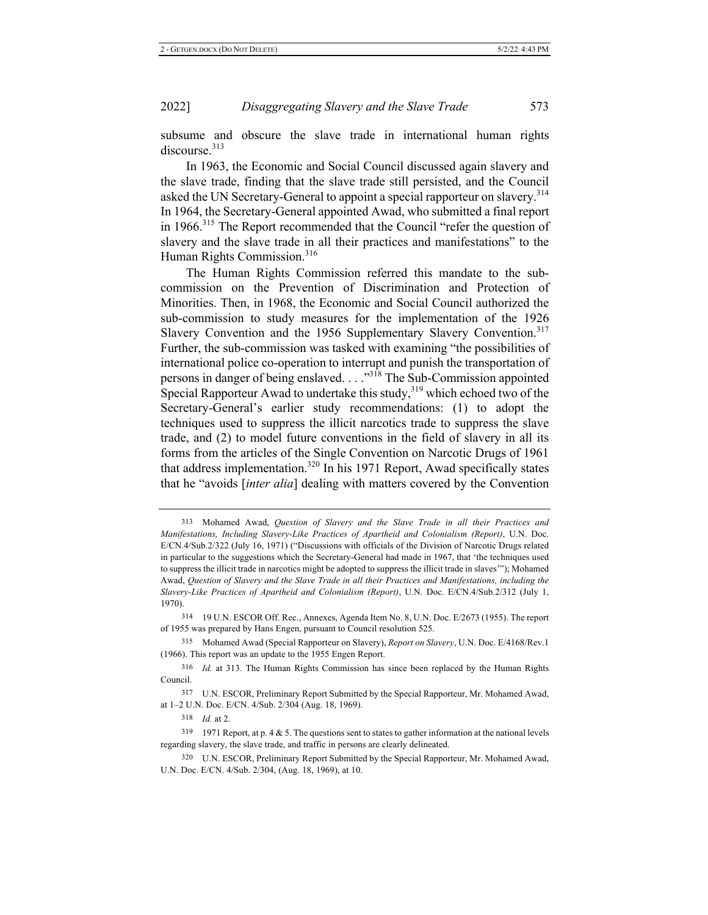subsume and obscure the slave trade in international human rights discourse.[313]

In 1963, the Economic and Social Council discussed again slavery and the slave trade, finding that the slave trade still persisted, and the Council asked the UN Secretary-General to appoint a special rapporteur on slavery.[314] In 1964, the Secretary-General appointed Awad, who submitted a final report in 1966.[315] The Report recommended that the Council "refer the question of slavery and the slave trade in all their practices and manifestations" to the Human Rights Commission.[316]

The Human Rights Commission referred this mandate to the sub-commission on the Prevention of Discrimination and Protection of Minorities. Then, in 1968, the Economic and Social Council authorized the sub-commission to study measures for the implementation of the 1926 Slavery Convention and the 1956 Supplementary Slavery Convention.[317] Further, the sub-commission was tasked with examining "the possibilities of international police co-operation to interrupt and punish the transportation of persons in danger of being enslaved. . . ."[318] The Sub-Commission appointed Special Rapporteur Awad to undertake this study,[319] which echoed two of the Secretary-General's earlier study recommendations: (1) to adopt the techniques used to suppress the illicit narcotics trade to suppress the slave trade, and (2) to model future conventions in the field of slavery in all its forms from the articles of the Single Convention on Narcotic Drugs of 1961 that address implementation.[320] In his 1971 Report, Awad specifically states that he "avoids [*inter alia*] dealing with matters covered by the Convention

---

313 Mohamed Awad, *Question of Slavery and the Slave Trade in all their Practices and Manifestations, Including Slavery-Like Practices of Apartheid and Colonialism (Report)*, U.N. Doc. E/CN.4/Sub.2/322 (July 16, 1971) ("Discussions with officials of the Division of Narcotic Drugs related in particular to the suggestions which the Secretary-General had made in 1967, that 'the techniques used to suppress the illicit trade in narcotics might be adopted to suppress the illicit trade in slaves'"); Mohamed Awad, *Question of Slavery and the Slave Trade in all their Practices and Manifestations, including the Slavery-Like Practices of Apartheid and Colonialism (Report)*, U.N. Doc. E/CN.4/Sub.2/312 (July 1, 1970).

314 19 U.N. ESCOR Off. Rec., Annexes, Agenda Item No. 8, U.N. Doc. E/2673 (1955). The report of 1955 was prepared by Hans Engen, pursuant to Council resolution 525.

315 Mohamed Awad (Special Rapporteur on Slavery), *Report on Slavery*, U.N. Doc. E/4168/Rev.1 (1966). This report was an update to the 1955 Engen Report.

316 *Id.* at 313. The Human Rights Commission has since been replaced by the Human Rights Council.

317 U.N. ESCOR, Preliminary Report Submitted by the Special Rapporteur, Mr. Mohamed Awad, at 1–2 U.N. Doc. E/CN. 4/Sub. 2/304 (Aug. 18, 1969).

318 *Id.* at 2.

319 1971 Report, at p. 4 & 5. The questions sent to states to gather information at the national levels regarding slavery, the slave trade, and traffic in persons are clearly delineated.

320 U.N. ESCOR, Preliminary Report Submitted by the Special Rapporteur, Mr. Mohamed Awad, U.N. Doc. E/CN. 4/Sub. 2/304, (Aug. 18, 1969), at 10.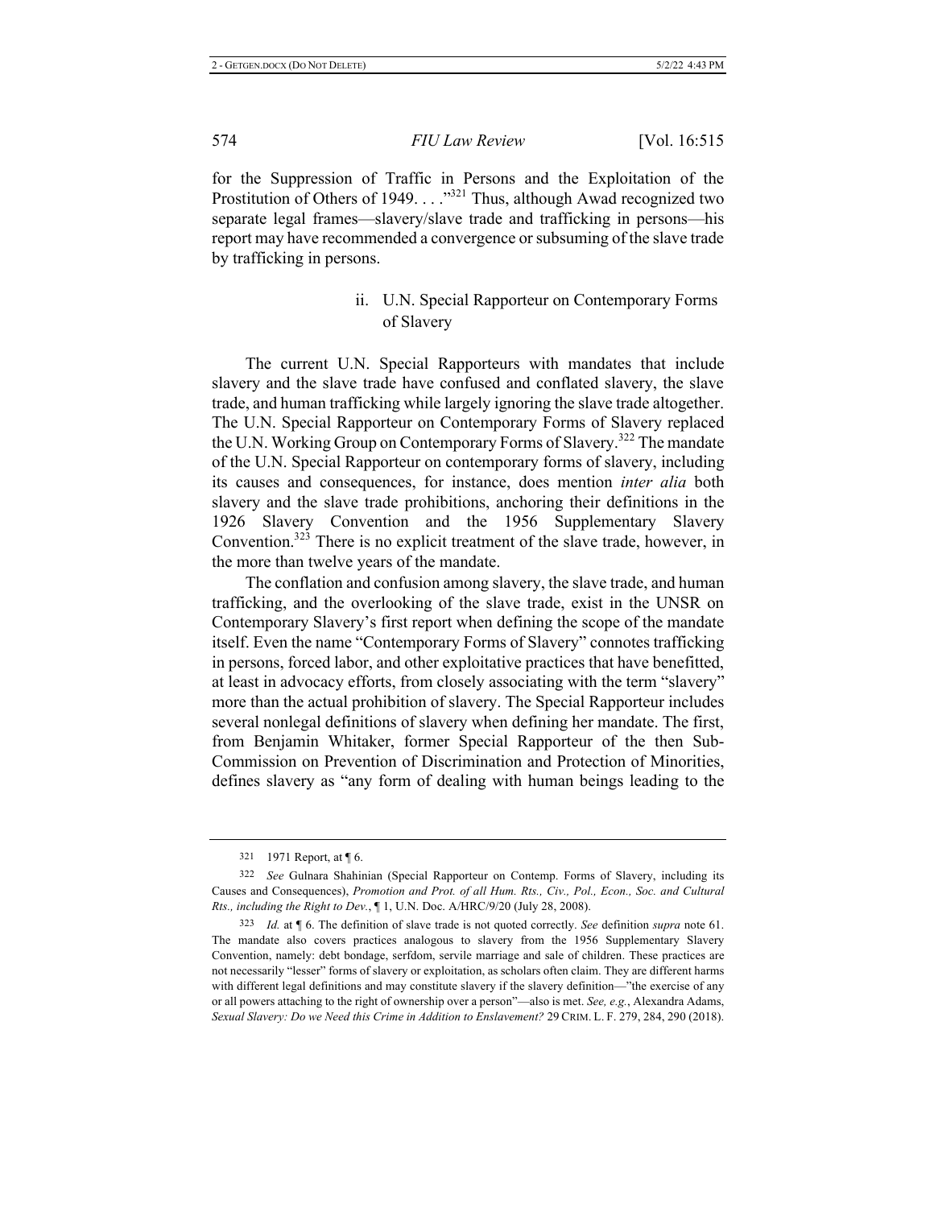for the Suppression of Traffic in Persons and the Exploitation of the Prostitution of Others of 1949. . . ."[321] Thus, although Awad recognized two separate legal frames—slavery/slave trade and trafficking in persons—his report may have recommended a convergence or subsuming of the slave trade by trafficking in persons.

#### ii. U.N. Special Rapporteur on Contemporary Forms of Slavery

The current U.N. Special Rapporteurs with mandates that include slavery and the slave trade have confused and conflated slavery, the slave trade, and human trafficking while largely ignoring the slave trade altogether. The U.N. Special Rapporteur on Contemporary Forms of Slavery replaced the U.N. Working Group on Contemporary Forms of Slavery.[322] The mandate of the U.N. Special Rapporteur on contemporary forms of slavery, including its causes and consequences, for instance, does mention *inter alia* both slavery and the slave trade prohibitions, anchoring their definitions in the 1926 Slavery Convention and the 1956 Supplementary Slavery Convention.[323] There is no explicit treatment of the slave trade, however, in the more than twelve years of the mandate.

The conflation and confusion among slavery, the slave trade, and human trafficking, and the overlooking of the slave trade, exist in the UNSR on Contemporary Slavery's first report when defining the scope of the mandate itself. Even the name "Contemporary Forms of Slavery" connotes trafficking in persons, forced labor, and other exploitative practices that have benefitted, at least in advocacy efforts, from closely associating with the term "slavery" more than the actual prohibition of slavery. The Special Rapporteur includes several nonlegal definitions of slavery when defining her mandate. The first, from Benjamin Whitaker, former Special Rapporteur of the then Sub-Commission on Prevention of Discrimination and Protection of Minorities, defines slavery as "any form of dealing with human beings leading to the

---

321 1971 Report, at ¶ 6.

322 *See* Gulnara Shahinian (Special Rapporteur on Contemp. Forms of Slavery, including its Causes and Consequences), *Promotion and Prot. of all Hum. Rts., Civ., Pol., Econ., Soc. and Cultural Rts., including the Right to Dev.*, ¶ 1, U.N. Doc. A/HRC/9/20 (July 28, 2008).

323 *Id.* at ¶ 6. The definition of slave trade is not quoted correctly. *See* definition *supra* note 61. The mandate also covers practices analogous to slavery from the 1956 Supplementary Slavery Convention, namely: debt bondage, serfdom, servile marriage and sale of children. These practices are not necessarily "lesser" forms of slavery or exploitation, as scholars often claim. They are different harms with different legal definitions and may constitute slavery if the slavery definition—"the exercise of any or all powers attaching to the right of ownership over a person"—also is met. *See, e.g.*, Alexandra Adams, *Sexual Slavery: Do we Need this Crime in Addition to Enslavement?* 29 CRIM. L. F. 279, 284, 290 (2018).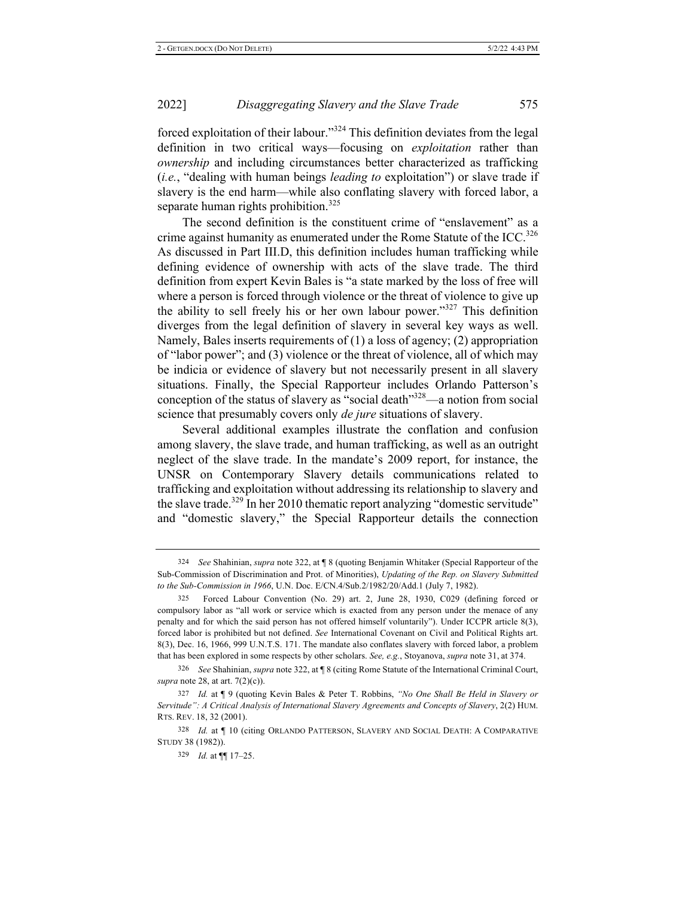forced exploitation of their labour."[324] This definition deviates from the legal definition in two critical ways—focusing on *exploitation* rather than *ownership* and including circumstances better characterized as trafficking (*i.e.*, "dealing with human beings *leading to* exploitation") or slave trade if slavery is the end harm—while also conflating slavery with forced labor, a separate human rights prohibition.[325]

The second definition is the constituent crime of "enslavement" as a crime against humanity as enumerated under the Rome Statute of the ICC.[326] As discussed in Part III.D, this definition includes human trafficking while defining evidence of ownership with acts of the slave trade. The third definition from expert Kevin Bales is "a state marked by the loss of free will where a person is forced through violence or the threat of violence to give up the ability to sell freely his or her own labour power."[327] This definition diverges from the legal definition of slavery in several key ways as well. Namely, Bales inserts requirements of (1) a loss of agency; (2) appropriation of "labor power"; and (3) violence or the threat of violence, all of which may be indicia or evidence of slavery but not necessarily present in all slavery situations. Finally, the Special Rapporteur includes Orlando Patterson's conception of the status of slavery as "social death"[328]—a notion from social science that presumably covers only *de jure* situations of slavery.

Several additional examples illustrate the conflation and confusion among slavery, the slave trade, and human trafficking, as well as an outright neglect of the slave trade. In the mandate's 2009 report, for instance, the UNSR on Contemporary Slavery details communications related to trafficking and exploitation without addressing its relationship to slavery and the slave trade.[329] In her 2010 thematic report analyzing "domestic servitude" and "domestic slavery," the Special Rapporteur details the connection

---

324 *See* Shahinian, *supra* note 322, at ¶ 8 (quoting Benjamin Whitaker (Special Rapporteur of the Sub-Commission of Discrimination and Prot. of Minorities), *Updating of the Rep. on Slavery Submitted to the Sub-Commission in 1966*, U.N. Doc. E/CN.4/Sub.2/1982/20/Add.1 (July 7, 1982).

325 Forced Labour Convention (No. 29) art. 2, June 28, 1930, C029 (defining forced or compulsory labor as "all work or service which is exacted from any person under the menace of any penalty and for which the said person has not offered himself voluntarily"). Under ICCPR article 8(3), forced labor is prohibited but not defined. *See* International Covenant on Civil and Political Rights art. 8(3), Dec. 16, 1966, 999 U.N.T.S. 171. The mandate also conflates slavery with forced labor, a problem that has been explored in some respects by other scholars. *See, e.g.*, Stoyanova, *supra* note 31, at 374.

326 *See* Shahinian, *supra* note 322, at ¶ 8 (citing Rome Statute of the International Criminal Court, *supra* note 28, at art. 7(2)(c)).

327 *Id.* at ¶ 9 (quoting Kevin Bales & Peter T. Robbins, *"No One Shall Be Held in Slavery or Servitude": A Critical Analysis of International Slavery Agreements and Concepts of Slavery*, 2(2) HUM. RTS. REV. 18, 32 (2001).

328 *Id.* at ¶ 10 (citing ORLANDO PATTERSON, SLAVERY AND SOCIAL DEATH: A COMPARATIVE STUDY 38 (1982)).

329 *Id.* at ¶¶ 17–25.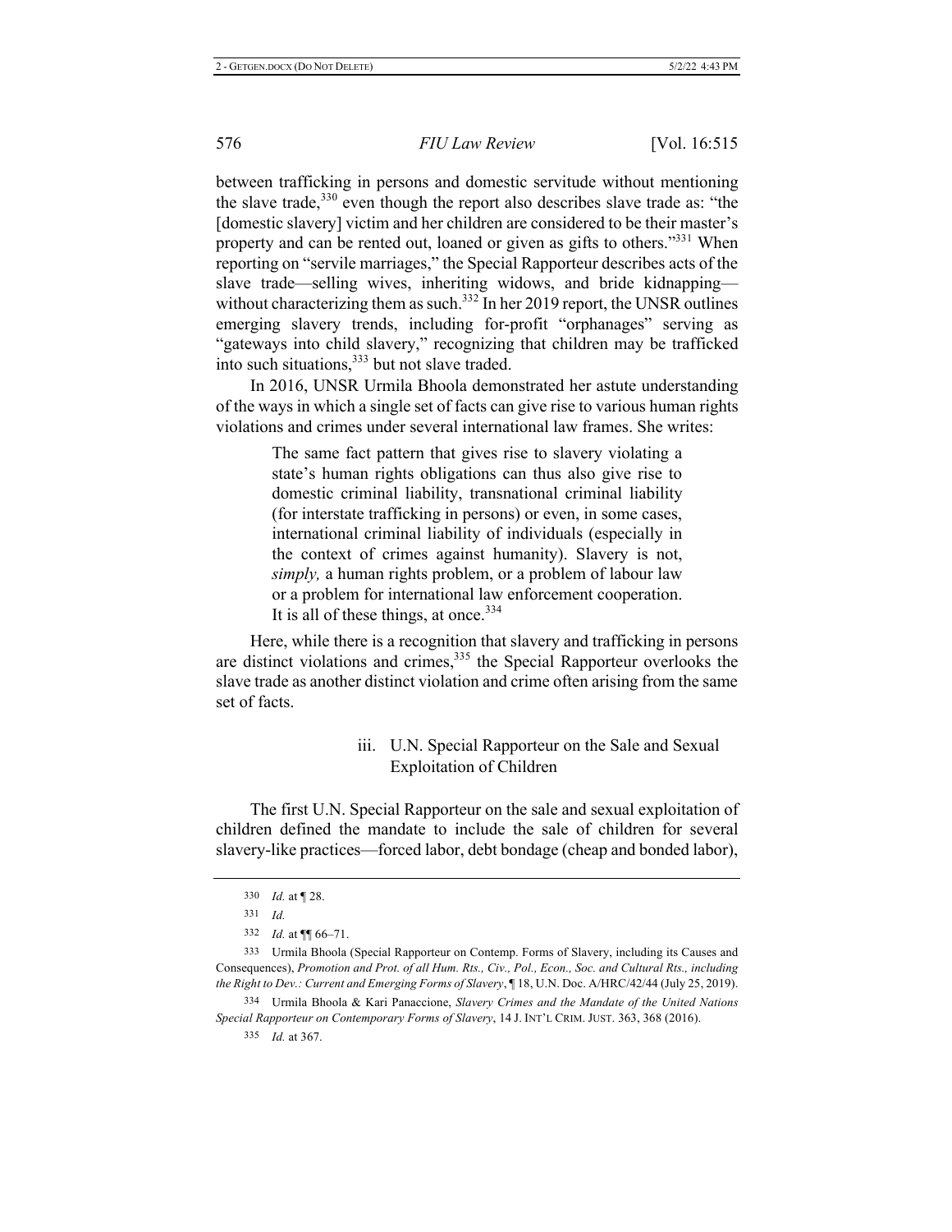between trafficking in persons and domestic servitude without mentioning the slave trade,[330] even though the report also describes slave trade as: "the [domestic slavery] victim and her children are considered to be their master's property and can be rented out, loaned or given as gifts to others."[331] When reporting on "servile marriages," the Special Rapporteur describes acts of the slave trade—selling wives, inheriting widows, and bride kidnapping—without characterizing them as such.[332] In her 2019 report, the UNSR outlines emerging slavery trends, including for-profit "orphanages" serving as "gateways into child slavery," recognizing that children may be trafficked into such situations,[333] but not slave traded.

In 2016, UNSR Urmila Bhoola demonstrated her astute understanding of the ways in which a single set of facts can give rise to various human rights violations and crimes under several international law frames. She writes:

> The same fact pattern that gives rise to slavery violating a state's human rights obligations can thus also give rise to domestic criminal liability, transnational criminal liability (for interstate trafficking in persons) or even, in some cases, international criminal liability of individuals (especially in the context of crimes against humanity). Slavery is not, *simply,* a human rights problem, or a problem of labour law or a problem for international law enforcement cooperation. It is all of these things, at once.[334]

Here, while there is a recognition that slavery and trafficking in persons are distinct violations and crimes,[335] the Special Rapporteur overlooks the slave trade as another distinct violation and crime often arising from the same set of facts.

#### iii. U.N. Special Rapporteur on the Sale and Sexual Exploitation of Children

The first U.N. Special Rapporteur on the sale and sexual exploitation of children defined the mandate to include the sale of children for several slavery-like practices—forced labor, debt bondage (cheap and bonded labor),

---

330 *Id.* at ¶ 28.

331 *Id.*

332 *Id.* at ¶¶ 66–71.

333 Urmila Bhoola (Special Rapporteur on Contemp. Forms of Slavery, including its Causes and Consequences), *Promotion and Prot. of all Hum. Rts., Civ., Pol., Econ., Soc. and Cultural Rts., including the Right to Dev.: Current and Emerging Forms of Slavery*, ¶ 18, U.N. Doc. A/HRC/42/44 (July 25, 2019).

334 Urmila Bhoola & Kari Panaccione, *Slavery Crimes and the Mandate of the United Nations Special Rapporteur on Contemporary Forms of Slavery*, 14 J. INT'L CRIM. JUST. 363, 368 (2016).

335 *Id.* at 367.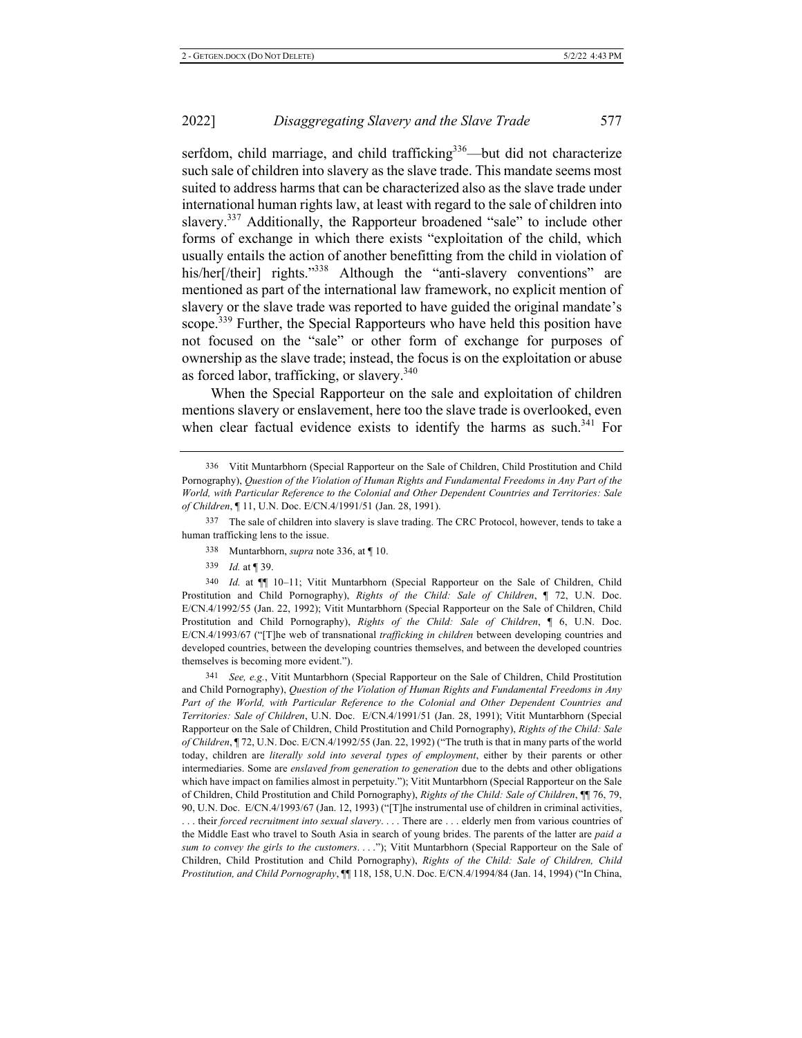serfdom, child marriage, and child trafficking[336]—but did not characterize such sale of children into slavery as the slave trade. This mandate seems most suited to address harms that can be characterized also as the slave trade under international human rights law, at least with regard to the sale of children into slavery.[337] Additionally, the Rapporteur broadened "sale" to include other forms of exchange in which there exists "exploitation of the child, which usually entails the action of another benefitting from the child in violation of his/her[/their] rights."[338] Although the "anti-slavery conventions" are mentioned as part of the international law framework, no explicit mention of slavery or the slave trade was reported to have guided the original mandate's scope.[339] Further, the Special Rapporteurs who have held this position have not focused on the "sale" or other form of exchange for purposes of ownership as the slave trade; instead, the focus is on the exploitation or abuse as forced labor, trafficking, or slavery.[340]

When the Special Rapporteur on the sale and exploitation of children mentions slavery or enslavement, here too the slave trade is overlooked, even when clear factual evidence exists to identify the harms as such.[341] For

---

336 Vitit Muntarbhorn (Special Rapporteur on the Sale of Children, Child Prostitution and Child Pornography), *Question of the Violation of Human Rights and Fundamental Freedoms in Any Part of the World, with Particular Reference to the Colonial and Other Dependent Countries and Territories: Sale of Children*, ¶ 11, U.N. Doc. E/CN.4/1991/51 (Jan. 28, 1991).

337 The sale of children into slavery is slave trading. The CRC Protocol, however, tends to take a human trafficking lens to the issue.

338 Muntarbhorn, *supra* note 336, at ¶ 10.

339 *Id.* at ¶ 39.

340 *Id.* at ¶¶ 10–11; Vitit Muntarbhorn (Special Rapporteur on the Sale of Children, Child Prostitution and Child Pornography), *Rights of the Child: Sale of Children*, ¶ 72, U.N. Doc. E/CN.4/1992/55 (Jan. 22, 1992); Vitit Muntarbhorn (Special Rapporteur on the Sale of Children, Child Prostitution and Child Pornography), *Rights of the Child: Sale of Children*, ¶ 6, U.N. Doc. E/CN.4/1993/67 ("[T]he web of transnational *trafficking in children* between developing countries and developed countries, between the developing countries themselves, and between the developed countries themselves is becoming more evident.").

341 *See, e.g.*, Vitit Muntarbhorn (Special Rapporteur on the Sale of Children, Child Prostitution and Child Pornography), *Question of the Violation of Human Rights and Fundamental Freedoms in Any Part of the World, with Particular Reference to the Colonial and Other Dependent Countries and Territories: Sale of Children*, U.N. Doc. E/CN.4/1991/51 (Jan. 28, 1991); Vitit Muntarbhorn (Special Rapporteur on the Sale of Children, Child Prostitution and Child Pornography), *Rights of the Child: Sale of Children*, ¶ 72, U.N. Doc. E/CN.4/1992/55 (Jan. 22, 1992) ("The truth is that in many parts of the world today, children are *literally sold into several types of employment*, either by their parents or other intermediaries. Some are *enslaved from generation to generation* due to the debts and other obligations which have impact on families almost in perpetuity."); Vitit Muntarbhorn (Special Rapporteur on the Sale of Children, Child Prostitution and Child Pornography), *Rights of the Child: Sale of Children*, ¶¶ 76, 79, 90, U.N. Doc. E/CN.4/1993/67 (Jan. 12, 1993) ("[T]he instrumental use of children in criminal activities, . . . their *forced recruitment into sexual slavery*. . . . There are . . . elderly men from various countries of the Middle East who travel to South Asia in search of young brides. The parents of the latter are *paid a sum to convey the girls to the customers*. . . ."); Vitit Muntarbhorn (Special Rapporteur on the Sale of Children, Child Prostitution and Child Pornography), *Rights of the Child: Sale of Children, Child Prostitution, and Child Pornography*, ¶¶ 118, 158, U.N. Doc. E/CN.4/1994/84 (Jan. 14, 1994) ("In China,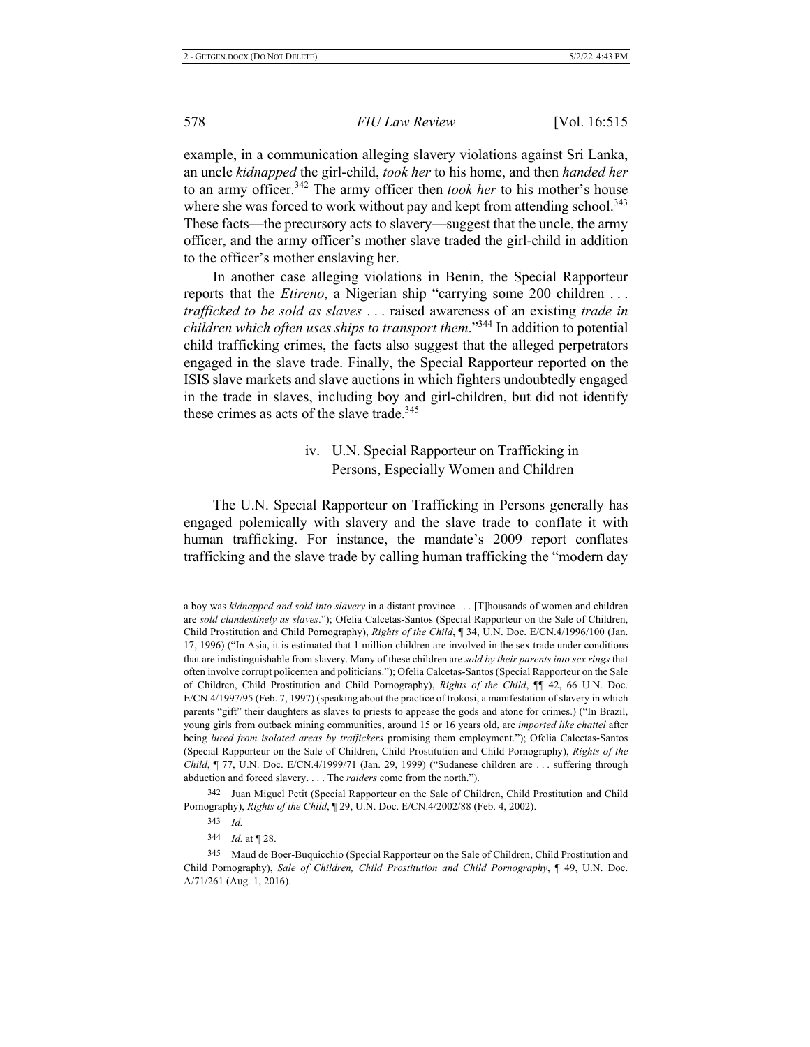example, in a communication alleging slavery violations against Sri Lanka, an uncle *kidnapped* the girl-child, *took her* to his home, and then *handed her* to an army officer.[342] The army officer then *took her* to his mother's house where she was forced to work without pay and kept from attending school.[343] These facts—the precursory acts to slavery—suggest that the uncle, the army officer, and the army officer's mother slave traded the girl-child in addition to the officer's mother enslaving her.

In another case alleging violations in Benin, the Special Rapporteur reports that the *Etireno*, a Nigerian ship "carrying some 200 children . . . *trafficked to be sold as slaves* . . . raised awareness of an existing *trade in children which often uses ships to transport them*."[344] In addition to potential child trafficking crimes, the facts also suggest that the alleged perpetrators engaged in the slave trade. Finally, the Special Rapporteur reported on the ISIS slave markets and slave auctions in which fighters undoubtedly engaged in the trade in slaves, including boy and girl-children, but did not identify these crimes as acts of the slave trade.[345]

#### iv. U.N. Special Rapporteur on Trafficking in Persons, Especially Women and Children

The U.N. Special Rapporteur on Trafficking in Persons generally has engaged polemically with slavery and the slave trade to conflate it with human trafficking. For instance, the mandate's 2009 report conflates trafficking and the slave trade by calling human trafficking the "modern day

---

a boy was *kidnapped and sold into slavery* in a distant province . . . [T]housands of women and children are *sold clandestinely as slaves*."); Ofelia Calcetas-Santos (Special Rapporteur on the Sale of Children, Child Prostitution and Child Pornography), *Rights of the Child*, ¶ 34, U.N. Doc. E/CN.4/1996/100 (Jan. 17, 1996) ("In Asia, it is estimated that 1 million children are involved in the sex trade under conditions that are indistinguishable from slavery. Many of these children are *sold by their parents into sex rings* that often involve corrupt policemen and politicians."); Ofelia Calcetas-Santos (Special Rapporteur on the Sale of Children, Child Prostitution and Child Pornography), *Rights of the Child*, ¶¶ 42, 66 U.N. Doc. E/CN.4/1997/95 (Feb. 7, 1997) (speaking about the practice of trokosi, a manifestation of slavery in which parents "gift" their daughters as slaves to priests to appease the gods and atone for crimes.) ("In Brazil, young girls from outback mining communities, around 15 or 16 years old, are *imported like chattel* after being *lured from isolated areas by traffickers* promising them employment."); Ofelia Calcetas-Santos (Special Rapporteur on the Sale of Children, Child Prostitution and Child Pornography), *Rights of the Child*, ¶ 77, U.N. Doc. E/CN.4/1999/71 (Jan. 29, 1999) ("Sudanese children are . . . suffering through abduction and forced slavery. . . . The *raiders* come from the north.").

342 Juan Miguel Petit (Special Rapporteur on the Sale of Children, Child Prostitution and Child Pornography), *Rights of the Child*, ¶ 29, U.N. Doc. E/CN.4/2002/88 (Feb. 4, 2002).

343 *Id.*

344 *Id.* at ¶ 28.

345 Maud de Boer-Buquicchio (Special Rapporteur on the Sale of Children, Child Prostitution and Child Pornography), *Sale of Children, Child Prostitution and Child Pornography*, ¶ 49, U.N. Doc. A/71/261 (Aug. 1, 2016).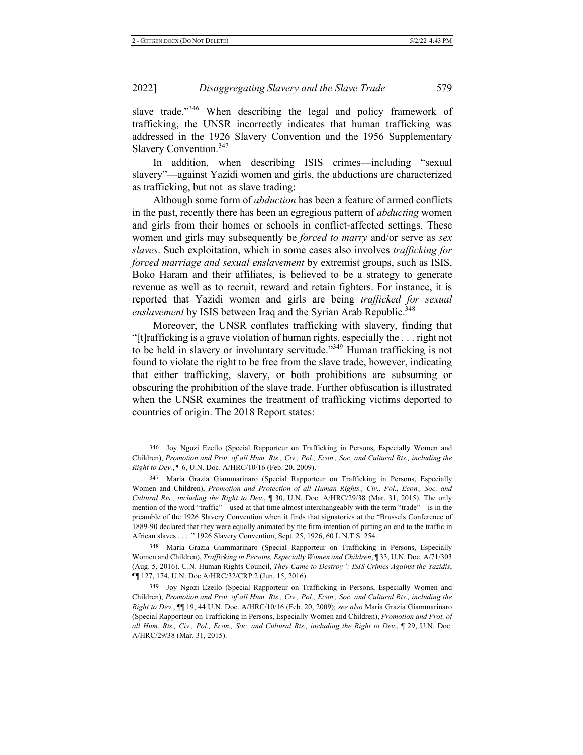slave trade."[346] When describing the legal and policy framework of trafficking, the UNSR incorrectly indicates that human trafficking was addressed in the 1926 Slavery Convention and the 1956 Supplementary Slavery Convention.[347]

In addition, when describing ISIS crimes—including "sexual slavery"—against Yazidi women and girls, the abductions are characterized as trafficking, but not as slave trading:

> Although some form of *abduction* has been a feature of armed conflicts in the past, recently there has been an egregious pattern of *abducting* women and girls from their homes or schools in conflict-affected settings. These women and girls may subsequently be *forced to marry* and/or serve as *sex slaves*. Such exploitation, which in some cases also involves *trafficking for forced marriage and sexual enslavement* by extremist groups, such as ISIS, Boko Haram and their affiliates, is believed to be a strategy to generate revenue as well as to recruit, reward and retain fighters. For instance, it is reported that Yazidi women and girls are being *trafficked for sexual enslavement* by ISIS between Iraq and the Syrian Arab Republic.[348]

Moreover, the UNSR conflates trafficking with slavery, finding that "[t]rafficking is a grave violation of human rights, especially the . . . right not to be held in slavery or involuntary servitude."[349] Human trafficking is not found to violate the right to be free from the slave trade, however, indicating that either trafficking, slavery, or both prohibitions are subsuming or obscuring the prohibition of the slave trade. Further obfuscation is illustrated when the UNSR examines the treatment of trafficking victims deported to countries of origin. The 2018 Report states:

---

346 Joy Ngozi Ezeilo (Special Rapporteur on Trafficking in Persons, Especially Women and Children), *Promotion and Prot. of all Hum. Rts., Civ., Pol., Econ., Soc. and Cultural Rts., including the Right to Dev.*, ¶ 6, U.N. Doc. A/HRC/10/16 (Feb. 20, 2009).

347 Maria Grazia Giammarinaro (Special Rapporteur on Trafficking in Persons, Especially Women and Children), *Promotion and Protection of all Human Rights., Civ., Pol., Econ., Soc. and Cultural Rts., including the Right to Dev.*, ¶ 30, U.N. Doc. A/HRC/29/38 (Mar. 31, 2015). The only mention of the word "traffic"—used at that time almost interchangeably with the term "trade"—is in the preamble of the 1926 Slavery Convention when it finds that signatories at the "Brussels Conference of 1889-90 declared that they were equally animated by the firm intention of putting an end to the traffic in African slaves . . . ." 1926 Slavery Convention, Sept. 25, 1926, 60 L.N.T.S. 254.

348 Maria Grazia Giammarinaro (Special Rapporteur on Trafficking in Persons, Especially Women and Children), *Trafficking in Persons, Especially Women and Children*, ¶ 33, U.N. Doc. A/71/303 (Aug. 5, 2016). U.N. Human Rights Council, *They Came to Destroy": ISIS Crimes Against the Yazidis*, ¶¶ 127, 174, U.N. Doc A/HRC/32/CRP.2 (Jun. 15, 2016).

349 Joy Ngozi Ezeilo (Special Rapporteur on Trafficking in Persons, Especially Women and Children), *Promotion and Prot. of all Hum. Rts., Civ., Pol., Econ., Soc. and Cultural Rts., including the Right to Dev.*, ¶¶ 19, 44 U.N. Doc. A/HRC/10/16 (Feb. 20, 2009); *see also* Maria Grazia Giammarinaro (Special Rapporteur on Trafficking in Persons, Especially Women and Children), *Promotion and Prot. of all Hum. Rts., Civ., Pol., Econ., Soc. and Cultural Rts., including the Right to Dev.*, ¶ 29, U.N. Doc. A/HRC/29/38 (Mar. 31, 2015).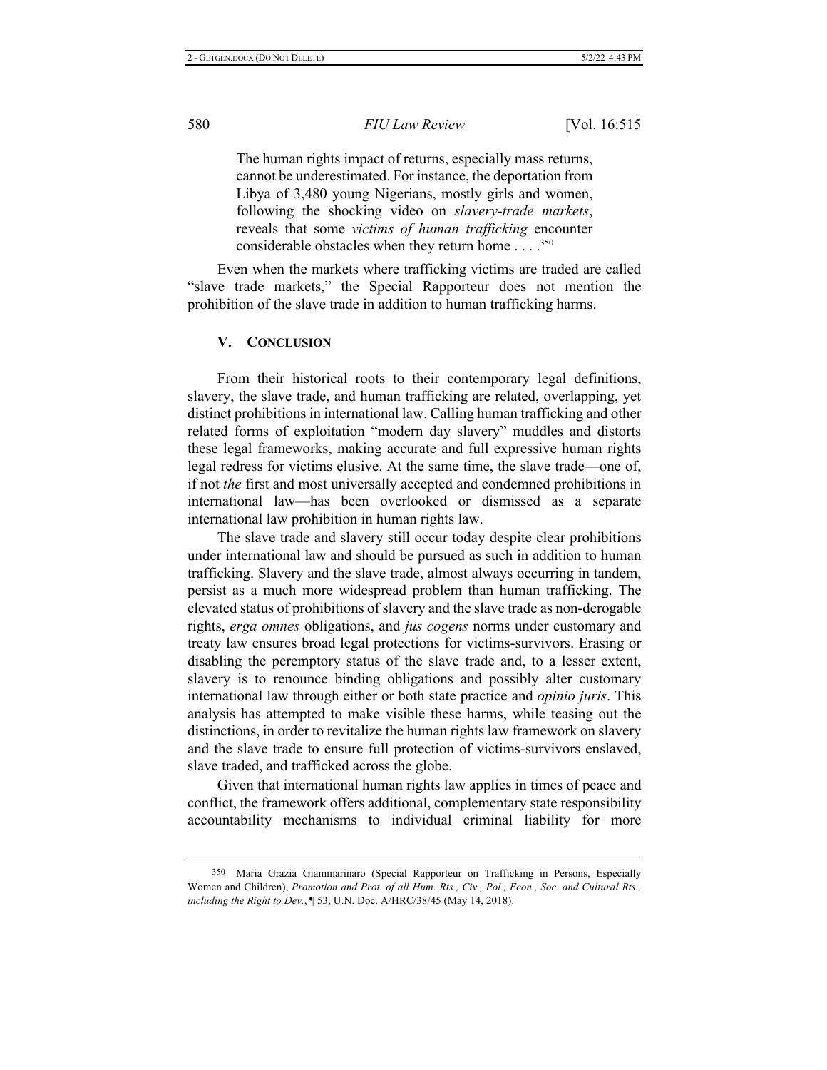> The human rights impact of returns, especially mass returns, cannot be underestimated. For instance, the deportation from Libya of 3,480 young Nigerians, mostly girls and women, following the shocking video on *slavery-trade markets*, reveals that some *victims of human trafficking* encounter considerable obstacles when they return home . . . .[350]

Even when the markets where trafficking victims are traded are called "slave trade markets," the Special Rapporteur does not mention the prohibition of the slave trade in addition to human trafficking harms.

## V. CONCLUSION

From their historical roots to their contemporary legal definitions, slavery, the slave trade, and human trafficking are related, overlapping, yet distinct prohibitions in international law. Calling human trafficking and other related forms of exploitation "modern day slavery" muddles and distorts these legal frameworks, making accurate and full expressive human rights legal redress for victims elusive. At the same time, the slave trade—one of, if not *the* first and most universally accepted and condemned prohibitions in international law—has been overlooked or dismissed as a separate international law prohibition in human rights law.

The slave trade and slavery still occur today despite clear prohibitions under international law and should be pursued as such in addition to human trafficking. Slavery and the slave trade, almost always occurring in tandem, persist as a much more widespread problem than human trafficking. The elevated status of prohibitions of slavery and the slave trade as non-derogable rights, *erga omnes* obligations, and *jus cogens* norms under customary and treaty law ensures broad legal protections for victims-survivors. Erasing or disabling the peremptory status of the slave trade and, to a lesser extent, slavery is to renounce binding obligations and possibly alter customary international law through either or both state practice and *opinio juris*. This analysis has attempted to make visible these harms, while teasing out the distinctions, in order to revitalize the human rights law framework on slavery and the slave trade to ensure full protection of victims-survivors enslaved, slave traded, and trafficked across the globe.

Given that international human rights law applies in times of peace and conflict, the framework offers additional, complementary state responsibility accountability mechanisms to individual criminal liability for more

---

[350] Maria Grazia Giammarinaro (Special Rapporteur on Trafficking in Persons, Especially Women and Children), *Promotion and Prot. of all Hum. Rts., Civ., Pol., Econ., Soc. and Cultural Rts., including the Right to Dev.*, ¶ 53, U.N. Doc. A/HRC/38/45 (May 14, 2018).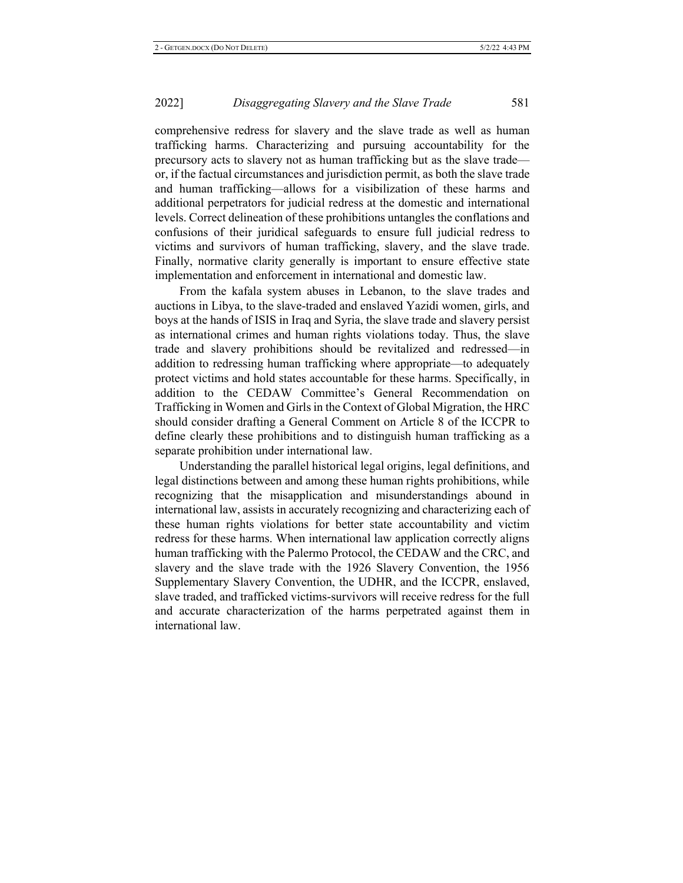comprehensive redress for slavery and the slave trade as well as human trafficking harms. Characterizing and pursuing accountability for the precursory acts to slavery not as human trafficking but as the slave trade—or, if the factual circumstances and jurisdiction permit, as both the slave trade and human trafficking—allows for a visibilization of these harms and additional perpetrators for judicial redress at the domestic and international levels. Correct delineation of these prohibitions untangles the conflations and confusions of their juridical safeguards to ensure full judicial redress to victims and survivors of human trafficking, slavery, and the slave trade. Finally, normative clarity generally is important to ensure effective state implementation and enforcement in international and domestic law.

From the kafala system abuses in Lebanon, to the slave trades and auctions in Libya, to the slave-traded and enslaved Yazidi women, girls, and boys at the hands of ISIS in Iraq and Syria, the slave trade and slavery persist as international crimes and human rights violations today. Thus, the slave trade and slavery prohibitions should be revitalized and redressed—in addition to redressing human trafficking where appropriate—to adequately protect victims and hold states accountable for these harms. Specifically, in addition to the CEDAW Committee's General Recommendation on Trafficking in Women and Girls in the Context of Global Migration, the HRC should consider drafting a General Comment on Article 8 of the ICCPR to define clearly these prohibitions and to distinguish human trafficking as a separate prohibition under international law.

Understanding the parallel historical legal origins, legal definitions, and legal distinctions between and among these human rights prohibitions, while recognizing that the misapplication and misunderstandings abound in international law, assists in accurately recognizing and characterizing each of these human rights violations for better state accountability and victim redress for these harms. When international law application correctly aligns human trafficking with the Palermo Protocol, the CEDAW and the CRC, and slavery and the slave trade with the 1926 Slavery Convention, the 1956 Supplementary Slavery Convention, the UDHR, and the ICCPR, enslaved, slave traded, and trafficked victims-survivors will receive redress for the full and accurate characterization of the harms perpetrated against them in international law.